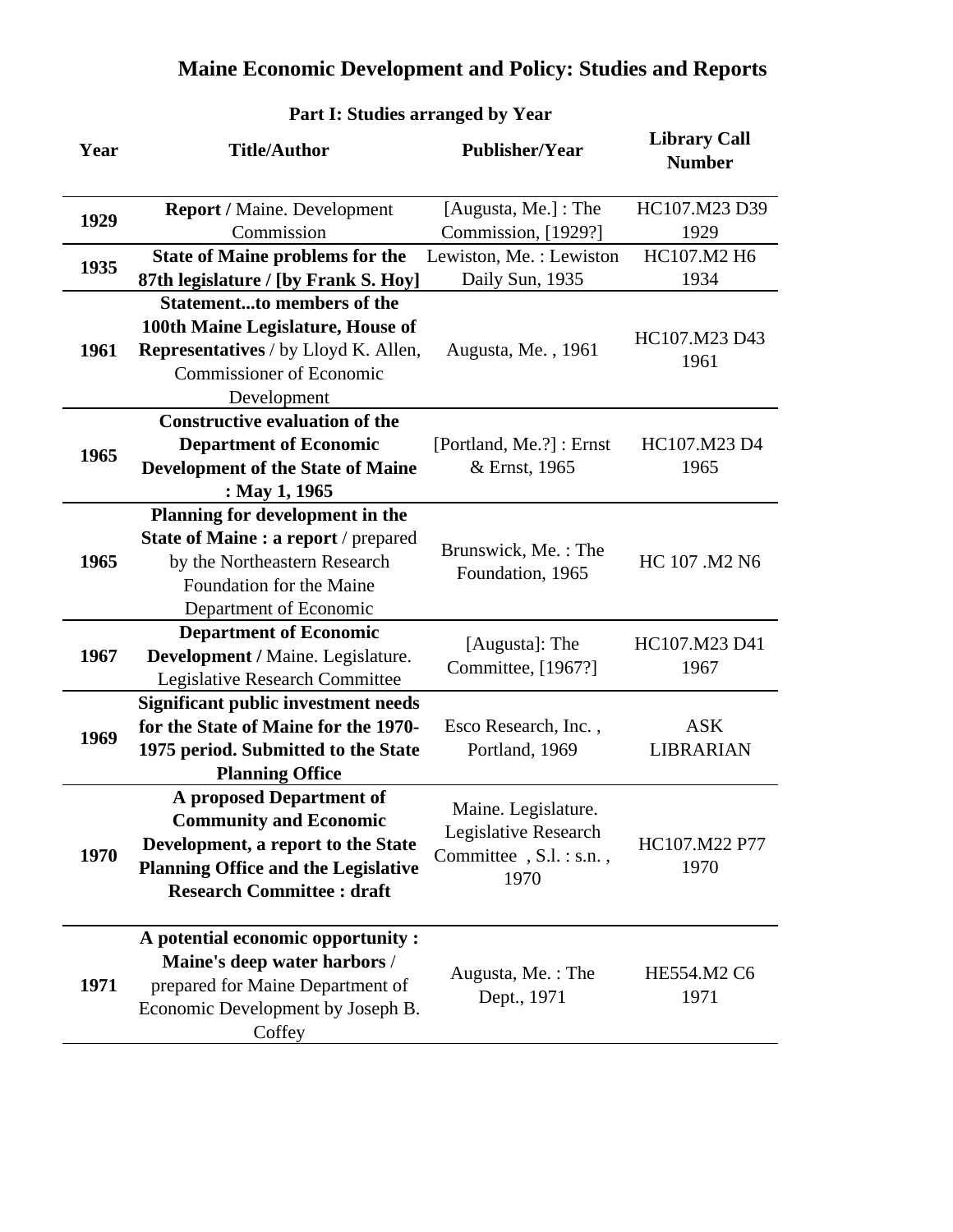# Maine Economic Development and Policy: Studies and Reports

## Part I: Studies arranged by Year

| Year | Title/Author | Publisher/Year | Library Call Number |
|---|---|---|---|
| 1929 | **Report /** Maine. Development Commission | [Augusta, Me.] : The Commission, [1929?] | HC107.M23 D39 1929 |
| 1935 | **State of Maine problems for the 87th legislature / [by Frank S. Hoy]** | Lewiston, Me. : Lewiston Daily Sun, 1935 | HC107.M2 H6 1934 |
| 1961 | **Statement...to members of the 100th Maine Legislature, House of Representatives** / by Lloyd K. Allen, Commissioner of Economic Development | Augusta, Me. , 1961 | HC107.M23 D43 1961 |
| 1965 | **Constructive evaluation of the Department of Economic Development of the State of Maine : May 1, 1965** | [Portland, Me.?] : Ernst & Ernst, 1965 | HC107.M23 D4 1965 |
| 1965 | **Planning for development in the State of Maine : a report** / prepared by the Northeastern Research Foundation for the Maine Department of Economic | Brunswick, Me. : The Foundation, 1965 | HC 107 .M2 N6 |
| 1967 | **Department of Economic Development /** Maine. Legislature. Legislative Research Committee | [Augusta]: The Committee, [1967?] | HC107.M23 D41 1967 |
| 1969 | **Significant public investment needs for the State of Maine for the 1970-1975 period. Submitted to the State Planning Office** | Esco Research, Inc. , Portland, 1969 | ASK LIBRARIAN |
| 1970 | **A proposed Department of Community and Economic Development, a report to the State Planning Office and the Legislative Research Committee : draft** | Maine. Legislature. Legislative Research Committee , S.l. : s.n. , 1970 | HC107.M22 P77 1970 |
| 1971 | **A potential economic opportunity : Maine's deep water harbors** / prepared for Maine Department of Economic Development by Joseph B. Coffey | Augusta, Me. : The Dept., 1971 | HE554.M2 C6 1971 |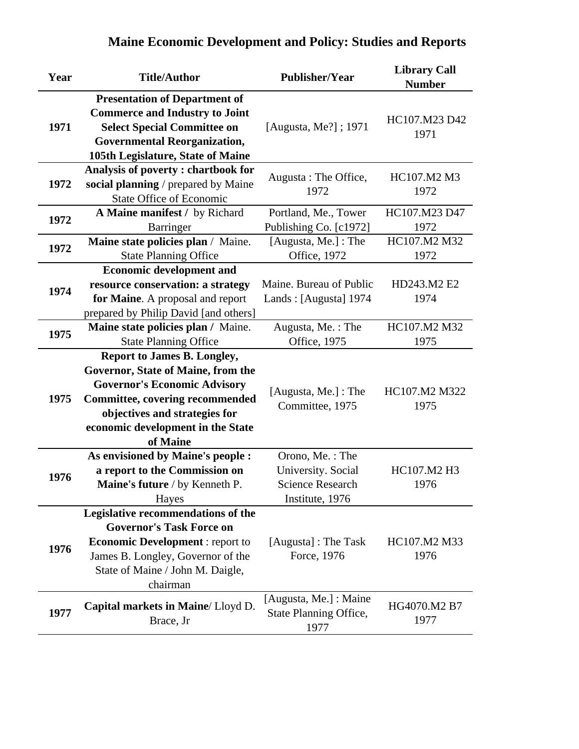# Maine Economic Development and Policy: Studies and Reports

| Year | Title/Author | Publisher/Year | Library Call Number |
|---|---|---|---|
| **1971** | **Presentation of Department of Commerce and Industry to Joint Select Special Committee on Governmental Reorganization, 105th Legislature, State of Maine** | [Augusta, Me?] ; 1971 | HC107.M23 D42 1971 |
| **1972** | **Analysis of poverty : chartbook for social planning** / prepared by Maine State Office of Economic | Augusta : The Office, 1972 | HC107.M2 M3 1972 |
| **1972** | **A Maine manifest /** by Richard Barringer | Portland, Me., Tower Publishing Co. [c1972] | HC107.M23 D47 1972 |
| **1972** | **Maine state policies plan** / Maine. State Planning Office | [Augusta, Me.] : The Office, 1972 | HC107.M2 M32 1972 |
| **1974** | **Economic development and resource conservation: a strategy for Maine**. A proposal and report prepared by Philip David [and others] | Maine. Bureau of Public Lands : [Augusta] 1974 | HD243.M2 E2 1974 |
| **1975** | **Maine state policies plan /** Maine. State Planning Office | Augusta, Me. : The Office, 1975 | HC107.M2 M32 1975 |
| **1975** | **Report to James B. Longley, Governor, State of Maine, from the Governor's Economic Advisory Committee, covering recommended objectives and strategies for economic development in the State of Maine** | [Augusta, Me.] : The Committee, 1975 | HC107.M2 M322 1975 |
| **1976** | **As envisioned by Maine's people : a report to the Commission on Maine's future** / by Kenneth P. Hayes | Orono, Me. : The University. Social Science Research Institute, 1976 | HC107.M2 H3 1976 |
| **1976** | **Legislative recommendations of the Governor's Task Force on Economic Development** : report to James B. Longley, Governor of the State of Maine / John M. Daigle, chairman | [Augusta] : The Task Force, 1976 | HC107.M2 M33 1976 |
| **1977** | **Capital markets in Maine**/ Lloyd D. Brace, Jr | [Augusta, Me.] : Maine State Planning Office, 1977 | HG4070.M2 B7 1977 |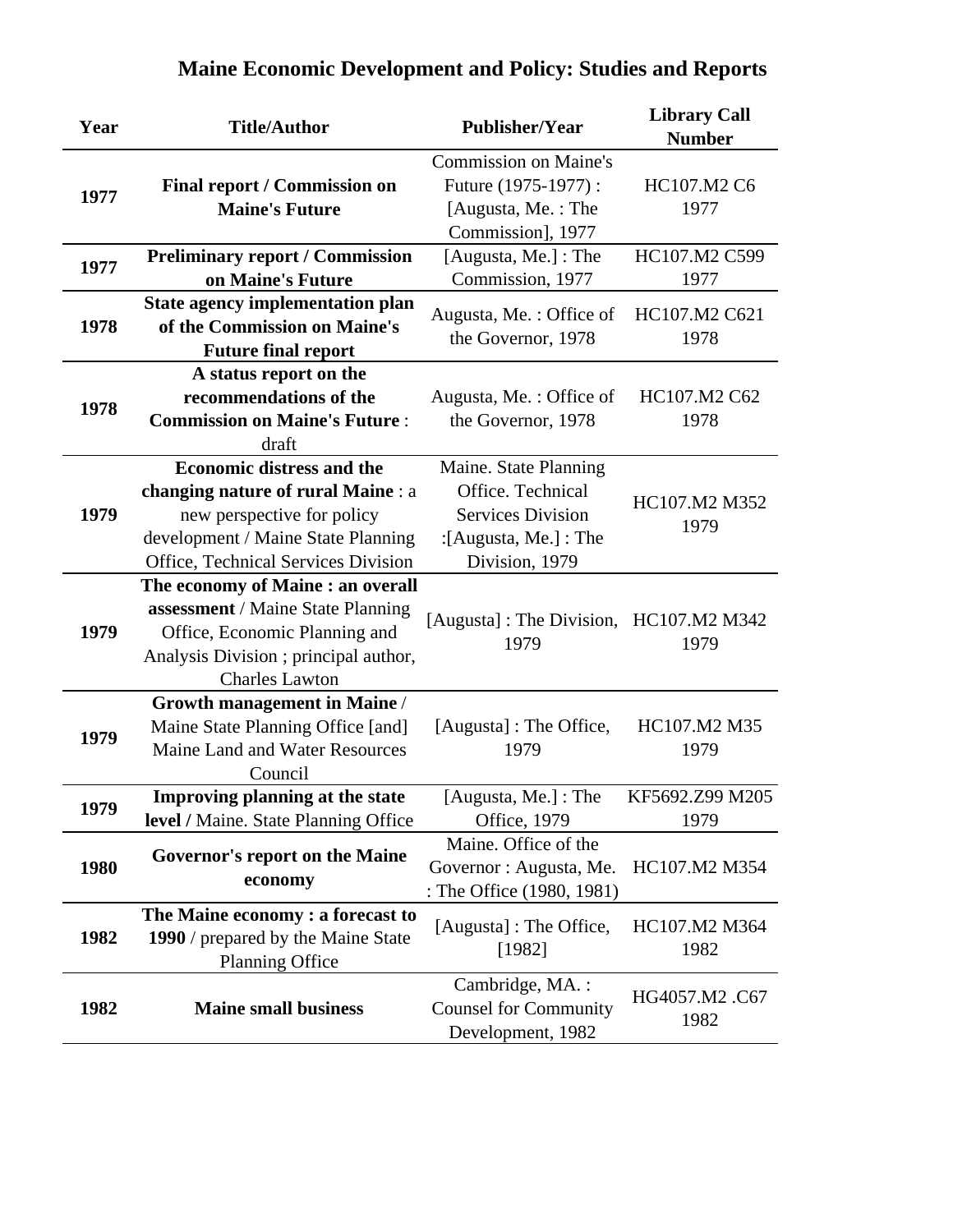# Maine Economic Development and Policy: Studies and Reports

| Year | Title/Author | Publisher/Year | Library Call Number |
|---|---|---|---|
| **1977** | **Final report / Commission on Maine's Future** | Commission on Maine's Future (1975-1977) : [Augusta, Me. : The Commission], 1977 | HC107.M2 C6 1977 |
| **1977** | **Preliminary report / Commission on Maine's Future** | [Augusta, Me.] : The Commission, 1977 | HC107.M2 C599 1977 |
| **1978** | **State agency implementation plan of the Commission on Maine's Future final report** | Augusta, Me. : Office of the Governor, 1978 | HC107.M2 C621 1978 |
| **1978** | **A status report on the recommendations of the Commission on Maine's Future** : draft | Augusta, Me. : Office of the Governor, 1978 | HC107.M2 C62 1978 |
| **1979** | **Economic distress and the changing nature of rural Maine** : a new perspective for policy development / Maine State Planning Office, Technical Services Division | Maine. State Planning Office. Technical Services Division :[Augusta, Me.] : The Division, 1979 | HC107.M2 M352 1979 |
| **1979** | **The economy of Maine : an overall assessment** / Maine State Planning Office, Economic Planning and Analysis Division ; principal author, Charles Lawton | [Augusta] : The Division, 1979 | HC107.M2 M342 1979 |
| **1979** | **Growth management in Maine** / Maine State Planning Office [and] Maine Land and Water Resources Council | [Augusta] : The Office, 1979 | HC107.M2 M35 1979 |
| **1979** | **Improving planning at the state level /** Maine. State Planning Office | [Augusta, Me.] : The Office, 1979 | KF5692.Z99 M205 1979 |
| **1980** | **Governor's report on the Maine economy** | Maine. Office of the Governor : Augusta, Me. : The Office (1980, 1981) | HC107.M2 M354 |
| **1982** | **The Maine economy : a forecast to 1990** / prepared by the Maine State Planning Office | [Augusta] : The Office, [1982] | HC107.M2 M364 1982 |
| **1982** | **Maine small business** | Cambridge, MA. : Counsel for Community Development, 1982 | HG4057.M2 .C67 1982 |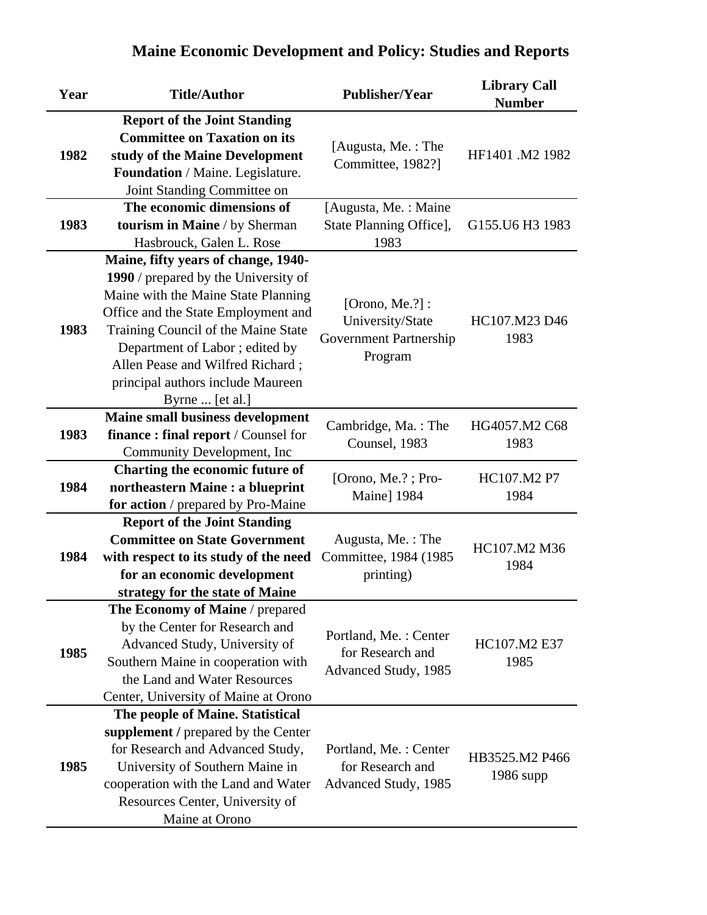# Maine Economic Development and Policy: Studies and Reports

| Year | Title/Author | Publisher/Year | Library Call Number |
|---|---|---|---|
| 1982 | **Report of the Joint Standing Committee on Taxation on its study of the Maine Development Foundation** / Maine. Legislature. Joint Standing Committee on | [Augusta, Me. : The Committee, 1982?] | HF1401 .M2 1982 |
| 1983 | **The economic dimensions of tourism in Maine** / by Sherman Hasbrouck, Galen L. Rose | [Augusta, Me. : Maine State Planning Office], 1983 | G155.U6 H3 1983 |
| 1983 | **Maine, fifty years of change, 1940-1990** / prepared by the University of Maine with the Maine State Planning Office and the State Employment and Training Council of the Maine State Department of Labor ; edited by Allen Pease and Wilfred Richard ; principal authors include Maureen Byrne ... [et al.] | [Orono, Me.?] : University/State Government Partnership Program | HC107.M23 D46 1983 |
| 1983 | **Maine small business development finance : final report** / Counsel for Community Development, Inc | Cambridge, Ma. : The Counsel, 1983 | HG4057.M2 C68 1983 |
| 1984 | **Charting the economic future of northeastern Maine : a blueprint for action** / prepared by Pro-Maine | [Orono, Me.? ; Pro-Maine] 1984 | HC107.M2 P7 1984 |
| 1984 | **Report of the Joint Standing Committee on State Government with respect to its study of the need for an economic development strategy for the state of Maine** | Augusta, Me. : The Committee, 1984 (1985 printing) | HC107.M2 M36 1984 |
| 1985 | **The Economy of Maine** / prepared by the Center for Research and Advanced Study, University of Southern Maine in cooperation with the Land and Water Resources Center, University of Maine at Orono | Portland, Me. : Center for Research and Advanced Study, 1985 | HC107.M2 E37 1985 |
| 1985 | **The people of Maine. Statistical supplement /** prepared by the Center for Research and Advanced Study, University of Southern Maine in cooperation with the Land and Water Resources Center, University of Maine at Orono | Portland, Me. : Center for Research and Advanced Study, 1985 | HB3525.M2 P466 1986 supp |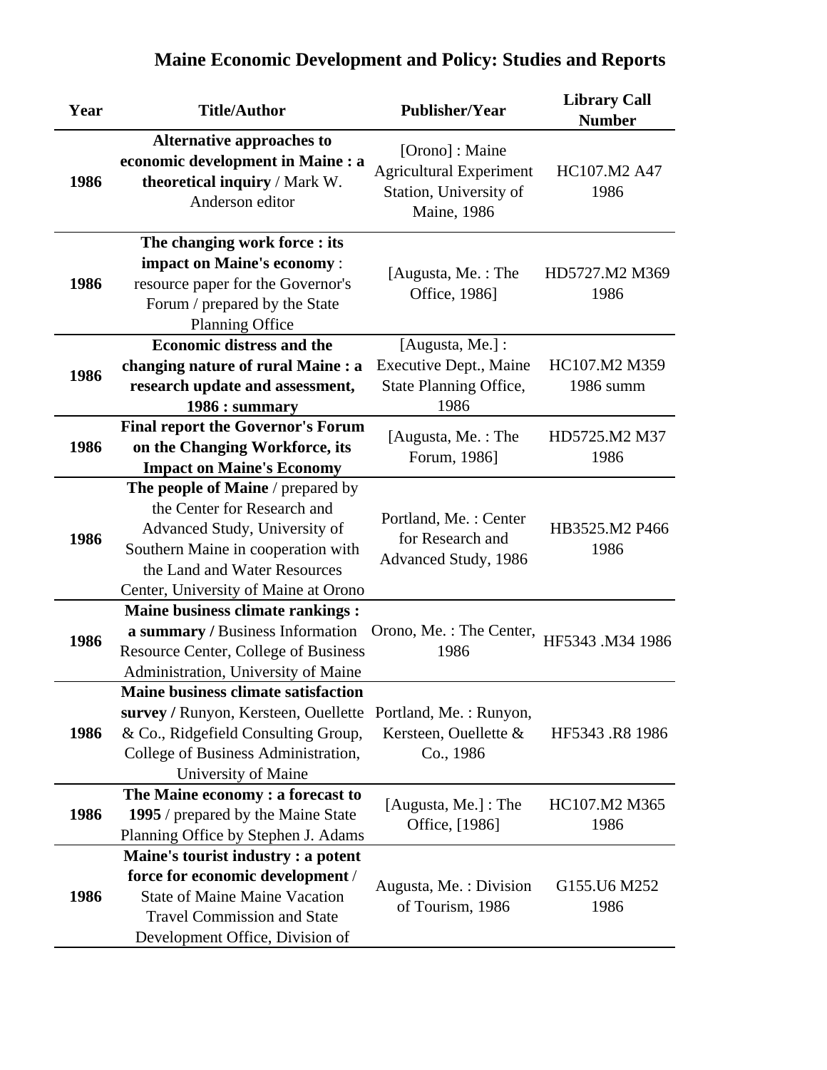# Maine Economic Development and Policy: Studies and Reports

| Year | Title/Author | Publisher/Year | Library Call Number |
|---|---|---|---|
| 1986 | **Alternative approaches to economic development in Maine : a theoretical inquiry** / Mark W. Anderson editor | [Orono] : Maine Agricultural Experiment Station, University of Maine, 1986 | HC107.M2 A47 1986 |
| 1986 | **The changing work force : its impact on Maine's economy** : resource paper for the Governor's Forum / prepared by the State Planning Office | [Augusta, Me. : The Office, 1986] | HD5727.M2 M369 1986 |
| 1986 | **Economic distress and the changing nature of rural Maine : a research update and assessment, 1986 : summary** | [Augusta, Me.] : Executive Dept., Maine State Planning Office, 1986 | HC107.M2 M359 1986 summ |
| 1986 | **Final report the Governor's Forum on the Changing Workforce, its Impact on Maine's Economy** | [Augusta, Me. : The Forum, 1986] | HD5725.M2 M37 1986 |
| 1986 | **The people of Maine** / prepared by the Center for Research and Advanced Study, University of Southern Maine in cooperation with the Land and Water Resources Center, University of Maine at Orono | Portland, Me. : Center for Research and Advanced Study, 1986 | HB3525.M2 P466 1986 |
| 1986 | **Maine business climate rankings : a summary /** Business Information Resource Center, College of Business Administration, University of Maine | Orono, Me. : The Center, 1986 | HF5343 .M34 1986 |
| 1986 | **Maine business climate satisfaction survey /** Runyon, Kersteen, Ouellette & Co., Ridgefield Consulting Group, College of Business Administration, University of Maine | Portland, Me. : Runyon, Kersteen, Ouellette & Co., 1986 | HF5343 .R8 1986 |
| 1986 | **The Maine economy : a forecast to 1995** / prepared by the Maine State Planning Office by Stephen J. Adams | [Augusta, Me.] : The Office, [1986] | HC107.M2 M365 1986 |
| 1986 | **Maine's tourist industry : a potent force for economic development** / State of Maine Maine Vacation Travel Commission and State Development Office, Division of | Augusta, Me. : Division of Tourism, 1986 | G155.U6 M252 1986 |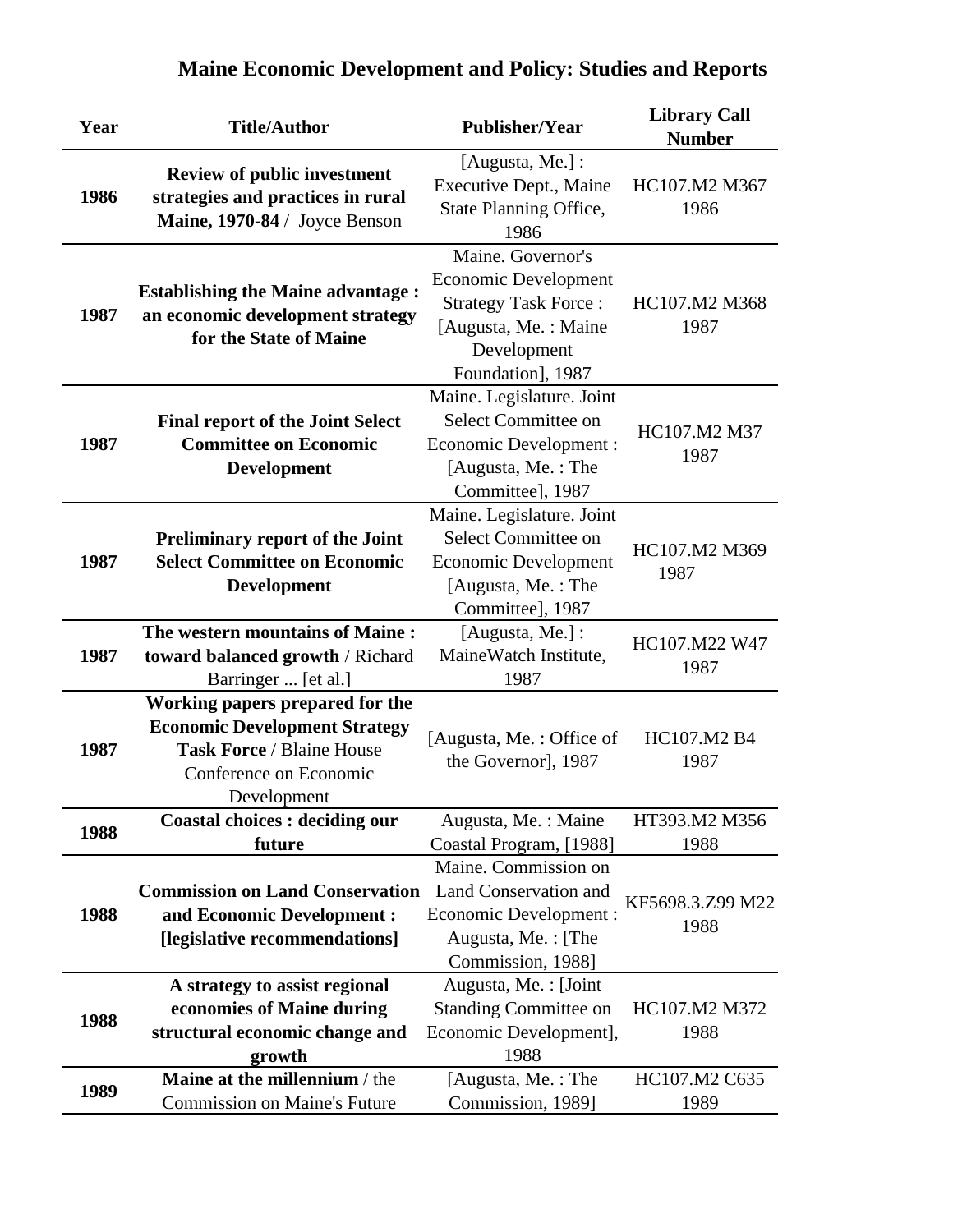# Maine Economic Development and Policy: Studies and Reports

| Year | Title/Author | Publisher/Year | Library Call Number |
|---|---|---|---|
| **1986** | **Review of public investment strategies and practices in rural Maine, 1970-84** / Joyce Benson | [Augusta, Me.] : Executive Dept., Maine State Planning Office, 1986 | HC107.M2 M367 1986 |
| **1987** | **Establishing the Maine advantage : an economic development strategy for the State of Maine** | Maine. Governor's Economic Development Strategy Task Force : [Augusta, Me. : Maine Development Foundation], 1987 | HC107.M2 M368 1987 |
| **1987** | **Final report of the Joint Select Committee on Economic Development** | Maine. Legislature. Joint Select Committee on Economic Development : [Augusta, Me. : The Committee], 1987 | HC107.M2 M37 1987 |
| **1987** | **Preliminary report of the Joint Select Committee on Economic Development** | Maine. Legislature. Joint Select Committee on Economic Development [Augusta, Me. : The Committee], 1987 | HC107.M2 M369 1987 |
| **1987** | **The western mountains of Maine : toward balanced growth** / Richard Barringer ... [et al.] | [Augusta, Me.] : MaineWatch Institute, 1987 | HC107.M22 W47 1987 |
| **1987** | **Working papers prepared for the Economic Development Strategy Task Force** / Blaine House Conference on Economic Development | [Augusta, Me. : Office of the Governor], 1987 | HC107.M2 B4 1987 |
| **1988** | **Coastal choices : deciding our future** | Augusta, Me. : Maine Coastal Program, [1988] | HT393.M2 M356 1988 |
| **1988** | **Commission on Land Conservation and Economic Development : [legislative recommendations]** | Maine. Commission on Land Conservation and Economic Development : Augusta, Me. : [The Commission, 1988] | KF5698.3.Z99 M22 1988 |
| **1988** | **A strategy to assist regional economies of Maine during structural economic change and growth** | Augusta, Me. : [Joint Standing Committee on Economic Development], 1988 | HC107.M2 M372 1988 |
| **1989** | **Maine at the millennium** / the Commission on Maine's Future | [Augusta, Me. : The Commission, 1989] | HC107.M2 C635 1989 |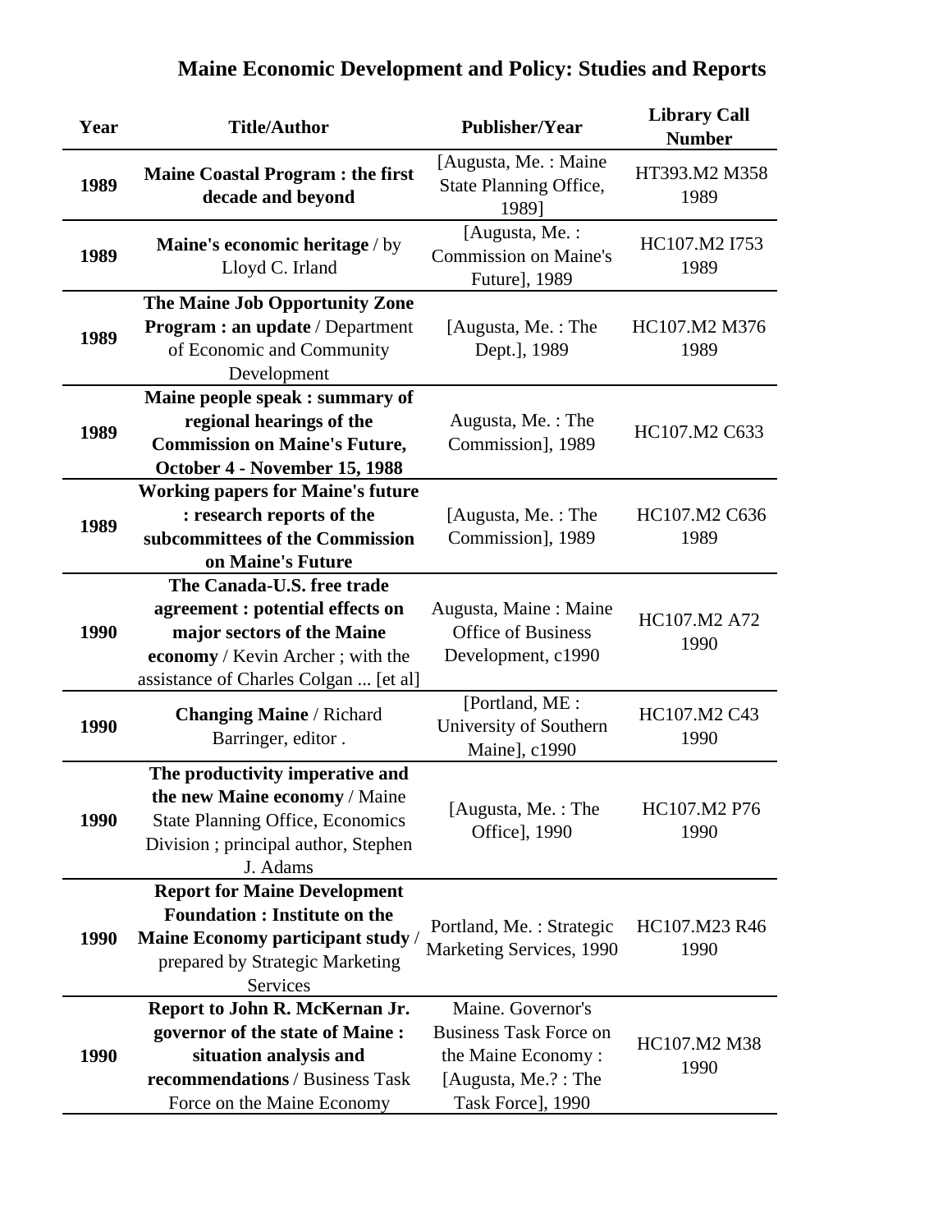# Maine Economic Development and Policy: Studies and Reports

| Year | Title/Author | Publisher/Year | Library Call Number |
|---|---|---|---|
| 1989 | **Maine Coastal Program : the first decade and beyond** | [Augusta, Me. : Maine State Planning Office, 1989] | HT393.M2 M358 1989 |
| 1989 | **Maine's economic heritage** / by Lloyd C. Irland | [Augusta, Me. : Commission on Maine's Future], 1989 | HC107.M2 I753 1989 |
| 1989 | **The Maine Job Opportunity Zone Program : an update** / Department of Economic and Community Development | [Augusta, Me. : The Dept.], 1989 | HC107.M2 M376 1989 |
| 1989 | **Maine people speak : summary of regional hearings of the Commission on Maine's Future, October 4 - November 15, 1988** | Augusta, Me. : The Commission], 1989 | HC107.M2 C633 |
| 1989 | **Working papers for Maine's future : research reports of the subcommittees of the Commission on Maine's Future** | [Augusta, Me. : The Commission], 1989 | HC107.M2 C636 1989 |
| 1990 | **The Canada-U.S. free trade agreement : potential effects on major sectors of the Maine economy** / Kevin Archer ; with the assistance of Charles Colgan ... [et al] | Augusta, Maine : Maine Office of Business Development, c1990 | HC107.M2 A72 1990 |
| 1990 | **Changing Maine** / Richard Barringer, editor . | [Portland, ME : University of Southern Maine], c1990 | HC107.M2 C43 1990 |
| 1990 | **The productivity imperative and the new Maine economy** / Maine State Planning Office, Economics Division ; principal author, Stephen J. Adams | [Augusta, Me. : The Office], 1990 | HC107.M2 P76 1990 |
| 1990 | **Report for Maine Development Foundation : Institute on the Maine Economy participant study** / prepared by Strategic Marketing Services | Portland, Me. : Strategic Marketing Services, 1990 | HC107.M23 R46 1990 |
| 1990 | **Report to John R. McKernan Jr. governor of the state of Maine : situation analysis and recommendations** / Business Task Force on the Maine Economy | Maine. Governor's Business Task Force on the Maine Economy : [Augusta, Me.? : The Task Force], 1990 | HC107.M2 M38 1990 |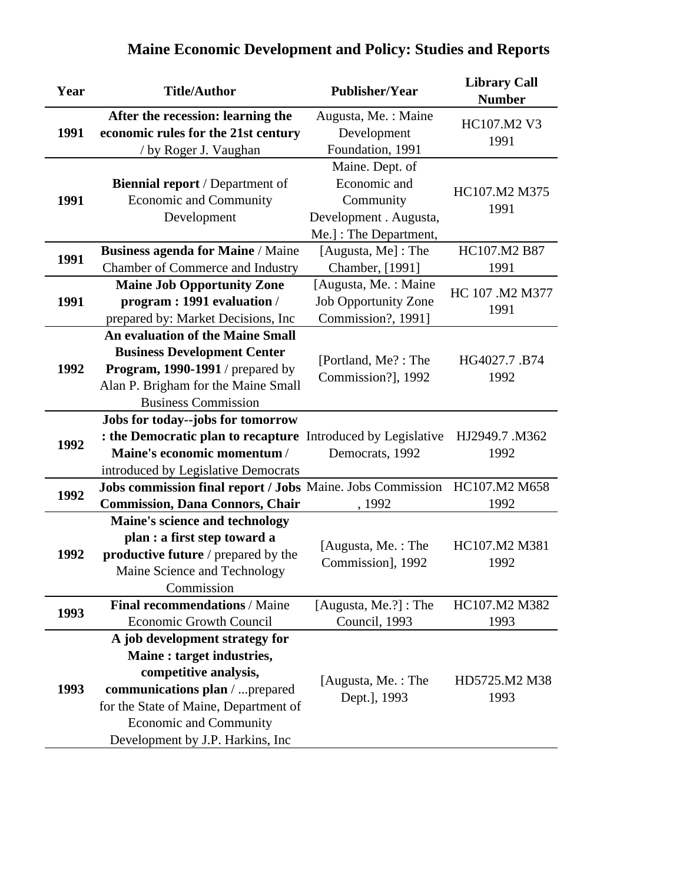# Maine Economic Development and Policy: Studies and Reports

| Year | Title/Author | Publisher/Year | Library Call Number |
|---|---|---|---|
| **1991** | **After the recession: learning the economic rules for the 21st century** / by Roger J. Vaughan | Augusta, Me. : Maine Development Foundation, 1991 | HC107.M2 V3 1991 |
| **1991** | **Biennial report** / Department of Economic and Community Development | Maine. Dept. of Economic and Community Development . Augusta, Me.] : The Department, | HC107.M2 M375 1991 |
| **1991** | **Business agenda for Maine** / Maine Chamber of Commerce and Industry | [Augusta, Me] : The Chamber, [1991] | HC107.M2 B87 1991 |
| **1991** | **Maine Job Opportunity Zone program : 1991 evaluation** / prepared by: Market Decisions, Inc | [Augusta, Me. : Maine Job Opportunity Zone Commission?, 1991] | HC 107 .M2 M377 1991 |
| **1992** | **An evaluation of the Maine Small Business Development Center Program, 1990-1991** / prepared by Alan P. Brigham for the Maine Small Business Commission | [Portland, Me? : The Commission?], 1992 | HG4027.7 .B74 1992 |
| **1992** | **Jobs for today--jobs for tomorrow : the Democratic plan to recapture Maine's economic momentum** / introduced by Legislative Democrats | Introduced by Legislative Democrats, 1992 | HJ2949.7 .M362 1992 |
| **1992** | **Jobs commission final report / Jobs Commission, Dana Connors, Chair** | Maine. Jobs Commission , 1992 | HC107.M2 M658 1992 |
| **1992** | **Maine's science and technology plan : a first step toward a productive future** / prepared by the Maine Science and Technology Commission | [Augusta, Me. : The Commission], 1992 | HC107.M2 M381 1992 |
| **1993** | **Final recommendations** / Maine Economic Growth Council | [Augusta, Me.?] : The Council, 1993 | HC107.M2 M382 1993 |
| **1993** | **A job development strategy for Maine : target industries, competitive analysis, communications plan** / ...prepared for the State of Maine, Department of Economic and Community Development by J.P. Harkins, Inc | [Augusta, Me. : The Dept.], 1993 | HD5725.M2 M38 1993 |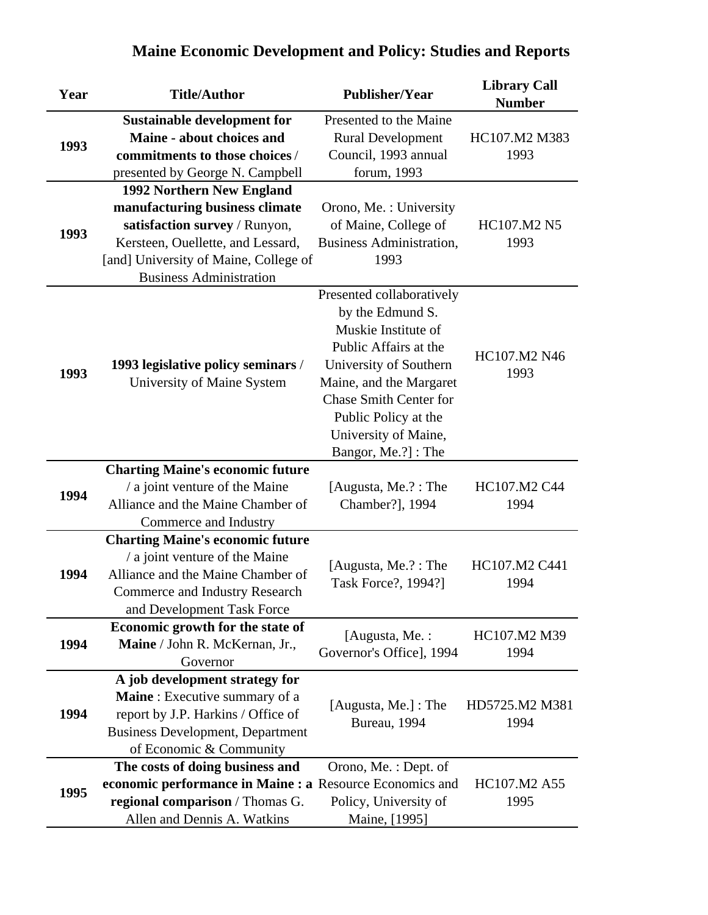# Maine Economic Development and Policy: Studies and Reports

| Year | Title/Author | Publisher/Year | Library Call Number |
|---|---|---|---|
| **1993** | **Sustainable development for Maine - about choices and commitments to those choices** / presented by George N. Campbell | Presented to the Maine Rural Development Council, 1993 annual forum, 1993 | HC107.M2 M383 1993 |
| **1993** | **1992 Northern New England manufacturing business climate satisfaction survey** / Runyon, Kersteen, Ouellette, and Lessard, [and] University of Maine, College of Business Administration | Orono, Me. : University of Maine, College of Business Administration, 1993 | HC107.M2 N5 1993 |
| **1993** | **1993 legislative policy seminars** / University of Maine System | Presented collaboratively by the Edmund S. Muskie Institute of Public Affairs at the University of Southern Maine, and the Margaret Chase Smith Center for Public Policy at the University of Maine, Bangor, Me.?] : The | HC107.M2 N46 1993 |
| **1994** | **Charting Maine's economic future** / a joint venture of the Maine Alliance and the Maine Chamber of Commerce and Industry | [Augusta, Me.? : The Chamber?], 1994 | HC107.M2 C44 1994 |
| **1994** | **Charting Maine's economic future** / a joint venture of the Maine Alliance and the Maine Chamber of Commerce and Industry Research and Development Task Force | [Augusta, Me.? : The Task Force?, 1994?] | HC107.M2 C441 1994 |
| **1994** | **Economic growth for the state of Maine** / John R. McKernan, Jr., Governor | [Augusta, Me. : Governor's Office], 1994 | HC107.M2 M39 1994 |
| **1994** | **A job development strategy for Maine** : Executive summary of a report by J.P. Harkins / Office of Business Development, Department of Economic & Community | [Augusta, Me.] : The Bureau, 1994 | HD5725.M2 M381 1994 |
| **1995** | **The costs of doing business and economic performance in Maine : a regional comparison** / Thomas G. Allen and Dennis A. Watkins | Orono, Me. : Dept. of Resource Economics and Policy, University of Maine, [1995] | HC107.M2 A55 1995 |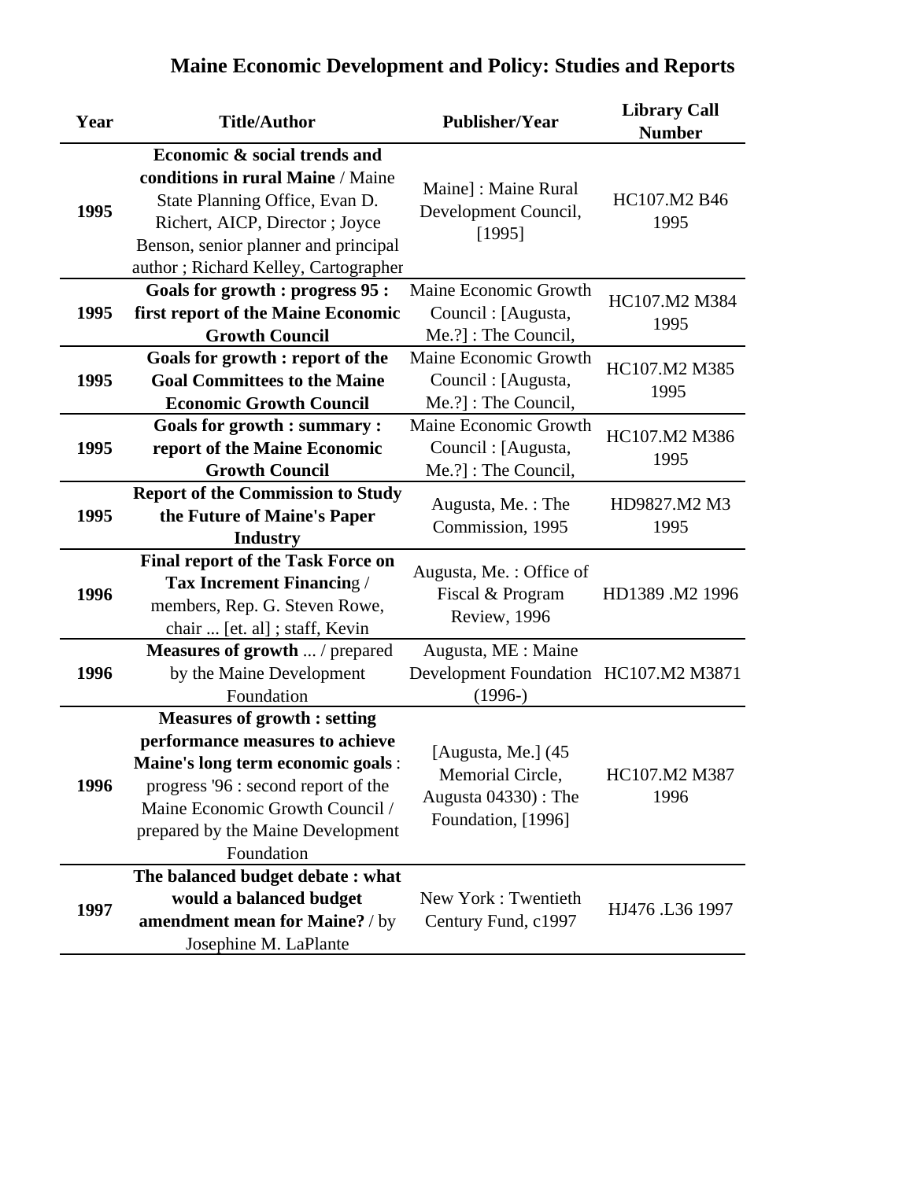# Maine Economic Development and Policy: Studies and Reports

| Year | Title/Author | Publisher/Year | Library Call Number |
|---|---|---|---|
| 1995 | **Economic & social trends and conditions in rural Maine** / Maine State Planning Office, Evan D. Richert, AICP, Director ; Joyce Benson, senior planner and principal author ; Richard Kelley, Cartographer | Maine] : Maine Rural Development Council, [1995] | HC107.M2 B46 1995 |
| 1995 | **Goals for growth : progress 95 : first report of the Maine Economic Growth Council** | Maine Economic Growth Council : [Augusta, Me.?] : The Council, | HC107.M2 M384 1995 |
| 1995 | **Goals for growth : report of the Goal Committees to the Maine Economic Growth Council** | Maine Economic Growth Council : [Augusta, Me.?] : The Council, | HC107.M2 M385 1995 |
| 1995 | **Goals for growth : summary : report of the Maine Economic Growth Council** | Maine Economic Growth Council : [Augusta, Me.?] : The Council, | HC107.M2 M386 1995 |
| 1995 | **Report of the Commission to Study the Future of Maine's Paper Industry** | Augusta, Me. : The Commission, 1995 | HD9827.M2 M3 1995 |
| 1996 | **Final report of the Task Force on Tax Increment Financing** / members, Rep. G. Steven Rowe, chair ... [et. al] ; staff, Kevin | Augusta, Me. : Office of Fiscal & Program Review, 1996 | HD1389 .M2 1996 |
| 1996 | **Measures of growth** ... / prepared by the Maine Development Foundation | Augusta, ME : Maine Development Foundation (1996-) | HC107.M2 M3871 |
| 1996 | **Measures of growth : setting performance measures to achieve Maine's long term economic goals** : progress '96 : second report of the Maine Economic Growth Council / prepared by the Maine Development Foundation | [Augusta, Me.] (45 Memorial Circle, Augusta 04330) : The Foundation, [1996] | HC107.M2 M387 1996 |
| 1997 | **The balanced budget debate : what would a balanced budget amendment mean for Maine?** / by Josephine M. LaPlante | New York : Twentieth Century Fund, c1997 | HJ476 .L36 1997 |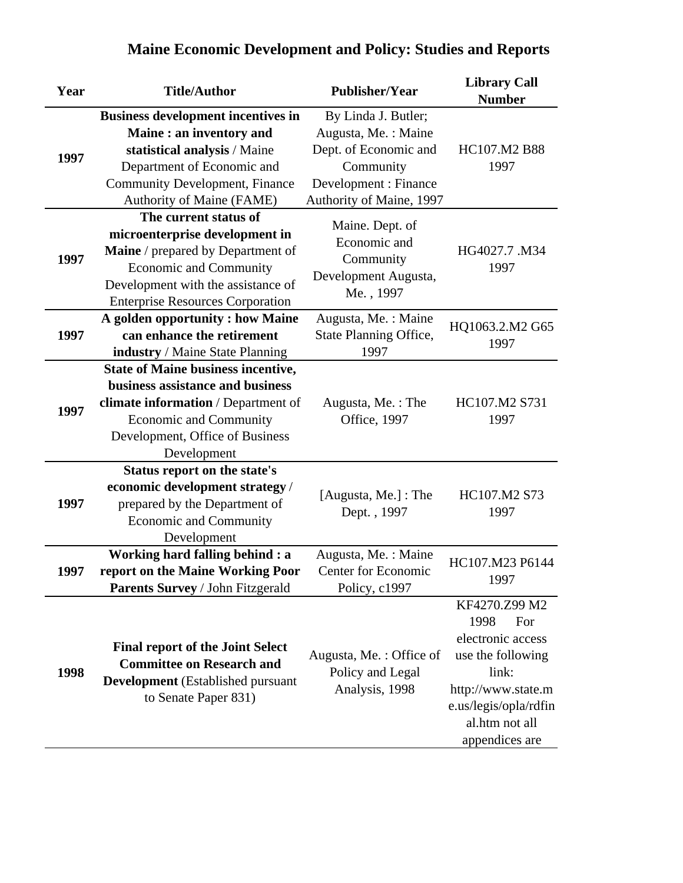# Maine Economic Development and Policy: Studies and Reports

| Year | Title/Author | Publisher/Year | Library Call Number |
|---|---|---|---|
| 1997 | **Business development incentives in Maine : an inventory and statistical analysis** / Maine Department of Economic and Community Development, Finance Authority of Maine (FAME) | By Linda J. Butler; Augusta, Me. : Maine Dept. of Economic and Community Development : Finance Authority of Maine, 1997 | HC107.M2 B88 1997 |
| 1997 | **The current status of microenterprise development in Maine** / prepared by Department of Economic and Community Development with the assistance of Enterprise Resources Corporation | Maine. Dept. of Economic and Community Development Augusta, Me. , 1997 | HG4027.7 .M34 1997 |
| 1997 | **A golden opportunity : how Maine can enhance the retirement industry** / Maine State Planning | Augusta, Me. : Maine State Planning Office, 1997 | HQ1063.2.M2 G65 1997 |
| 1997 | **State of Maine business incentive, business assistance and business climate information** / Department of Economic and Community Development, Office of Business Development | Augusta, Me. : The Office, 1997 | HC107.M2 S731 1997 |
| 1997 | **Status report on the state's economic development strategy** / prepared by the Department of Economic and Community Development | [Augusta, Me.] : The Dept. , 1997 | HC107.M2 S73 1997 |
| 1997 | **Working hard falling behind : a report on the Maine Working Poor Parents Survey** / John Fitzgerald | Augusta, Me. : Maine Center for Economic Policy, c1997 | HC107.M23 P6144 1997 |
| 1998 | **Final report of the Joint Select Committee on Research and Development** (Established pursuant to Senate Paper 831) | Augusta, Me. : Office of Policy and Legal Analysis, 1998 | KF4270.Z99 M2 1998 For electronic access use the following link: http://www.state.me.us/legis/opla/rdfinal.htm not all appendices are |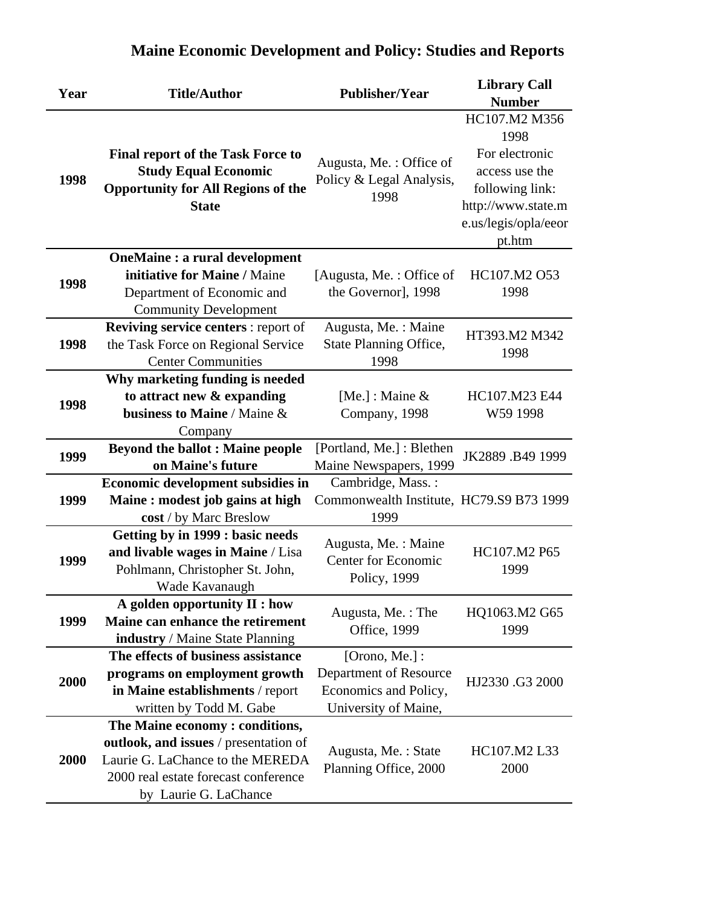# Maine Economic Development and Policy: Studies and Reports

| Year | Title/Author | Publisher/Year | Library Call Number |
|---|---|---|---|
| 1998 | **Final report of the Task Force to Study Equal Economic Opportunity for All Regions of the State** | Augusta, Me. : Office of Policy & Legal Analysis, 1998 | HC107.M2 M356 1998 For electronic access use the following link: http://www.state.me.us/legis/opla/eeorpt.htm |
| 1998 | **OneMaine : a rural development initiative for Maine /** Maine Department of Economic and Community Development | [Augusta, Me. : Office of the Governor], 1998 | HC107.M2 O53 1998 |
| 1998 | **Reviving service centers** : report of the Task Force on Regional Service Center Communities | Augusta, Me. : Maine State Planning Office, 1998 | HT393.M2 M342 1998 |
| 1998 | **Why marketing funding is needed to attract new & expanding business to Maine** / Maine & Company | [Me.] : Maine & Company, 1998 | HC107.M23 E44 W59 1998 |
| 1999 | **Beyond the ballot : Maine people on Maine's future** | [Portland, Me.] : Blethen Maine Newspapers, 1999 | JK2889 .B49 1999 |
| 1999 | **Economic development subsidies in Maine : modest job gains at high cost** / by Marc Breslow | Cambridge, Mass. : Commonwealth Institute, 1999 | HC79.S9 B73 1999 |
| 1999 | **Getting by in 1999 : basic needs and livable wages in Maine** / Lisa Pohlmann, Christopher St. John, Wade Kavanaugh | Augusta, Me. : Maine Center for Economic Policy, 1999 | HC107.M2 P65 1999 |
| 1999 | **A golden opportunity II : how Maine can enhance the retirement industry** / Maine State Planning | Augusta, Me. : The Office, 1999 | HQ1063.M2 G65 1999 |
| 2000 | **The effects of business assistance programs on employment growth in Maine establishments** / report written by Todd M. Gabe | [Orono, Me.] : Department of Resource Economics and Policy, University of Maine, | HJ2330 .G3 2000 |
| 2000 | **The Maine economy : conditions, outlook, and issues** / presentation of Laurie G. LaChance to the MEREDA 2000 real estate forecast conference by Laurie G. LaChance | Augusta, Me. : State Planning Office, 2000 | HC107.M2 L33 2000 |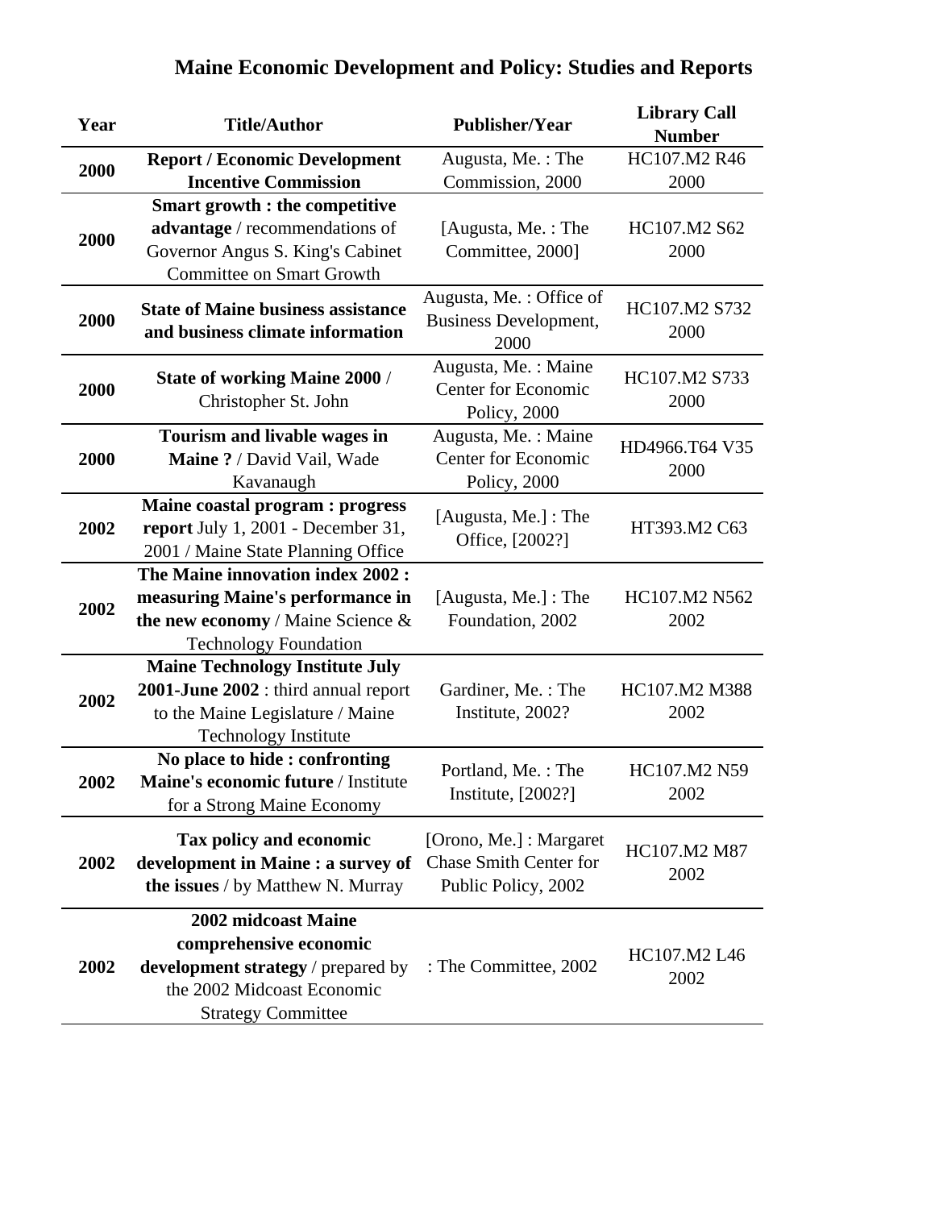# Maine Economic Development and Policy: Studies and Reports

| Year | Title/Author | Publisher/Year | Library Call Number |
|---|---|---|---|
| **2000** | **Report / Economic Development Incentive Commission** | Augusta, Me. : The Commission, 2000 | HC107.M2 R46 2000 |
| **2000** | **Smart growth : the competitive advantage** / recommendations of Governor Angus S. King's Cabinet Committee on Smart Growth | [Augusta, Me. : The Committee, 2000] | HC107.M2 S62 2000 |
| **2000** | **State of Maine business assistance and business climate information** | Augusta, Me. : Office of Business Development, 2000 | HC107.M2 S732 2000 |
| **2000** | **State of working Maine 2000** / Christopher St. John | Augusta, Me. : Maine Center for Economic Policy, 2000 | HC107.M2 S733 2000 |
| **2000** | **Tourism and livable wages in Maine ?** / David Vail, Wade Kavanaugh | Augusta, Me. : Maine Center for Economic Policy, 2000 | HD4966.T64 V35 2000 |
| **2002** | **Maine coastal program : progress report** July 1, 2001 - December 31, 2001 / Maine State Planning Office | [Augusta, Me.] : The Office, [2002?] | HT393.M2 C63 |
| **2002** | **The Maine innovation index 2002 : measuring Maine's performance in the new economy** / Maine Science & Technology Foundation | [Augusta, Me.] : The Foundation, 2002 | HC107.M2 N562 2002 |
| **2002** | **Maine Technology Institute July 2001-June 2002** : third annual report to the Maine Legislature / Maine Technology Institute | Gardiner, Me. : The Institute, 2002? | HC107.M2 M388 2002 |
| **2002** | **No place to hide : confronting Maine's economic future** / Institute for a Strong Maine Economy | Portland, Me. : The Institute, [2002?] | HC107.M2 N59 2002 |
| **2002** | **Tax policy and economic development in Maine : a survey of the issues** / by Matthew N. Murray | [Orono, Me.] : Margaret Chase Smith Center for Public Policy, 2002 | HC107.M2 M87 2002 |
| **2002** | **2002 midcoast Maine comprehensive economic development strategy** / prepared by the 2002 Midcoast Economic Strategy Committee | : The Committee, 2002 | HC107.M2 L46 2002 |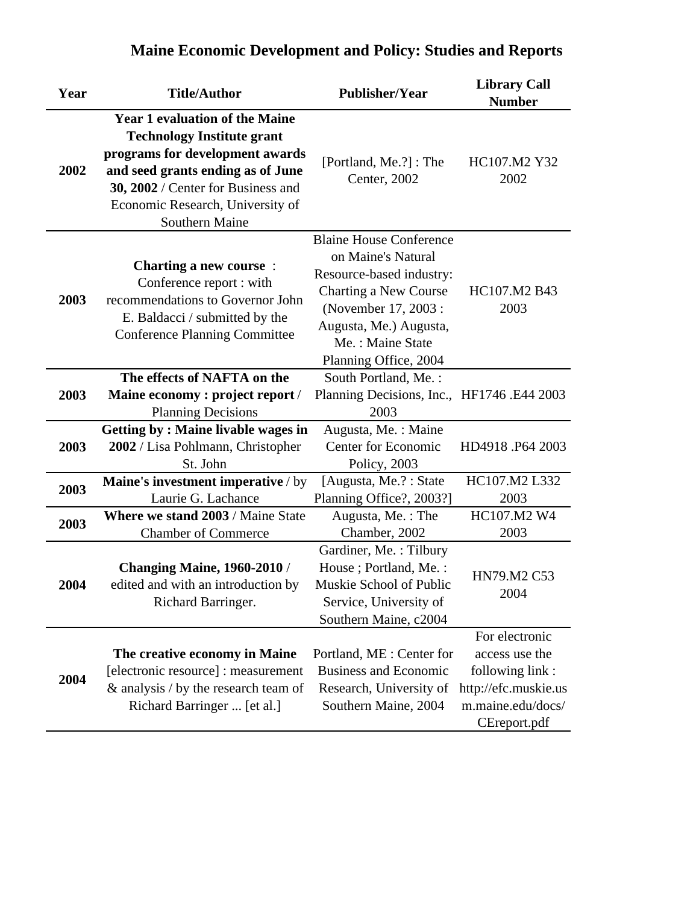# Maine Economic Development and Policy: Studies and Reports

| Year | Title/Author | Publisher/Year | Library Call Number |
|---|---|---|---|
| **2002** | **Year 1 evaluation of the Maine Technology Institute grant programs for development awards and seed grants ending as of June 30, 2002** / Center for Business and Economic Research, University of Southern Maine | [Portland, Me.?] : The Center, 2002 | HC107.M2 Y32 2002 |
| **2003** | **Charting a new course** : Conference report : with recommendations to Governor John E. Baldacci / submitted by the Conference Planning Committee | Blaine House Conference on Maine's Natural Resource-based industry: Charting a New Course (November 17, 2003 : Augusta, Me.) Augusta, Me. : Maine State Planning Office, 2004 | HC107.M2 B43 2003 |
| **2003** | **The effects of NAFTA on the Maine economy : project report** / Planning Decisions | South Portland, Me. : Planning Decisions, Inc., 2003 | HF1746 .E44 2003 |
| **2003** | **Getting by : Maine livable wages in 2002** / Lisa Pohlmann, Christopher St. John | Augusta, Me. : Maine Center for Economic Policy, 2003 | HD4918 .P64 2003 |
| **2003** | **Maine's investment imperative** / by Laurie G. Lachance | [Augusta, Me.? : State Planning Office?, 2003?] | HC107.M2 L332 2003 |
| **2003** | **Where we stand 2003** / Maine State Chamber of Commerce | Augusta, Me. : The Chamber, 2002 | HC107.M2 W4 2003 |
| **2004** | **Changing Maine, 1960-2010** / edited and with an introduction by Richard Barringer. | Gardiner, Me. : Tilbury House ; Portland, Me. : Muskie School of Public Service, University of Southern Maine, c2004 | HN79.M2 C53 2004 |
| **2004** | **The creative economy in Maine** [electronic resource] : measurement & analysis / by the research team of Richard Barringer ... [et al.] | Portland, ME : Center for Business and Economic Research, University of Southern Maine, 2004 | For electronic access use the following link : http://efc.muskie.usm.maine.edu/docs/CEreport.pdf |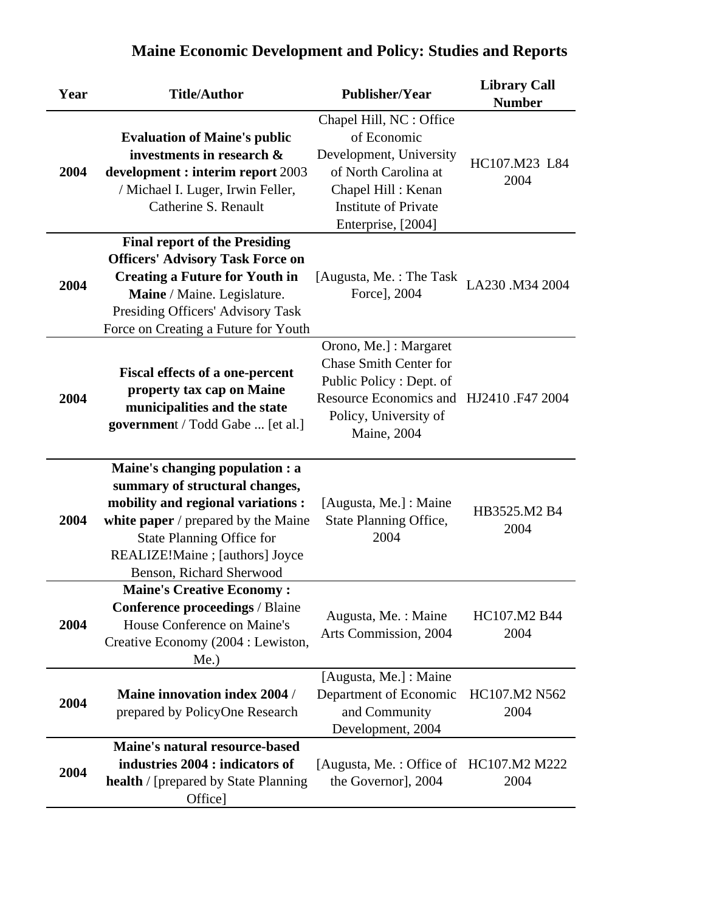# Maine Economic Development and Policy: Studies and Reports

| Year | Title/Author | Publisher/Year | Library Call Number |
|---|---|---|---|
| 2004 | **Evaluation of Maine's public investments in research & development : interim report** 2003 / Michael I. Luger, Irwin Feller, Catherine S. Renault | Chapel Hill, NC : Office of Economic Development, University of North Carolina at Chapel Hill : Kenan Institute of Private Enterprise, [2004] | HC107.M23 L84 2004 |
| 2004 | **Final report of the Presiding Officers' Advisory Task Force on Creating a Future for Youth in Maine** / Maine. Legislature. Presiding Officers' Advisory Task Force on Creating a Future for Youth | [Augusta, Me. : The Task Force], 2004 | LA230 .M34 2004 |
| 2004 | **Fiscal effects of a one-percent property tax cap on Maine municipalities and the state governmen**t / Todd Gabe ... [et al.] | Orono, Me.] : Margaret Chase Smith Center for Public Policy : Dept. of Resource Economics and Policy, University of Maine, 2004 | HJ2410 .F47 2004 |
| 2004 | **Maine's changing population : a summary of structural changes, mobility and regional variations : white paper** / prepared by the Maine State Planning Office for REALIZE!Maine ; [authors] Joyce Benson, Richard Sherwood | [Augusta, Me.] : Maine State Planning Office, 2004 | HB3525.M2 B4 2004 |
| 2004 | **Maine's Creative Economy : Conference proceedings** / Blaine House Conference on Maine's Creative Economy (2004 : Lewiston, Me.) | Augusta, Me. : Maine Arts Commission, 2004 | HC107.M2 B44 2004 |
| 2004 | **Maine innovation index 2004** / prepared by PolicyOne Research | [Augusta, Me.] : Maine Department of Economic and Community Development, 2004 | HC107.M2 N562 2004 |
| 2004 | **Maine's natural resource-based industries 2004 : indicators of health** / [prepared by State Planning Office] | [Augusta, Me. : Office of the Governor], 2004 | HC107.M2 M222 2004 |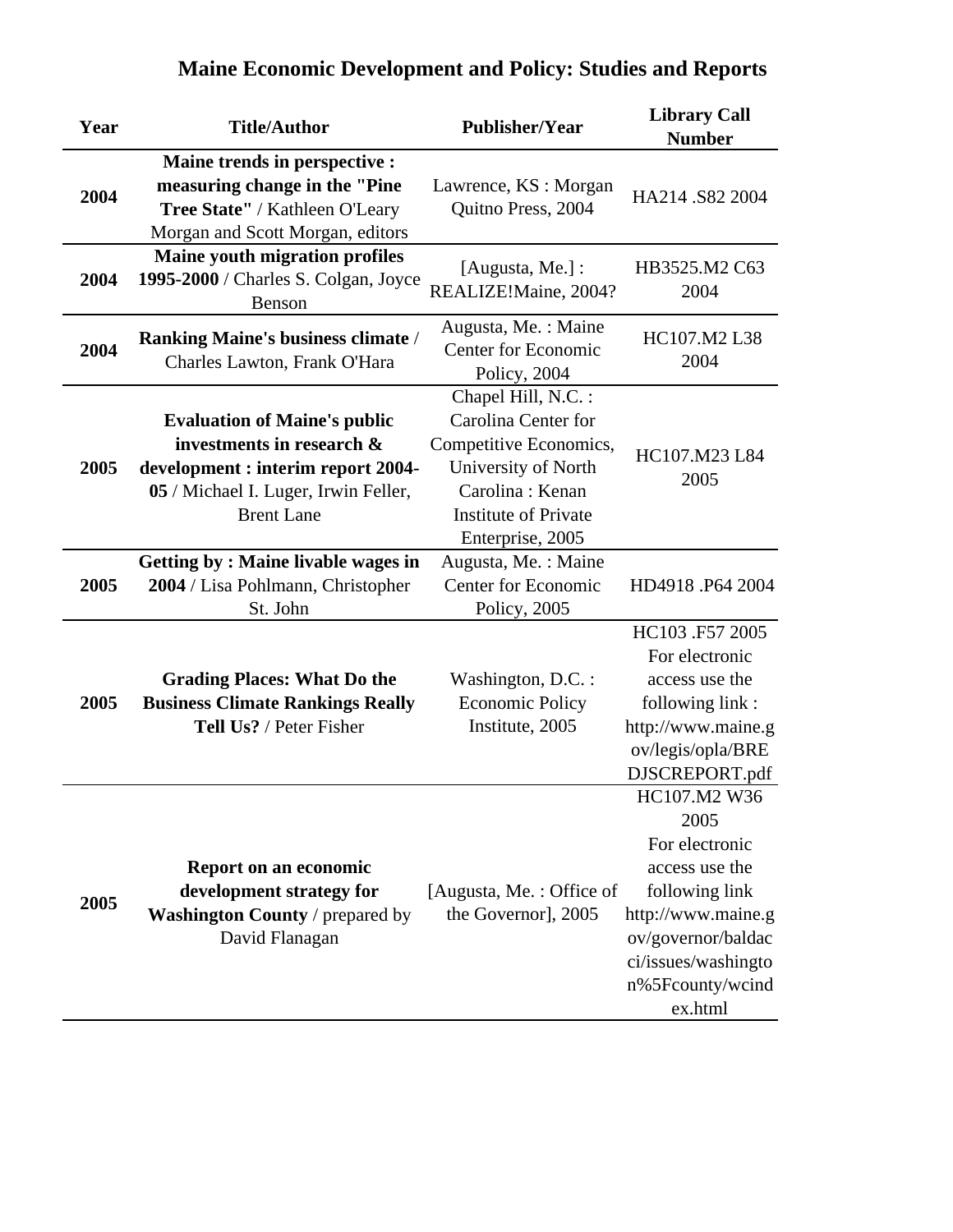# Maine Economic Development and Policy: Studies and Reports

| Year | Title/Author | Publisher/Year | Library Call Number |
|---|---|---|---|
| **2004** | **Maine trends in perspective : measuring change in the "Pine Tree State"** / Kathleen O'Leary Morgan and Scott Morgan, editors | Lawrence, KS : Morgan Quitno Press, 2004 | HA214 .S82 2004 |
| **2004** | **Maine youth migration profiles 1995-2000** / Charles S. Colgan, Joyce Benson | [Augusta, Me.] : REALIZE!Maine, 2004? | HB3525.M2 C63 2004 |
| **2004** | **Ranking Maine's business climate** / Charles Lawton, Frank O'Hara | Augusta, Me. : Maine Center for Economic Policy, 2004 | HC107.M2 L38 2004 |
| **2005** | **Evaluation of Maine's public investments in research & development : interim report 2004-05** / Michael I. Luger, Irwin Feller, Brent Lane | Chapel Hill, N.C. : Carolina Center for Competitive Economics, University of North Carolina : Kenan Institute of Private Enterprise, 2005 | HC107.M23 L84 2005 |
| **2005** | **Getting by : Maine livable wages in 2004** / Lisa Pohlmann, Christopher St. John | Augusta, Me. : Maine Center for Economic Policy, 2005 | HD4918 .P64 2004 |
| **2005** | **Grading Places: What Do the Business Climate Rankings Really Tell Us?** / Peter Fisher | Washington, D.C. : Economic Policy Institute, 2005 | HC103 .F57 2005 For electronic access use the following link : http://www.maine.gov/legis/opla/BREDJSCREPORT.pdf |
| **2005** | **Report on an economic development strategy for Washington County** / prepared by David Flanagan | [Augusta, Me. : Office of the Governor], 2005 | HC107.M2 W36 2005 For electronic access use the following link http://www.maine.gov/governor/baldacci/issues/washington%5Fcounty/wcindex.html |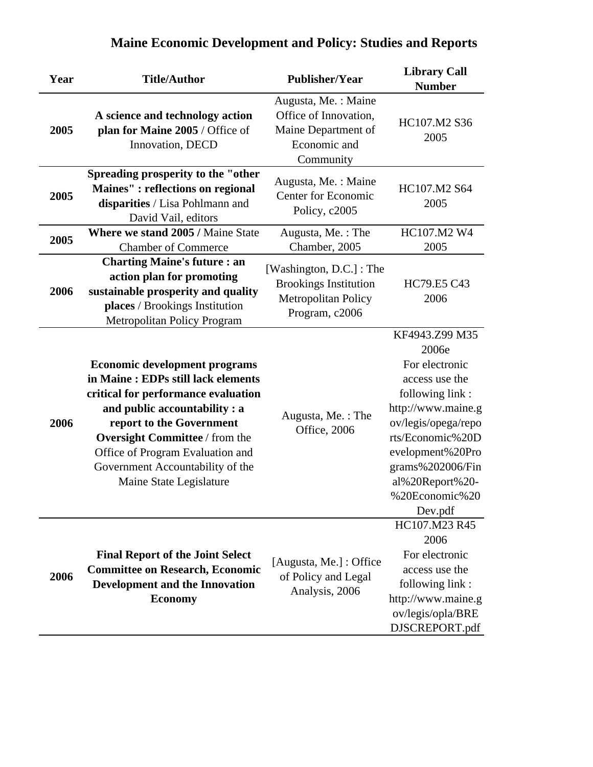# Maine Economic Development and Policy: Studies and Reports

| Year | Title/Author | Publisher/Year | Library Call Number |
|---|---|---|---|
| **2005** | **A science and technology action plan for Maine 2005** / Office of Innovation, DECD | Augusta, Me. : Maine Office of Innovation, Maine Department of Economic and Community | HC107.M2 S36 2005 |
| **2005** | **Spreading prosperity to the "other Maines" : reflections on regional disparities** / Lisa Pohlmann and David Vail, editors | Augusta, Me. : Maine Center for Economic Policy, c2005 | HC107.M2 S64 2005 |
| **2005** | **Where we stand 2005 /** Maine State Chamber of Commerce | Augusta, Me. : The Chamber, 2005 | HC107.M2 W4 2005 |
| **2006** | **Charting Maine's future : an action plan for promoting sustainable prosperity and quality places** / Brookings Institution Metropolitan Policy Program | [Washington, D.C.] : The Brookings Institution Metropolitan Policy Program, c2006 | HC79.E5 C43 2006 |
| **2006** | **Economic development programs in Maine : EDPs still lack elements critical for performance evaluation and public accountability : a report to the Government Oversight Committee** / from the Office of Program Evaluation and Government Accountability of the Maine State Legislature | Augusta, Me. : The Office, 2006 | KF4943.Z99 M35 2006e For electronic access use the following link : http://www.maine.gov/legis/opega/reports/Economic%20Development%20Programs%202006/Final%20Report%20-%20Economic%20Dev.pdf |
| **2006** | **Final Report of the Joint Select Committee on Research, Economic Development and the Innovation Economy** | [Augusta, Me.] : Office of Policy and Legal Analysis, 2006 | HC107.M23 R45 2006 For electronic access use the following link : http://www.maine.gov/legis/opla/BREDJSCREPORT.pdf |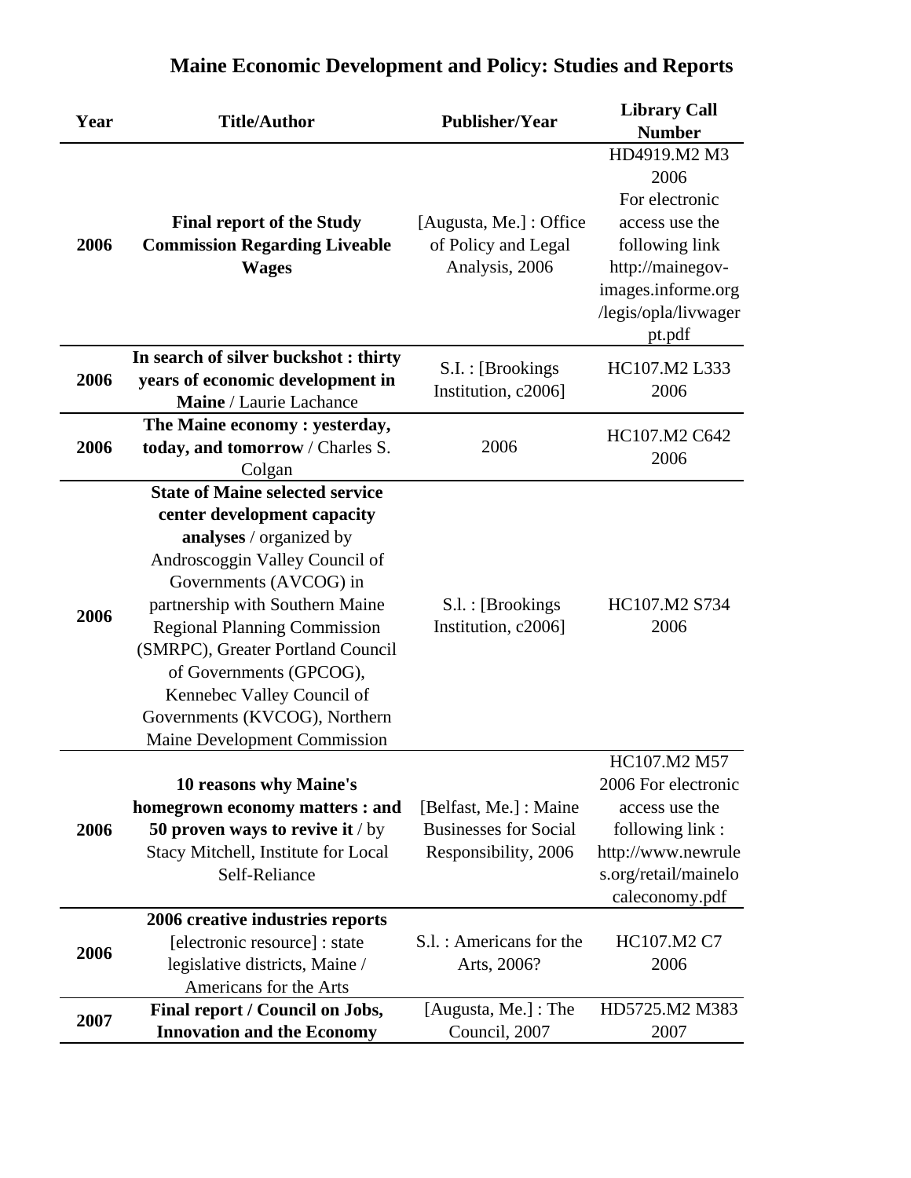# Maine Economic Development and Policy: Studies and Reports

| Year | Title/Author | Publisher/Year | Library Call Number |
|---|---|---|---|
| 2006 | **Final report of the Study Commission Regarding Liveable Wages** | [Augusta, Me.] : Office of Policy and Legal Analysis, 2006 | HD4919.M2 M3 2006 For electronic access use the following link http://mainegov-images.informe.org/legis/opla/livwagerpt.pdf |
| 2006 | **In search of silver buckshot : thirty years of economic development in Maine** / Laurie Lachance | S.I. : [Brookings Institution, c2006] | HC107.M2 L333 2006 |
| 2006 | **The Maine economy : yesterday, today, and tomorrow** / Charles S. Colgan | 2006 | HC107.M2 C642 2006 |
| 2006 | **State of Maine selected service center development capacity analyses** / organized by Androscoggin Valley Council of Governments (AVCOG) in partnership with Southern Maine Regional Planning Commission (SMRPC), Greater Portland Council of Governments (GPCOG), Kennebec Valley Council of Governments (KVCOG), Northern Maine Development Commission | S.l. : [Brookings Institution, c2006] | HC107.M2 S734 2006 |
| 2006 | **10 reasons why Maine's homegrown economy matters : and 50 proven ways to revive it** / by Stacy Mitchell, Institute for Local Self-Reliance | [Belfast, Me.] : Maine Businesses for Social Responsibility, 2006 | HC107.M2 M57 2006 For electronic access use the following link : http://www.newrules.org/retail/mainelocaleconomy.pdf |
| 2006 | **2006 creative industries reports** [electronic resource] : state legislative districts, Maine / Americans for the Arts | S.l. : Americans for the Arts, 2006? | HC107.M2 C7 2006 |
| 2007 | **Final report / Council on Jobs, Innovation and the Economy** | [Augusta, Me.] : The Council, 2007 | HD5725.M2 M383 2007 |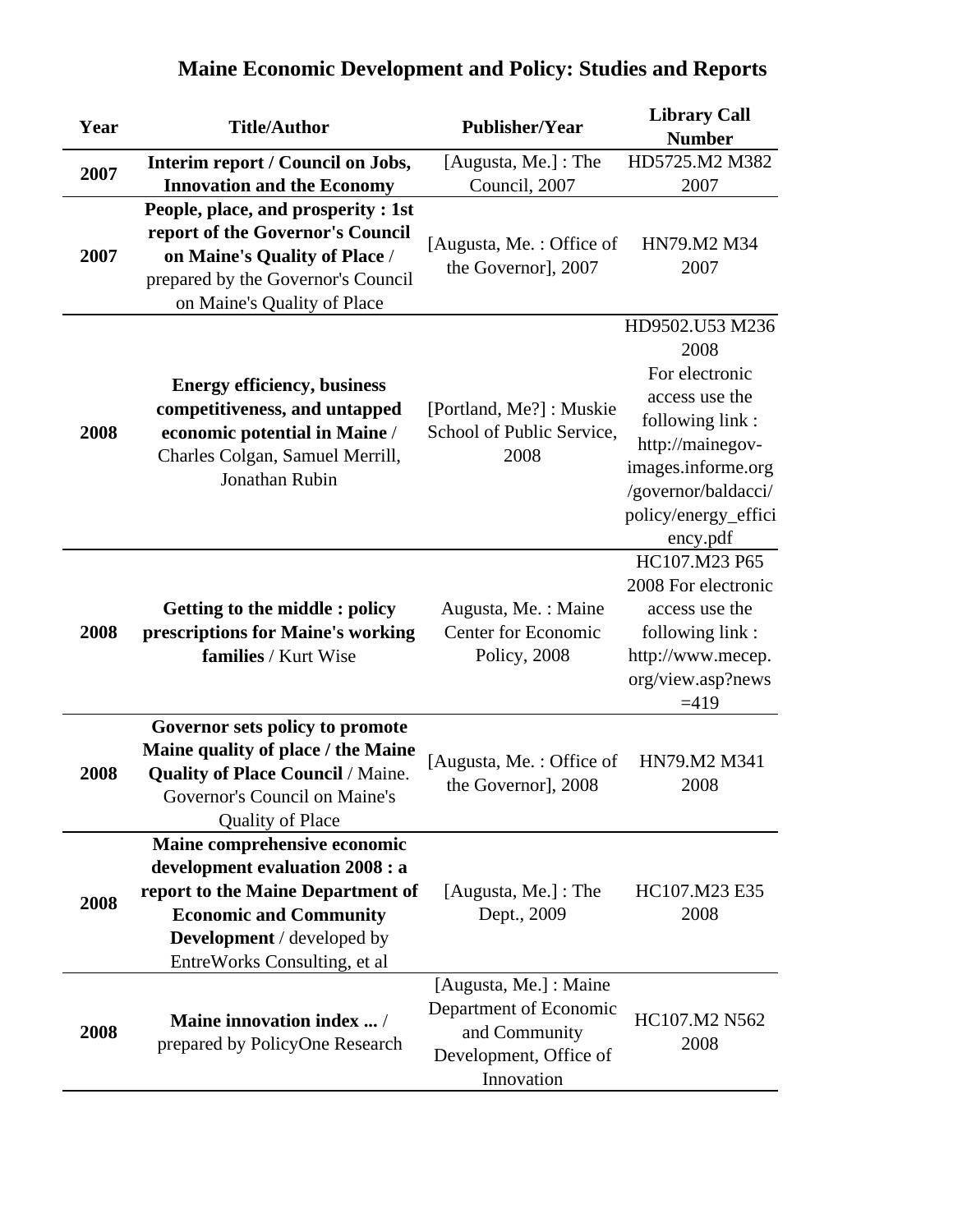# Maine Economic Development and Policy: Studies and Reports

| Year | Title/Author | Publisher/Year | Library Call Number |
|---|---|---|---|
| **2007** | **Interim report / Council on Jobs, Innovation and the Economy** | [Augusta, Me.] : The Council, 2007 | HD5725.M2 M382 2007 |
| **2007** | **People, place, and prosperity : 1st report of the Governor's Council on Maine's Quality of Place** / prepared by the Governor's Council on Maine's Quality of Place | [Augusta, Me. : Office of the Governor], 2007 | HN79.M2 M34 2007 |
| **2008** | **Energy efficiency, business competitiveness, and untapped economic potential in Maine** / Charles Colgan, Samuel Merrill, Jonathan Rubin | [Portland, Me?] : Muskie School of Public Service, 2008 | HD9502.U53 M236 2008 For electronic access use the following link : http://mainegov-images.informe.org/governor/baldacci/policy/energy_efficiency.pdf |
| **2008** | **Getting to the middle : policy prescriptions for Maine's working families** / Kurt Wise | Augusta, Me. : Maine Center for Economic Policy, 2008 | HC107.M23 P65 2008 For electronic access use the following link : http://www.mecep.org/view.asp?news=419 |
| **2008** | **Governor sets policy to promote Maine quality of place / the Maine Quality of Place Council** / Maine. Governor's Council on Maine's Quality of Place | [Augusta, Me. : Office of the Governor], 2008 | HN79.M2 M341 2008 |
| **2008** | **Maine comprehensive economic development evaluation 2008 : a report to the Maine Department of Economic and Community Development** / developed by EntreWorks Consulting, et al | [Augusta, Me.] : The Dept., 2009 | HC107.M23 E35 2008 |
| **2008** | **Maine innovation index ...** / prepared by PolicyOne Research | [Augusta, Me.] : Maine Department of Economic and Community Development, Office of Innovation | HC107.M2 N562 2008 |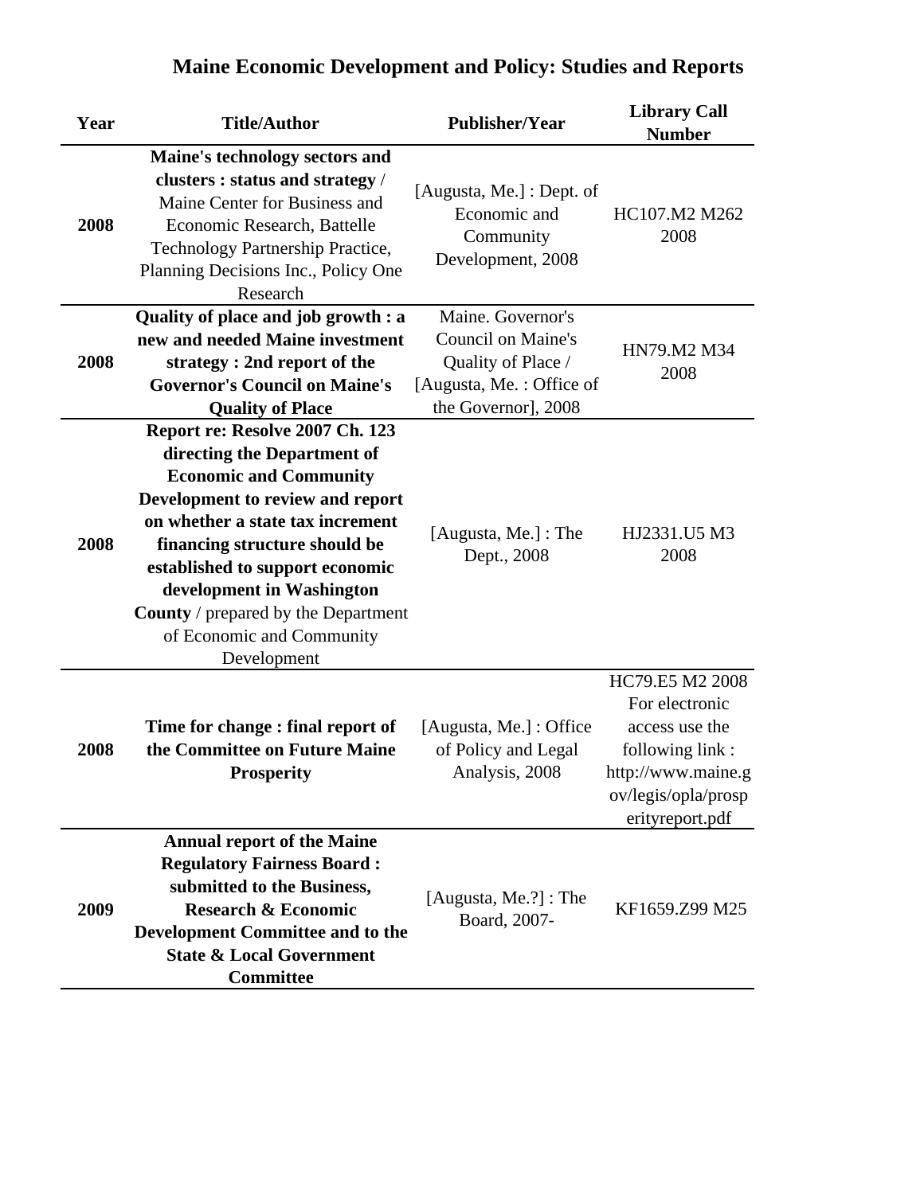# Maine Economic Development and Policy: Studies and Reports

| Year | Title/Author | Publisher/Year | Library Call Number |
|---|---|---|---|
| 2008 | **Maine's technology sectors and clusters : status and strategy** / Maine Center for Business and Economic Research, Battelle Technology Partnership Practice, Planning Decisions Inc., Policy One Research | [Augusta, Me.] : Dept. of Economic and Community Development, 2008 | HC107.M2 M262 2008 |
| 2008 | **Quality of place and job growth : a new and needed Maine investment strategy : 2nd report of the Governor's Council on Maine's Quality of Place** | Maine. Governor's Council on Maine's Quality of Place / [Augusta, Me. : Office of the Governor], 2008 | HN79.M2 M34 2008 |
| 2008 | **Report re: Resolve 2007 Ch. 123 directing the Department of Economic and Community Development to review and report on whether a state tax increment financing structure should be established to support economic development in Washington County** / prepared by the Department of Economic and Community Development | [Augusta, Me.] : The Dept., 2008 | HJ2331.U5 M3 2008 |
| 2008 | **Time for change : final report of the Committee on Future Maine Prosperity** | [Augusta, Me.] : Office of Policy and Legal Analysis, 2008 | HC79.E5 M2 2008 For electronic access use the following link : http://www.maine.gov/legis/opla/prosperityreport.pdf |
| 2009 | **Annual report of the Maine Regulatory Fairness Board : submitted to the Business, Research & Economic Development Committee and to the State & Local Government Committee** | [Augusta, Me.?] : The Board, 2007- | KF1659.Z99 M25 |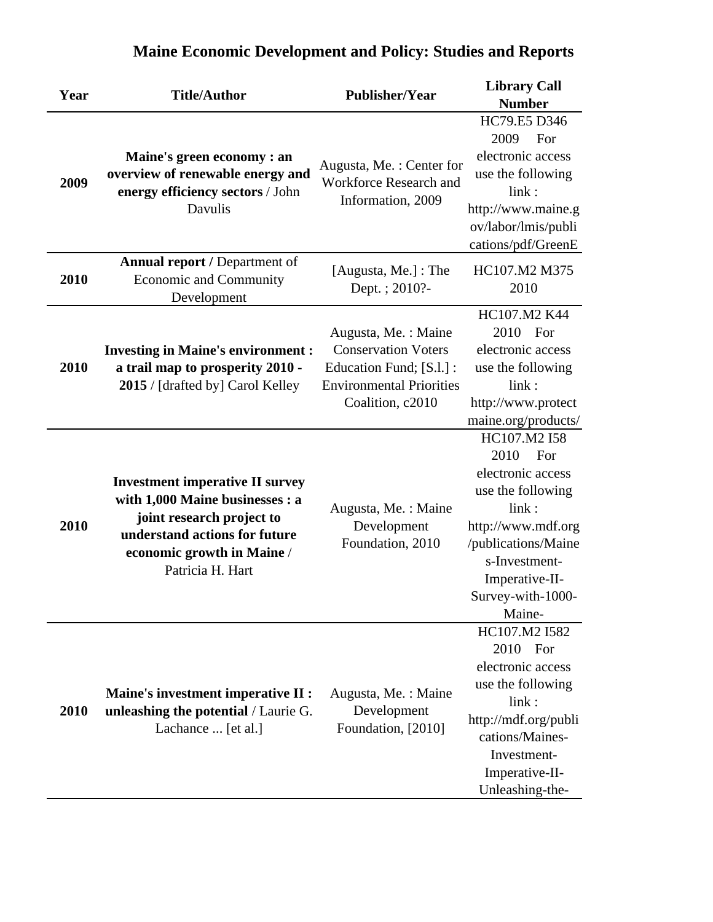# Maine Economic Development and Policy: Studies and Reports

| Year | Title/Author | Publisher/Year | Library Call Number |
|---|---|---|---|
| 2009 | **Maine's green economy : an overview of renewable energy and energy efficiency sectors** / John Davulis | Augusta, Me. : Center for Workforce Research and Information, 2009 | HC79.E5 D346 2009 For electronic access use the following link : http://www.maine.gov/labor/lmis/publications/pdf/GreenE |
| 2010 | **Annual report /** Department of Economic and Community Development | [Augusta, Me.] : The Dept. ; 2010?- | HC107.M2 M375 2010 |
| 2010 | **Investing in Maine's environment : a trail map to prosperity 2010 - 2015** / [drafted by] Carol Kelley | Augusta, Me. : Maine Conservation Voters Education Fund; [S.l.] : Environmental Priorities Coalition, c2010 | HC107.M2 K44 2010 For electronic access use the following link : http://www.protectmaine.org/products/ |
| 2010 | **Investment imperative II survey with 1,000 Maine businesses : a joint research project to understand actions for future economic growth in Maine** / Patricia H. Hart | Augusta, Me. : Maine Development Foundation, 2010 | HC107.M2 I58 2010 For electronic access use the following link : http://www.mdf.org/publications/Maines-Investment-Imperative-II-Survey-with-1000-Maine- |
| 2010 | **Maine's investment imperative II : unleashing the potential** / Laurie G. Lachance ... [et al.] | Augusta, Me. : Maine Development Foundation, [2010] | HC107.M2 I582 2010 For electronic access use the following link : http://mdf.org/publications/Maines-Investment-Imperative-II-Unleashing-the- |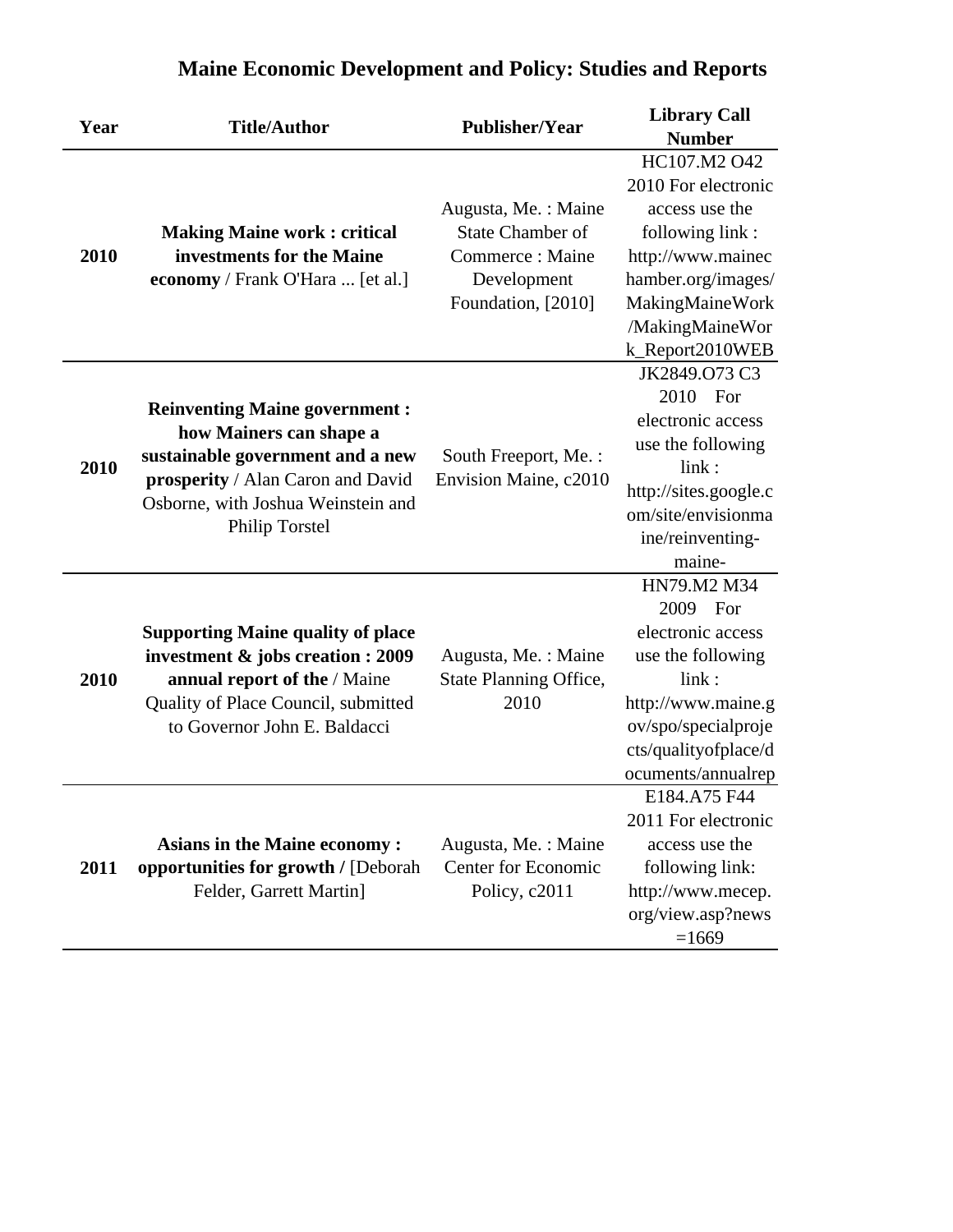# Maine Economic Development and Policy: Studies and Reports

| Year | Title/Author | Publisher/Year | Library Call Number |
|---|---|---|---|
| 2010 | **Making Maine work : critical investments for the Maine economy** / Frank O'Hara ... [et al.] | Augusta, Me. : Maine State Chamber of Commerce : Maine Development Foundation, [2010] | HC107.M2 O42 2010 For electronic access use the following link : http://www.mainechamber.org/images/MakingMaineWork/MakingMaineWork_Report2010WEB |
| 2010 | **Reinventing Maine government : how Mainers can shape a sustainable government and a new prosperity** / Alan Caron and David Osborne, with Joshua Weinstein and Philip Torstel | South Freeport, Me. : Envision Maine, c2010 | JK2849.O73 C3 2010 For electronic access use the following link : http://sites.google.com/site/envisionmaine/reinventing-maine- |
| 2010 | **Supporting Maine quality of place investment & jobs creation : 2009 annual report of the** / Maine Quality of Place Council, submitted to Governor John E. Baldacci | Augusta, Me. : Maine State Planning Office, 2010 | HN79.M2 M34 2009 For electronic access use the following link : http://www.maine.gov/spo/specialprojects/qualityofplace/documents/annualrep |
| 2011 | **Asians in the Maine economy : opportunities for growth /** [Deborah Felder, Garrett Martin] | Augusta, Me. : Maine Center for Economic Policy, c2011 | E184.A75 F44 2011 For electronic access use the following link: http://www.mecep.org/view.asp?news=1669 |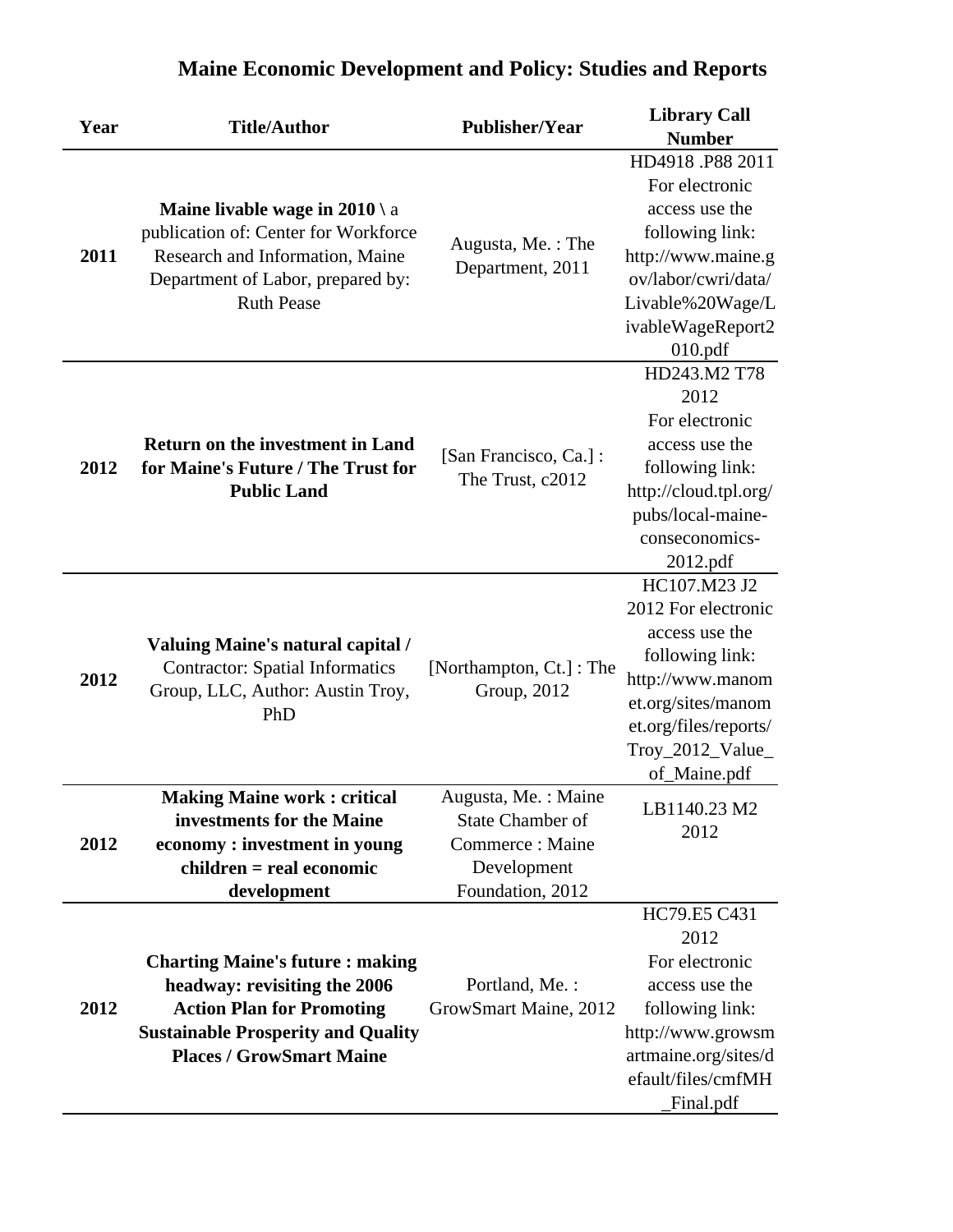# Maine Economic Development and Policy: Studies and Reports

| Year | Title/Author | Publisher/Year | Library Call Number |
|---|---|---|---|
| 2011 | **Maine livable wage in 2010 \ ** a publication of: Center for Workforce Research and Information, Maine Department of Labor, prepared by: Ruth Pease | Augusta, Me. : The Department, 2011 | HD4918 .P88 2011 For electronic access use the following link: http://www.maine.gov/labor/cwri/data/Livable%20Wage/LivableWageReport2010.pdf |
| 2012 | **Return on the investment in Land for Maine's Future / The Trust for Public Land** | [San Francisco, Ca.] : The Trust, c2012 | HD243.M2 T78 2012 For electronic access use the following link: http://cloud.tpl.org/pubs/local-maine-conseconomics-2012.pdf |
| 2012 | **Valuing Maine's natural capital /** Contractor: Spatial Informatics Group, LLC, Author: Austin Troy, PhD | [Northampton, Ct.] : The Group, 2012 | HC107.M23 J2 2012 For electronic access use the following link: http://www.manomet.org/sites/manomet.org/files/reports/Troy_2012_Value_of_Maine.pdf |
| 2012 | **Making Maine work : critical investments for the Maine economy : investment in young children = real economic development** | Augusta, Me. : Maine State Chamber of Commerce : Maine Development Foundation, 2012 | LB1140.23 M2 2012 |
| 2012 | **Charting Maine's future : making headway: revisiting the 2006 Action Plan for Promoting Sustainable Prosperity and Quality Places / GrowSmart Maine** | Portland, Me. : GrowSmart Maine, 2012 | HC79.E5 C431 2012 For electronic access use the following link: http://www.growsmartmaine.org/sites/default/files/cmfMH_Final.pdf |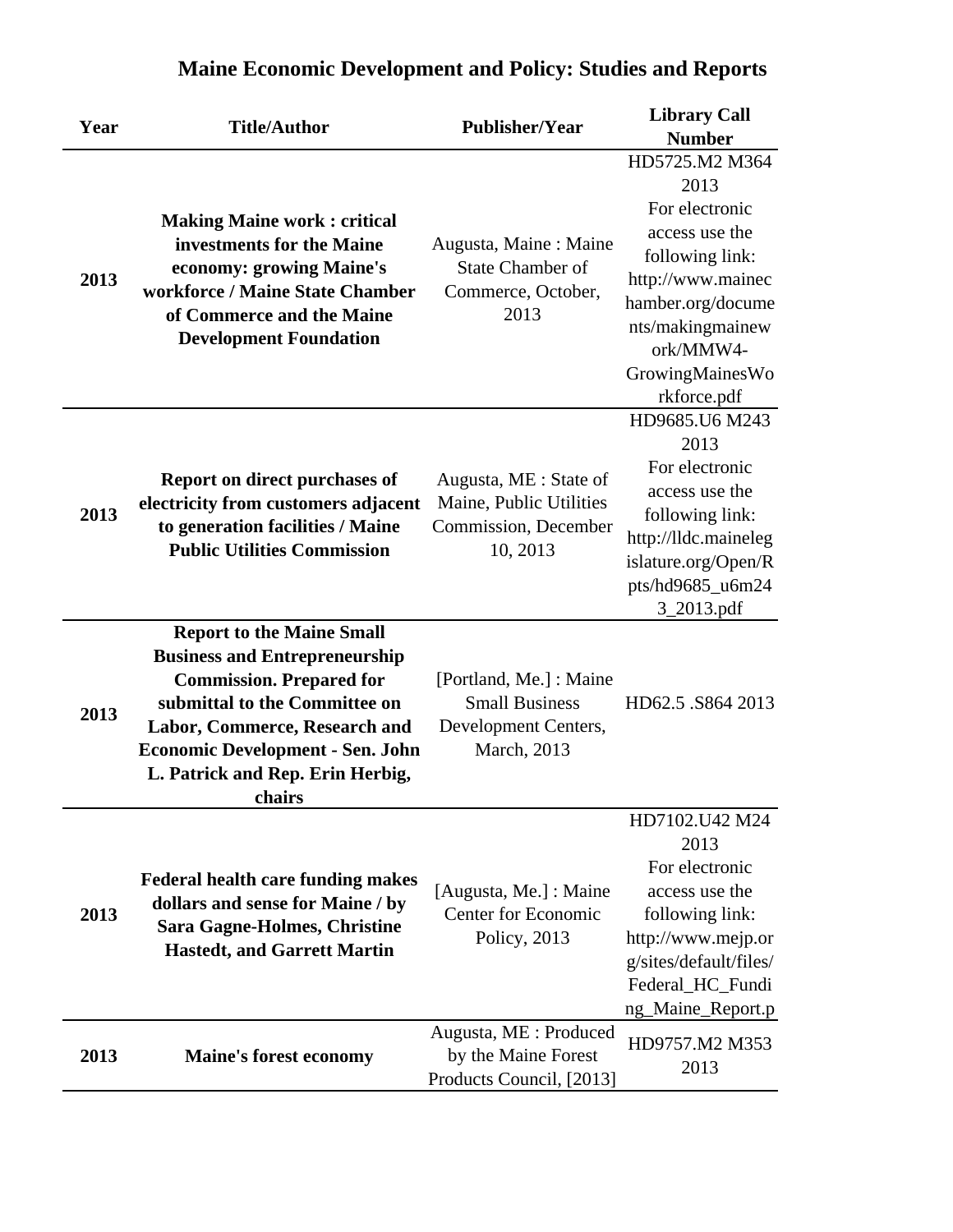# Maine Economic Development and Policy: Studies and Reports

| Year | Title/Author | Publisher/Year | Library Call Number |
|---|---|---|---|
| 2013 | **Making Maine work : critical investments for the Maine economy: growing Maine's workforce / Maine State Chamber of Commerce and the Maine Development Foundation** | Augusta, Maine : Maine State Chamber of Commerce, October, 2013 | HD5725.M2 M364 2013 For electronic access use the following link: http://www.mainechamber.org/documents/makingmainework/MMW4-GrowingMainesWorkforce.pdf |
| 2013 | **Report on direct purchases of electricity from customers adjacent to generation facilities / Maine Public Utilities Commission** | Augusta, ME : State of Maine, Public Utilities Commission, December 10, 2013 | HD9685.U6 M243 2013 For electronic access use the following link: http://lldc.mainelegislature.org/Open/Rpts/hd9685_u6m243_2013.pdf |
| 2013 | **Report to the Maine Small Business and Entrepreneurship Commission. Prepared for submittal to the Committee on Labor, Commerce, Research and Economic Development - Sen. John L. Patrick and Rep. Erin Herbig, chairs** | [Portland, Me.] : Maine Small Business Development Centers, March, 2013 | HD62.5 .S864 2013 |
| 2013 | **Federal health care funding makes dollars and sense for Maine / by Sara Gagne-Holmes, Christine Hastedt, and Garrett Martin** | [Augusta, Me.] : Maine Center for Economic Policy, 2013 | HD7102.U42 M24 2013 For electronic access use the following link: http://www.mejp.org/sites/default/files/Federal_HC_Funding_Maine_Report.p |
| 2013 | **Maine's forest economy** | Augusta, ME : Produced by the Maine Forest Products Council, [2013] | HD9757.M2 M353 2013 |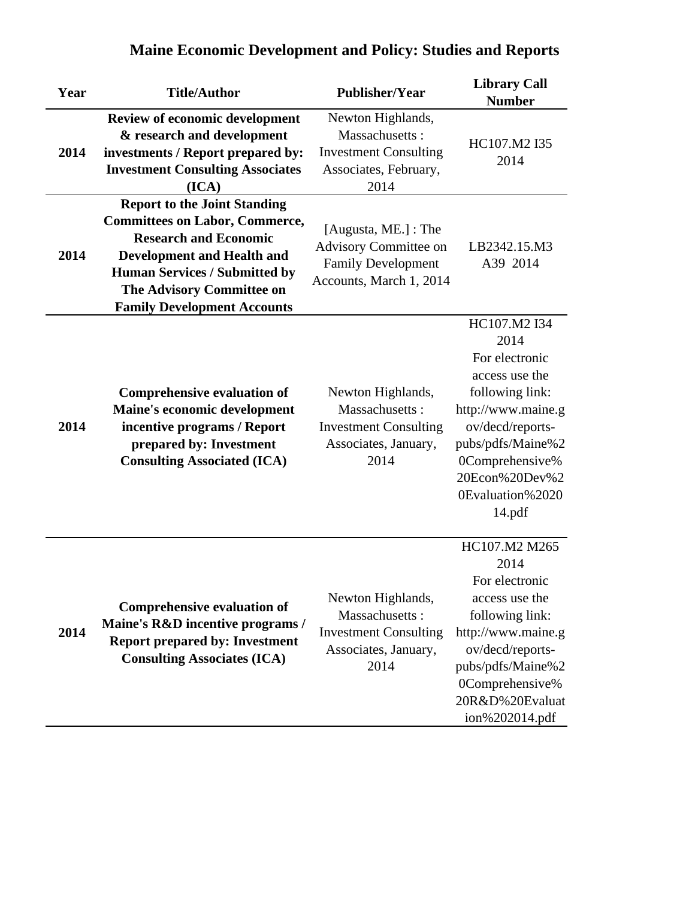# Maine Economic Development and Policy: Studies and Reports

| Year | Title/Author | Publisher/Year | Library Call Number |
|---|---|---|---|
| 2014 | **Review of economic development & research and development investments / Report prepared by: Investment Consulting Associates (ICA)** | Newton Highlands, Massachusetts : Investment Consulting Associates, February, 2014 | HC107.M2 I35 2014 |
| 2014 | **Report to the Joint Standing Committees on Labor, Commerce, Research and Economic Development and Health and Human Services / Submitted by The Advisory Committee on Family Development Accounts** | [Augusta, ME.] : The Advisory Committee on Family Development Accounts, March 1, 2014 | LB2342.15.M3 A39 2014 |
| 2014 | **Comprehensive evaluation of Maine's economic development incentive programs / Report prepared by: Investment Consulting Associated (ICA)** | Newton Highlands, Massachusetts : Investment Consulting Associates, January, 2014 | HC107.M2 I34 2014 For electronic access use the following link: http://www.maine.gov/decd/reports-pubs/pdfs/Maine%20Comprehensive%20Econ%20Dev%20Evaluation%202014.pdf |
| 2014 | **Comprehensive evaluation of Maine's R&D incentive programs / Report prepared by: Investment Consulting Associates (ICA)** | Newton Highlands, Massachusetts : Investment Consulting Associates, January, 2014 | HC107.M2 M265 2014 For electronic access use the following link: http://www.maine.gov/decd/reports-pubs/pdfs/Maine%20Comprehensive%20R&D%20Evaluation%202014.pdf |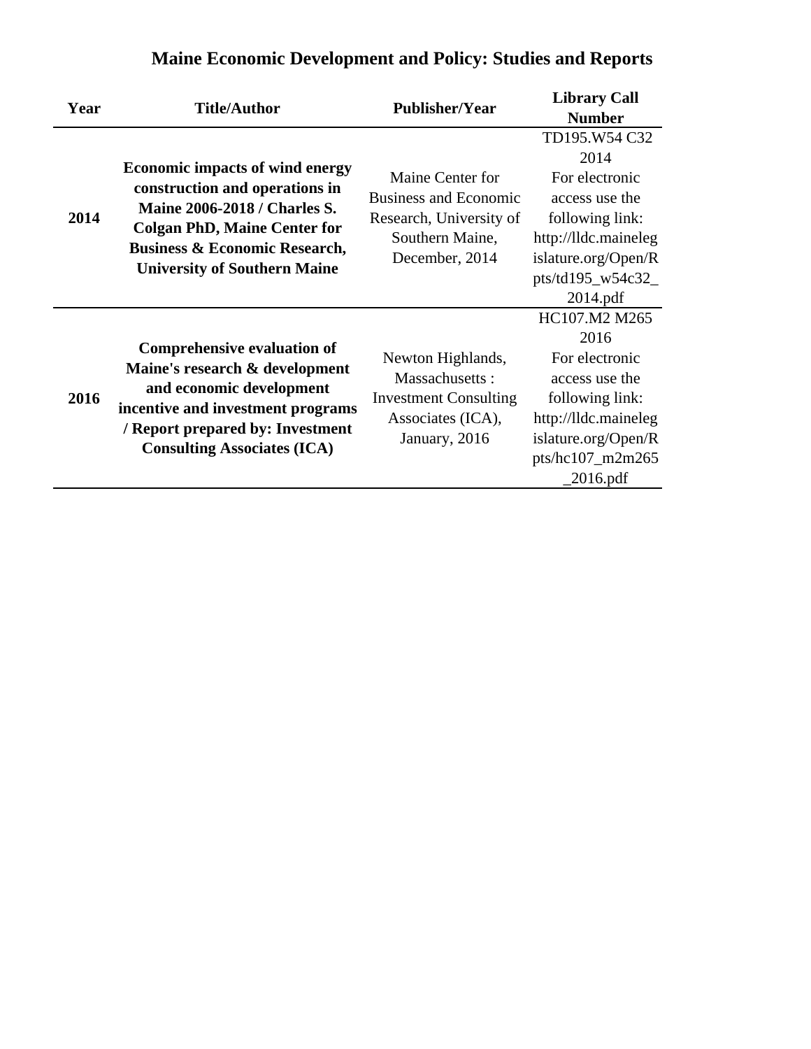# Maine Economic Development and Policy: Studies and Reports

| Year | Title/Author | Publisher/Year | Library Call Number |
|---|---|---|---|
| **2014** | **Economic impacts of wind energy construction and operations in Maine 2006-2018 / Charles S. Colgan PhD, Maine Center for Business & Economic Research, University of Southern Maine** | Maine Center for Business and Economic Research, University of Southern Maine, December, 2014 | TD195.W54 C32 2014 For electronic access use the following link: http://lldc.mainelegislature.org/Open/Rpts/td195_w54c32_2014.pdf |
| **2016** | **Comprehensive evaluation of Maine's research & development and economic development incentive and investment programs / Report prepared by: Investment Consulting Associates (ICA)** | Newton Highlands, Massachusetts : Investment Consulting Associates (ICA), January, 2016 | HC107.M2 M265 2016 For electronic access use the following link: http://lldc.mainelegislature.org/Open/Rpts/hc107_m2m265_2016.pdf |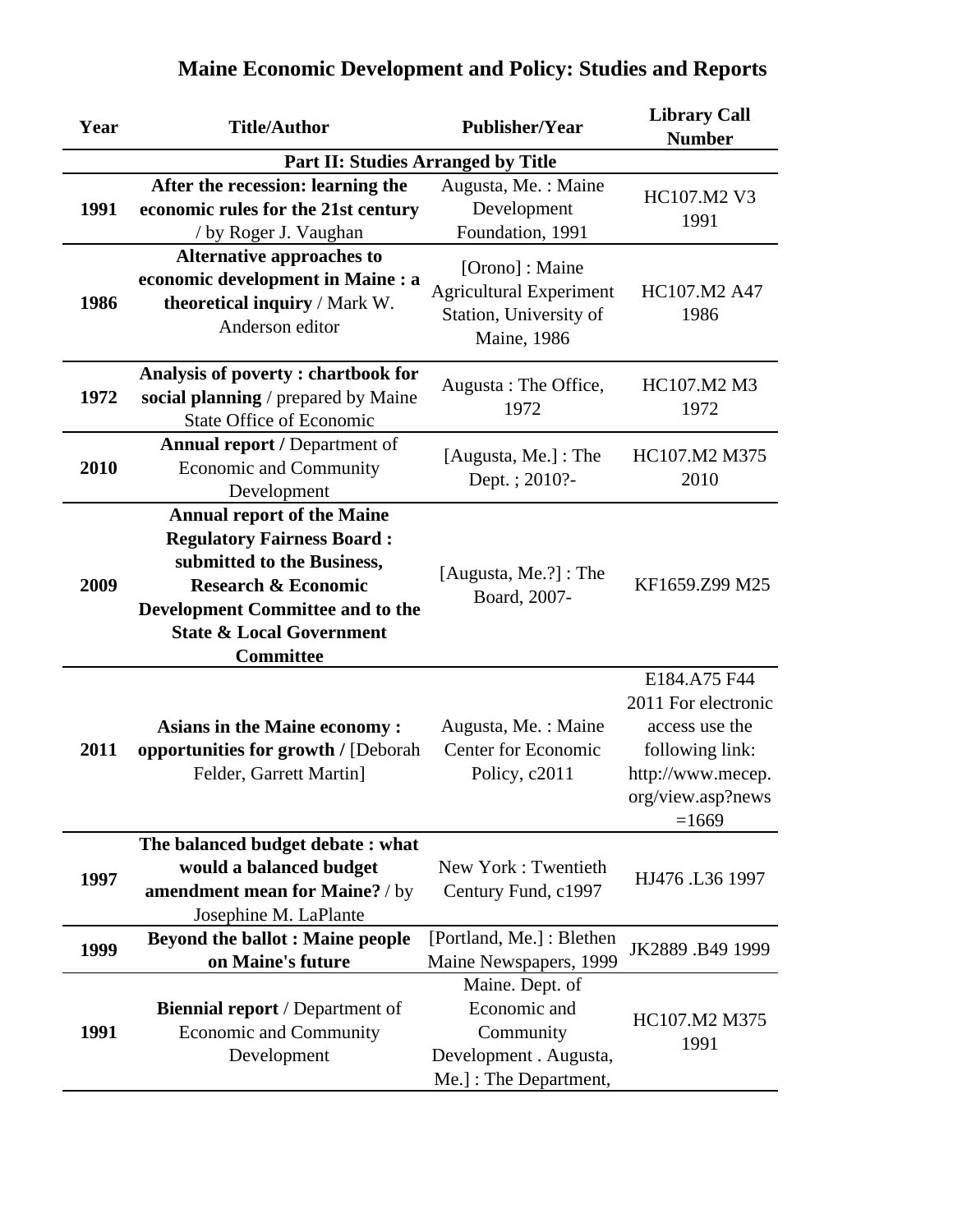# Maine Economic Development and Policy: Studies and Reports

| Year | Title/Author | Publisher/Year | Library Call Number |
|---|---|---|---|
| | **Part II: Studies Arranged by Title** | | |
| 1991 | **After the recession: learning the economic rules for the 21st century** / by Roger J. Vaughan | Augusta, Me. : Maine Development Foundation, 1991 | HC107.M2 V3 1991 |
| 1986 | **Alternative approaches to economic development in Maine : a theoretical inquiry** / Mark W. Anderson editor | [Orono] : Maine Agricultural Experiment Station, University of Maine, 1986 | HC107.M2 A47 1986 |
| 1972 | **Analysis of poverty : chartbook for social planning** / prepared by Maine State Office of Economic | Augusta : The Office, 1972 | HC107.M2 M3 1972 |
| 2010 | **Annual report /** Department of Economic and Community Development | [Augusta, Me.] : The Dept. ; 2010?- | HC107.M2 M375 2010 |
| 2009 | **Annual report of the Maine Regulatory Fairness Board : submitted to the Business, Research & Economic Development Committee and to the State & Local Government Committee** | [Augusta, Me.?] : The Board, 2007- | KF1659.Z99 M25 |
| 2011 | **Asians in the Maine economy : opportunities for growth /** [Deborah Felder, Garrett Martin] | Augusta, Me. : Maine Center for Economic Policy, c2011 | E184.A75 F44 2011 For electronic access use the following link: http://www.mecep.org/view.asp?news=1669 |
| 1997 | **The balanced budget debate : what would a balanced budget amendment mean for Maine?** / by Josephine M. LaPlante | New York : Twentieth Century Fund, c1997 | HJ476 .L36 1997 |
| 1999 | **Beyond the ballot : Maine people on Maine's future** | [Portland, Me.] : Blethen Maine Newspapers, 1999 | JK2889 .B49 1999 |
| 1991 | **Biennial report** / Department of Economic and Community Development | Maine. Dept. of Economic and Community Development . Augusta, Me.] : The Department, | HC107.M2 M375 1991 |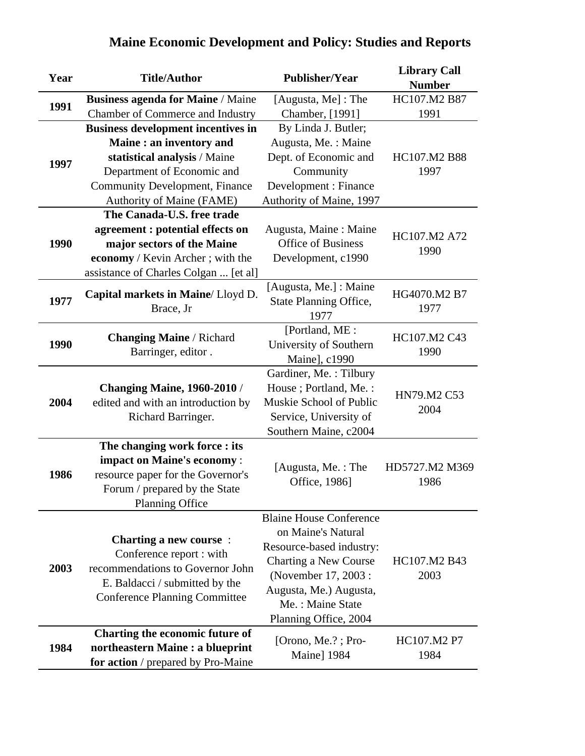# Maine Economic Development and Policy: Studies and Reports

| Year | Title/Author | Publisher/Year | Library Call Number |
|---|---|---|---|
| **1991** | **Business agenda for Maine** / Maine Chamber of Commerce and Industry | [Augusta, Me] : The Chamber, [1991] | HC107.M2 B87 1991 |
| **1997** | **Business development incentives in Maine : an inventory and statistical analysis** / Maine Department of Economic and Community Development, Finance Authority of Maine (FAME) | By Linda J. Butler; Augusta, Me. : Maine Dept. of Economic and Community Development : Finance Authority of Maine, 1997 | HC107.M2 B88 1997 |
| **1990** | **The Canada-U.S. free trade agreement : potential effects on major sectors of the Maine economy** / Kevin Archer ; with the assistance of Charles Colgan ... [et al] | Augusta, Maine : Maine Office of Business Development, c1990 | HC107.M2 A72 1990 |
| **1977** | **Capital markets in Maine**/ Lloyd D. Brace, Jr | [Augusta, Me.] : Maine State Planning Office, 1977 | HG4070.M2 B7 1977 |
| **1990** | **Changing Maine** / Richard Barringer, editor . | [Portland, ME : University of Southern Maine], c1990 | HC107.M2 C43 1990 |
| **2004** | **Changing Maine, 1960-2010** / edited and with an introduction by Richard Barringer. | Gardiner, Me. : Tilbury House ; Portland, Me. : Muskie School of Public Service, University of Southern Maine, c2004 | HN79.M2 C53 2004 |
| **1986** | **The changing work force : its impact on Maine's economy** : resource paper for the Governor's Forum / prepared by the State Planning Office | [Augusta, Me. : The Office, 1986] | HD5727.M2 M369 1986 |
| **2003** | **Charting a new course** : Conference report : with recommendations to Governor John E. Baldacci / submitted by the Conference Planning Committee | Blaine House Conference on Maine's Natural Resource-based industry: Charting a New Course (November 17, 2003 : Augusta, Me.) Augusta, Me. : Maine State Planning Office, 2004 | HC107.M2 B43 2003 |
| **1984** | **Charting the economic future of northeastern Maine : a blueprint for action** / prepared by Pro-Maine | [Orono, Me.? ; Pro-Maine] 1984 | HC107.M2 P7 1984 |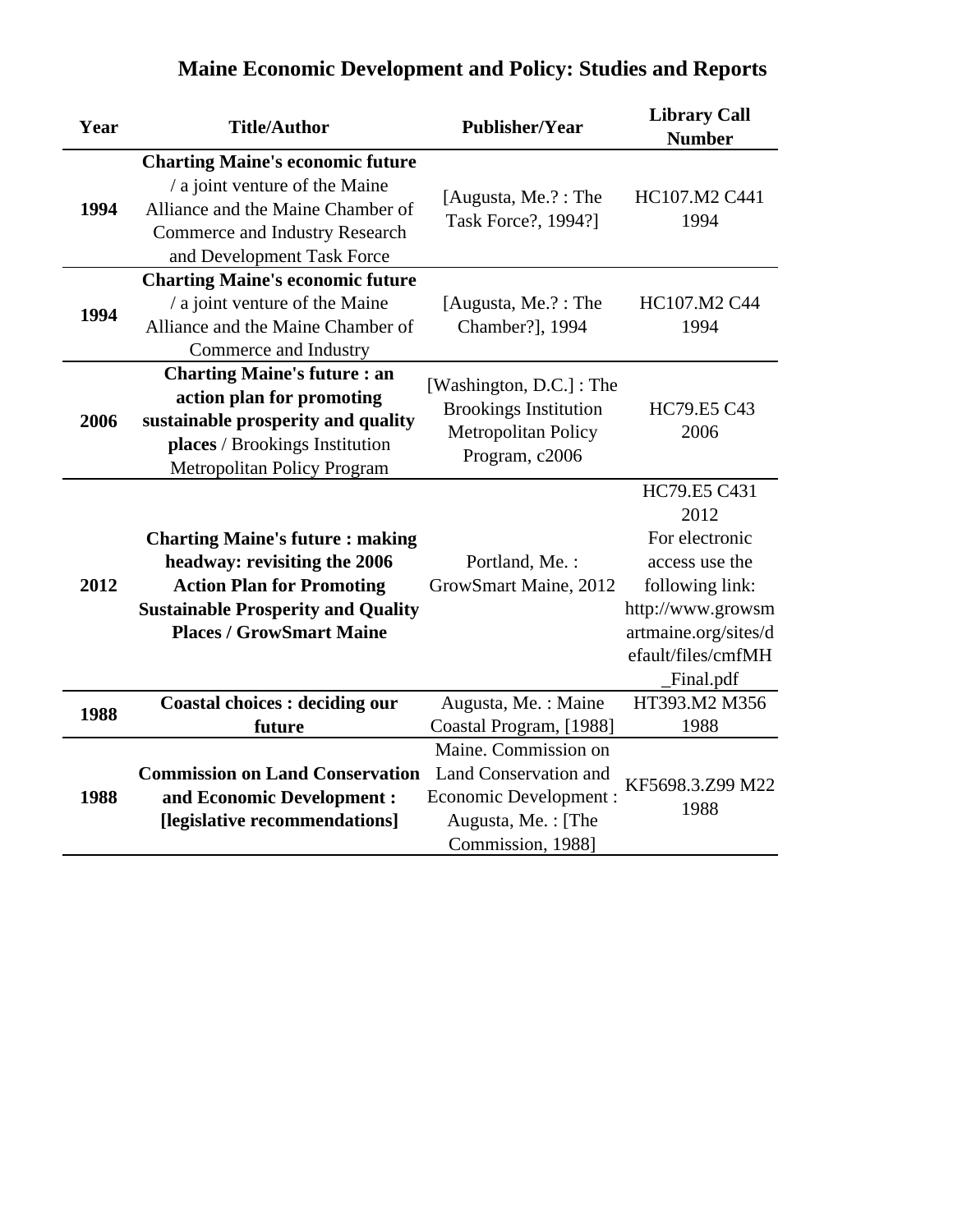# Maine Economic Development and Policy: Studies and Reports

| Year | Title/Author | Publisher/Year | Library Call Number |
|---|---|---|---|
| **1994** | **Charting Maine's economic future** / a joint venture of the Maine Alliance and the Maine Chamber of Commerce and Industry Research and Development Task Force | [Augusta, Me.? : The Task Force?, 1994?] | HC107.M2 C441 1994 |
| **1994** | **Charting Maine's economic future** / a joint venture of the Maine Alliance and the Maine Chamber of Commerce and Industry | [Augusta, Me.? : The Chamber?], 1994 | HC107.M2 C44 1994 |
| **2006** | **Charting Maine's future : an action plan for promoting sustainable prosperity and quality places** / Brookings Institution Metropolitan Policy Program | [Washington, D.C.] : The Brookings Institution Metropolitan Policy Program, c2006 | HC79.E5 C43 2006 |
| **2012** | **Charting Maine's future : making headway: revisiting the 2006 Action Plan for Promoting Sustainable Prosperity and Quality Places / GrowSmart Maine** | Portland, Me. : GrowSmart Maine, 2012 | HC79.E5 C431 2012 For electronic access use the following link: http://www.growsmartmaine.org/sites/default/files/cmfMH_Final.pdf |
| **1988** | **Coastal choices : deciding our future** | Augusta, Me. : Maine Coastal Program, [1988] | HT393.M2 M356 1988 |
| **1988** | **Commission on Land Conservation and Economic Development : [legislative recommendations]** | Maine. Commission on Land Conservation and Economic Development : Augusta, Me. : [The Commission, 1988] | KF5698.3.Z99 M22 1988 |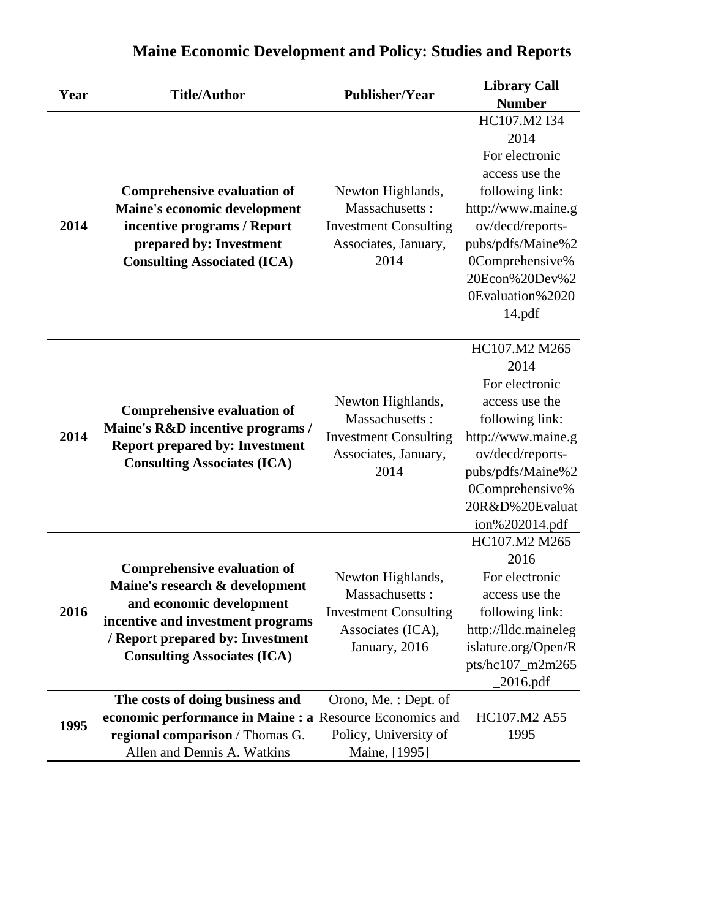# Maine Economic Development and Policy: Studies and Reports

| Year | Title/Author | Publisher/Year | Library Call Number |
|---|---|---|---|
| 2014 | **Comprehensive evaluation of Maine's economic development incentive programs / Report prepared by: Investment Consulting Associated (ICA)** | Newton Highlands, Massachusetts : Investment Consulting Associates, January, 2014 | HC107.M2 I34 2014 For electronic access use the following link: http://www.maine.gov/decd/reports-pubs/pdfs/Maine%20Comprehensive%20Econ%20Dev%20Evaluation%202014.pdf |
| 2014 | **Comprehensive evaluation of Maine's R&D incentive programs / Report prepared by: Investment Consulting Associates (ICA)** | Newton Highlands, Massachusetts : Investment Consulting Associates, January, 2014 | HC107.M2 M265 2014 For electronic access use the following link: http://www.maine.gov/decd/reports-pubs/pdfs/Maine%20Comprehensive%20R&D%20Evaluation%202014.pdf |
| 2016 | **Comprehensive evaluation of Maine's research & development and economic development incentive and investment programs / Report prepared by: Investment Consulting Associates (ICA)** | Newton Highlands, Massachusetts : Investment Consulting Associates (ICA), January, 2016 | HC107.M2 M265 2016 For electronic access use the following link: http://lldc.mainelegislature.org/Open/Rpts/hc107_m2m265_2016.pdf |
| 1995 | **The costs of doing business and economic performance in Maine : a regional comparison** / Thomas G. Allen and Dennis A. Watkins | Orono, Me. : Dept. of Resource Economics and Policy, University of Maine, [1995] | HC107.M2 A55 1995 |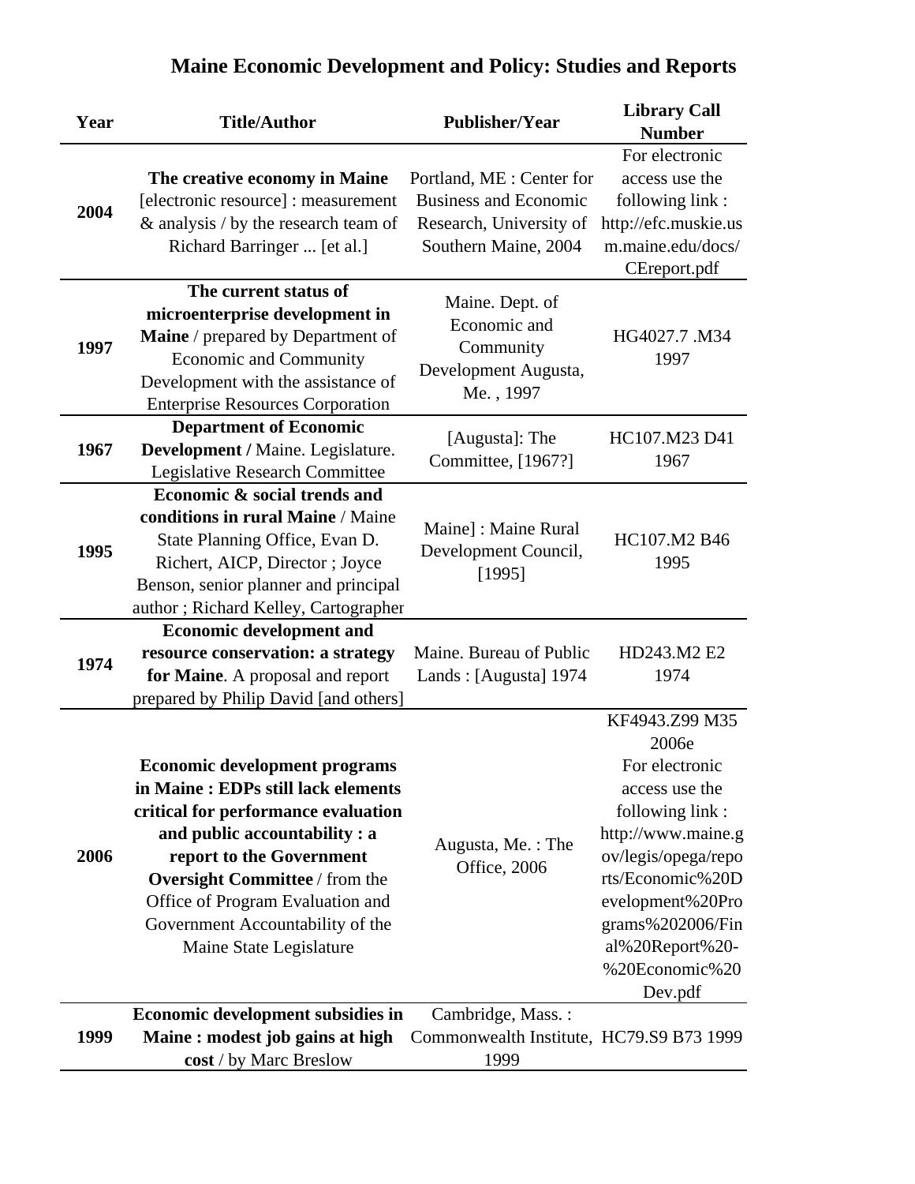# Maine Economic Development and Policy: Studies and Reports

| Year | Title/Author | Publisher/Year | Library Call Number |
|---|---|---|---|
| 2004 | **The creative economy in Maine** [electronic resource] : measurement & analysis / by the research team of Richard Barringer ... [et al.] | Portland, ME : Center for Business and Economic Research, University of Southern Maine, 2004 | For electronic access use the following link : http://efc.muskie.usm.maine.edu/docs/CEreport.pdf |
| 1997 | **The current status of microenterprise development in Maine** / prepared by Department of Economic and Community Development with the assistance of Enterprise Resources Corporation | Maine. Dept. of Economic and Community Development Augusta, Me. , 1997 | HG4027.7 .M34 1997 |
| 1967 | **Department of Economic Development /** Maine. Legislature. Legislative Research Committee | [Augusta]: The Committee, [1967?] | HC107.M23 D41 1967 |
| 1995 | **Economic & social trends and conditions in rural Maine** / Maine State Planning Office, Evan D. Richert, AICP, Director ; Joyce Benson, senior planner and principal author ; Richard Kelley, Cartographer | Maine] : Maine Rural Development Council, [1995] | HC107.M2 B46 1995 |
| 1974 | **Economic development and resource conservation: a strategy for Maine**. A proposal and report prepared by Philip David [and others] | Maine. Bureau of Public Lands : [Augusta] 1974 | HD243.M2 E2 1974 |
| 2006 | **Economic development programs in Maine : EDPs still lack elements critical for performance evaluation and public accountability : a report to the Government Oversight Committee** / from the Office of Program Evaluation and Government Accountability of the Maine State Legislature | Augusta, Me. : The Office, 2006 | KF4943.Z99 M35 2006e For electronic access use the following link : http://www.maine.gov/legis/opega/reports/Economic%20Development%20Programs%202006/Final%20Report%20-%20Economic%20Dev.pdf |
| 1999 | **Economic development subsidies in Maine : modest job gains at high cost** / by Marc Breslow | Cambridge, Mass. : Commonwealth Institute, 1999 | HC79.S9 B73 1999 |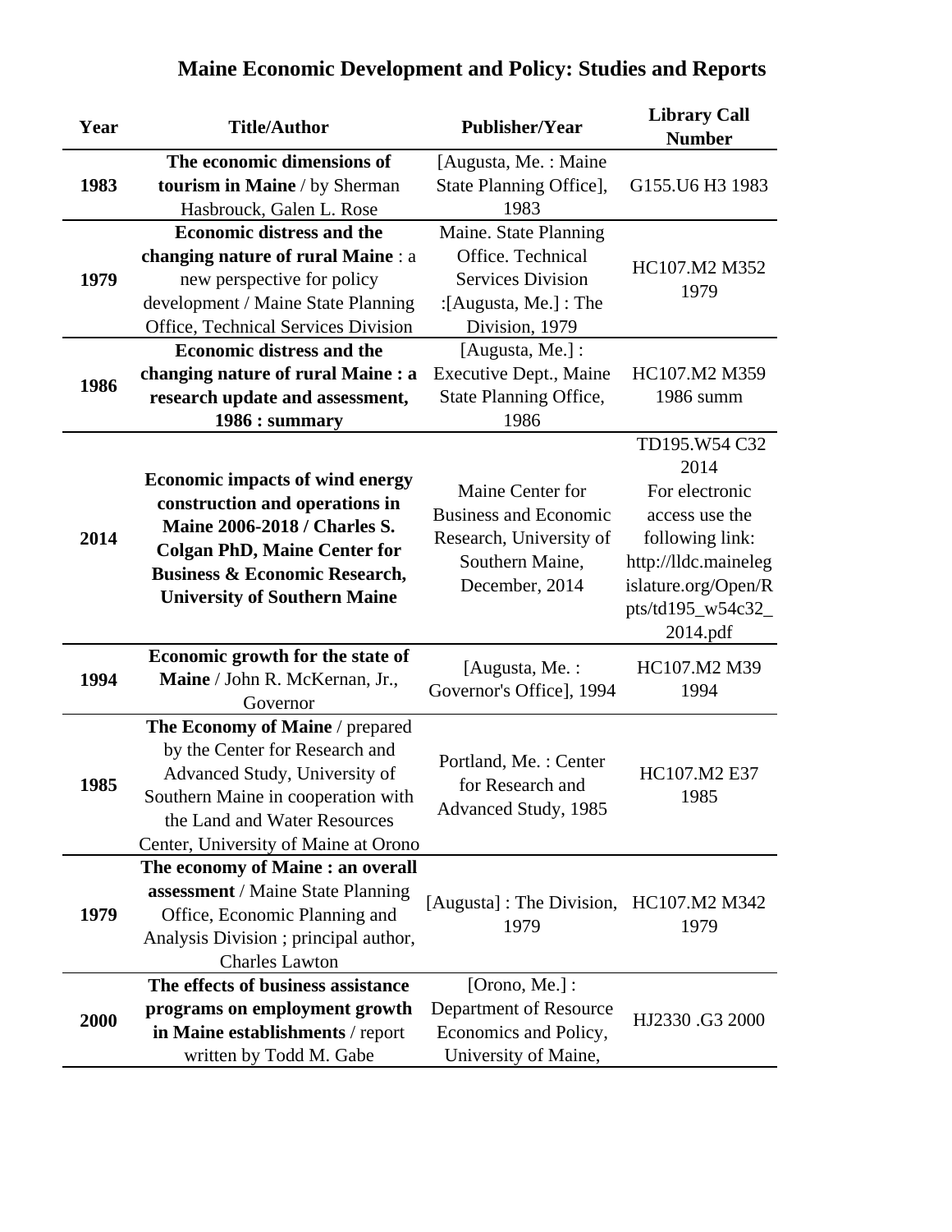# Maine Economic Development and Policy: Studies and Reports

| Year | Title/Author | Publisher/Year | Library Call Number |
|---|---|---|---|
| **1983** | **The economic dimensions of tourism in Maine** / by Sherman Hasbrouck, Galen L. Rose | [Augusta, Me. : Maine State Planning Office], 1983 | G155.U6 H3 1983 |
| **1979** | **Economic distress and the changing nature of rural Maine** : a new perspective for policy development / Maine State Planning Office, Technical Services Division | Maine. State Planning Office. Technical Services Division :[Augusta, Me.] : The Division, 1979 | HC107.M2 M352 1979 |
| **1986** | **Economic distress and the changing nature of rural Maine : a research update and assessment, 1986 : summary** | [Augusta, Me.] : Executive Dept., Maine State Planning Office, 1986 | HC107.M2 M359 1986 summ |
| **2014** | **Economic impacts of wind energy construction and operations in Maine 2006-2018 / Charles S. Colgan PhD, Maine Center for Business & Economic Research, University of Southern Maine** | Maine Center for Business and Economic Research, University of Southern Maine, December, 2014 | TD195.W54 C32 2014 For electronic access use the following link: http://lldc.mainelegislature.org/Open/Rpts/td195_w54c32_2014.pdf |
| **1994** | **Economic growth for the state of Maine** / John R. McKernan, Jr., Governor | [Augusta, Me. : Governor's Office], 1994 | HC107.M2 M39 1994 |
| **1985** | **The Economy of Maine** / prepared by the Center for Research and Advanced Study, University of Southern Maine in cooperation with the Land and Water Resources Center, University of Maine at Orono | Portland, Me. : Center for Research and Advanced Study, 1985 | HC107.M2 E37 1985 |
| **1979** | **The economy of Maine : an overall assessment** / Maine State Planning Office, Economic Planning and Analysis Division ; principal author, Charles Lawton | [Augusta] : The Division, 1979 | HC107.M2 M342 1979 |
| **2000** | **The effects of business assistance programs on employment growth in Maine establishments** / report written by Todd M. Gabe | [Orono, Me.] : Department of Resource Economics and Policy, University of Maine, | HJ2330 .G3 2000 |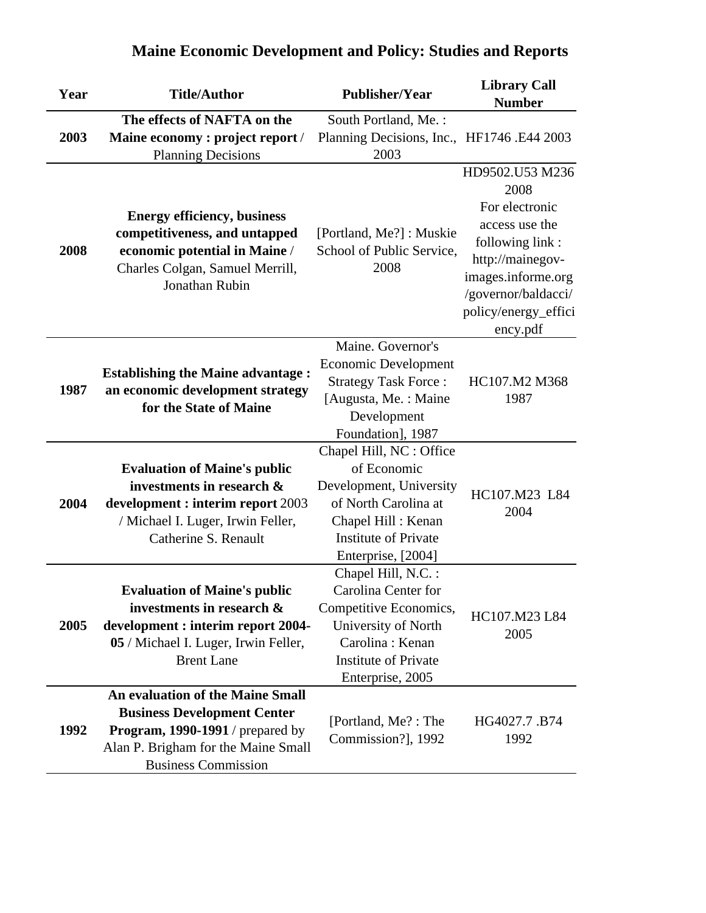# Maine Economic Development and Policy: Studies and Reports

| Year | Title/Author | Publisher/Year | Library Call Number |
|---|---|---|---|
| 2003 | **The effects of NAFTA on the Maine economy : project report** / Planning Decisions | South Portland, Me. : Planning Decisions, Inc., 2003 | HF1746 .E44 2003 |
| 2008 | **Energy efficiency, business competitiveness, and untapped economic potential in Maine** / Charles Colgan, Samuel Merrill, Jonathan Rubin | [Portland, Me?] : Muskie School of Public Service, 2008 | HD9502.U53 M236 2008 For electronic access use the following link : http://mainegov-images.informe.org/governor/baldacci/policy/energy_efficiency.pdf |
| 1987 | **Establishing the Maine advantage : an economic development strategy for the State of Maine** | Maine. Governor's Economic Development Strategy Task Force : [Augusta, Me. : Maine Development Foundation], 1987 | HC107.M2 M368 1987 |
| 2004 | **Evaluation of Maine's public investments in research & development : interim report** 2003 / Michael I. Luger, Irwin Feller, Catherine S. Renault | Chapel Hill, NC : Office of Economic Development, University of North Carolina at Chapel Hill : Kenan Institute of Private Enterprise, [2004] | HC107.M23 L84 2004 |
| 2005 | **Evaluation of Maine's public investments in research & development : interim report 2004-05** / Michael I. Luger, Irwin Feller, Brent Lane | Chapel Hill, N.C. : Carolina Center for Competitive Economics, University of North Carolina : Kenan Institute of Private Enterprise, 2005 | HC107.M23 L84 2005 |
| 1992 | **An evaluation of the Maine Small Business Development Center Program, 1990-1991** / prepared by Alan P. Brigham for the Maine Small Business Commission | [Portland, Me? : The Commission?], 1992 | HG4027.7 .B74 1992 |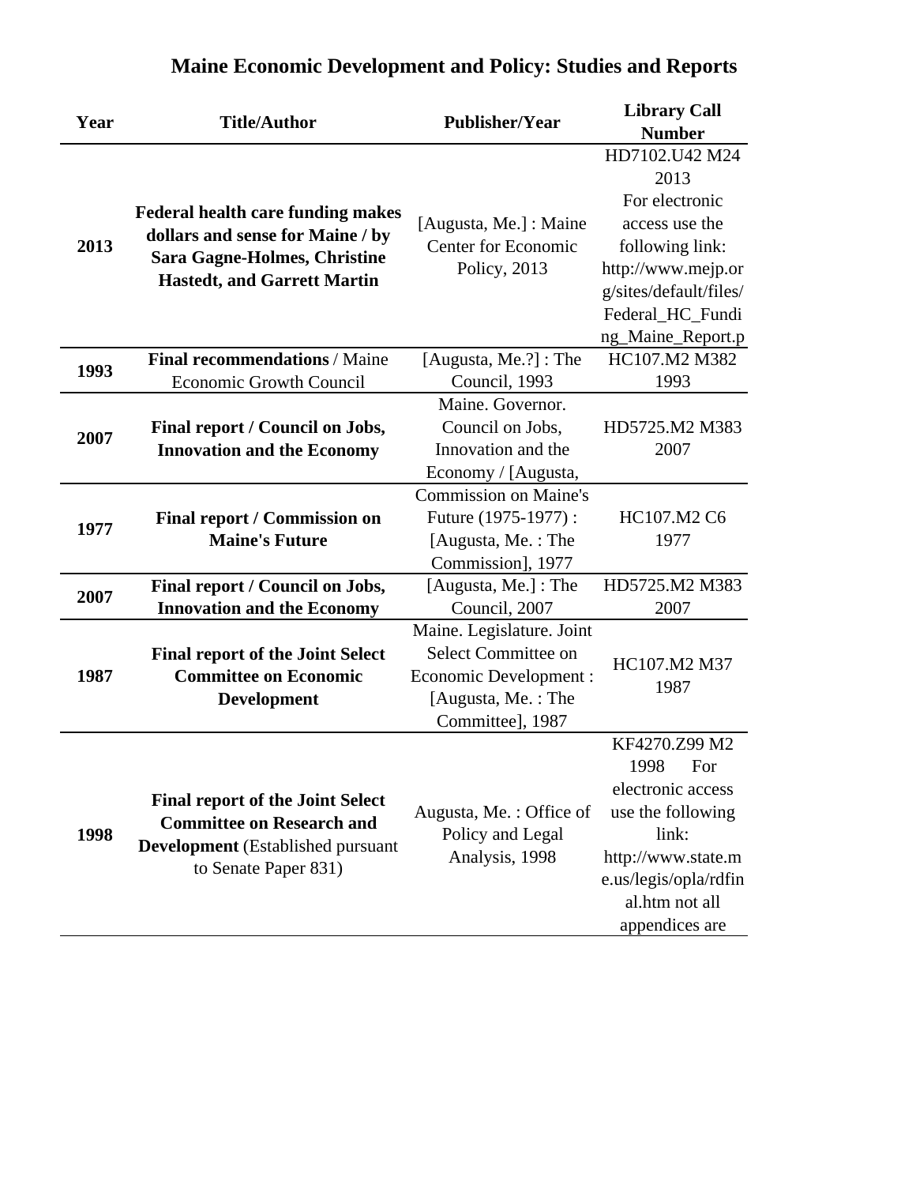# Maine Economic Development and Policy: Studies and Reports

| Year | Title/Author | Publisher/Year | Library Call Number |
|---|---|---|---|
| 2013 | **Federal health care funding makes dollars and sense for Maine / by Sara Gagne-Holmes, Christine Hastedt, and Garrett Martin** | [Augusta, Me.] : Maine Center for Economic Policy, 2013 | HD7102.U42 M24 2013 For electronic access use the following link: http://www.mejp.org/sites/default/files/Federal_HC_Funding_Maine_Report.p |
| 1993 | **Final recommendations** / Maine Economic Growth Council | [Augusta, Me.?] : The Council, 1993 | HC107.M2 M382 1993 |
| 2007 | **Final report / Council on Jobs, Innovation and the Economy** | Maine. Governor. Council on Jobs, Innovation and the Economy / [Augusta, | HD5725.M2 M383 2007 |
| 1977 | **Final report / Commission on Maine's Future** | Commission on Maine's Future (1975-1977) : [Augusta, Me. : The Commission], 1977 | HC107.M2 C6 1977 |
| 2007 | **Final report / Council on Jobs, Innovation and the Economy** | [Augusta, Me.] : The Council, 2007 | HD5725.M2 M383 2007 |
| 1987 | **Final report of the Joint Select Committee on Economic Development** | Maine. Legislature. Joint Select Committee on Economic Development : [Augusta, Me. : The Committee], 1987 | HC107.M2 M37 1987 |
| 1998 | **Final report of the Joint Select Committee on Research and Development** (Established pursuant to Senate Paper 831) | Augusta, Me. : Office of Policy and Legal Analysis, 1998 | KF4270.Z99 M2 1998 For electronic access use the following link: http://www.state.me.us/legis/opla/rdfinal.htm not all appendices are |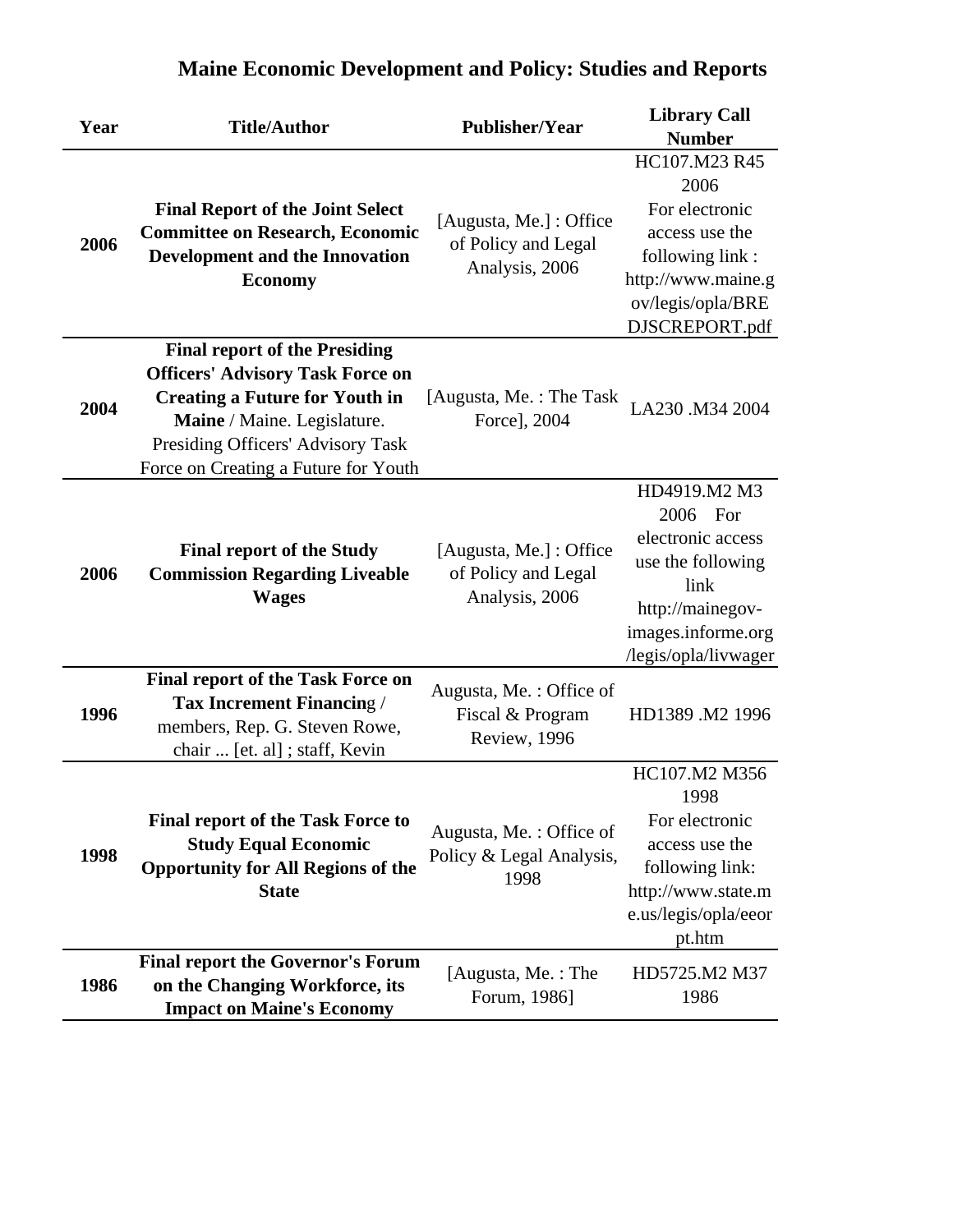# Maine Economic Development and Policy: Studies and Reports

| Year | Title/Author | Publisher/Year | Library Call Number |
|---|---|---|---|
| 2006 | **Final Report of the Joint Select Committee on Research, Economic Development and the Innovation Economy** | [Augusta, Me.] : Office of Policy and Legal Analysis, 2006 | HC107.M23 R45 2006 For electronic access use the following link : http://www.maine.gov/legis/opla/BREDJSCREPORT.pdf |
| 2004 | **Final report of the Presiding Officers' Advisory Task Force on Creating a Future for Youth in Maine** / Maine. Legislature. Presiding Officers' Advisory Task Force on Creating a Future for Youth | [Augusta, Me. : The Task Force], 2004 | LA230 .M34 2004 |
| 2006 | **Final report of the Study Commission Regarding Liveable Wages** | [Augusta, Me.] : Office of Policy and Legal Analysis, 2006 | HD4919.M2 M3 2006 For electronic access use the following link http://mainegov-images.informe.org/legis/opla/livwager |
| 1996 | **Final report of the Task Force on Tax Increment Financing** / members, Rep. G. Steven Rowe, chair ... [et. al] ; staff, Kevin | Augusta, Me. : Office of Fiscal & Program Review, 1996 | HD1389 .M2 1996 |
| 1998 | **Final report of the Task Force to Study Equal Economic Opportunity for All Regions of the State** | Augusta, Me. : Office of Policy & Legal Analysis, 1998 | HC107.M2 M356 1998 For electronic access use the following link: http://www.state.me.us/legis/opla/eeorpt.htm |
| 1986 | **Final report the Governor's Forum on the Changing Workforce, its Impact on Maine's Economy** | [Augusta, Me. : The Forum, 1986] | HD5725.M2 M37 1986 |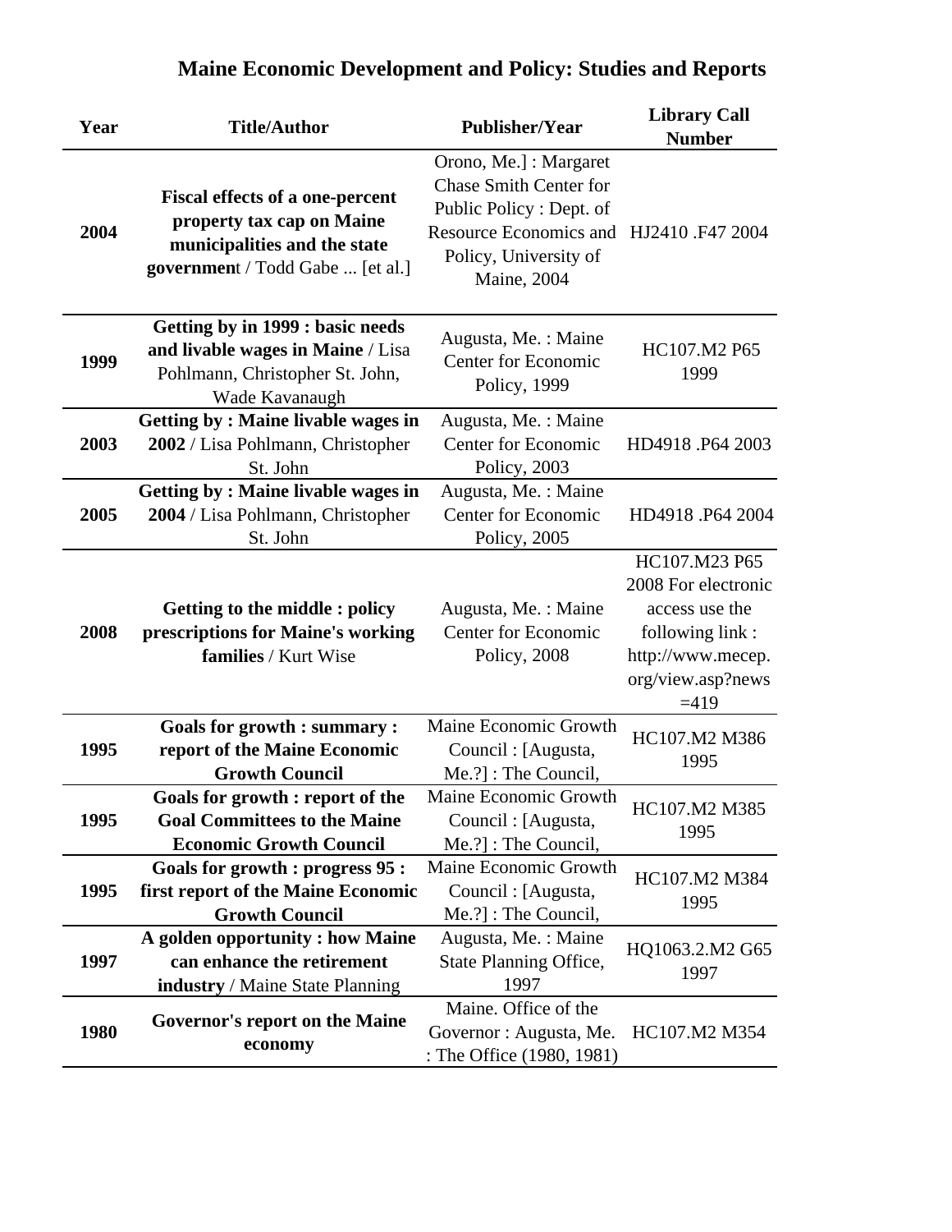# Maine Economic Development and Policy: Studies and Reports

| Year | Title/Author | Publisher/Year | Library Call Number |
|---|---|---|---|
| **2004** | **Fiscal effects of a one-percent property tax cap on Maine municipalities and the state governmen**t / Todd Gabe ... [et al.] | Orono, Me.] : Margaret Chase Smith Center for Public Policy : Dept. of Resource Economics and Policy, University of Maine, 2004 | HJ2410 .F47 2004 |
| **1999** | **Getting by in 1999 : basic needs and livable wages in Maine** / Lisa Pohlmann, Christopher St. John, Wade Kavanaugh | Augusta, Me. : Maine Center for Economic Policy, 1999 | HC107.M2 P65 1999 |
| **2003** | **Getting by : Maine livable wages in 2002** / Lisa Pohlmann, Christopher St. John | Augusta, Me. : Maine Center for Economic Policy, 2003 | HD4918 .P64 2003 |
| **2005** | **Getting by : Maine livable wages in 2004** / Lisa Pohlmann, Christopher St. John | Augusta, Me. : Maine Center for Economic Policy, 2005 | HD4918 .P64 2004 |
| **2008** | **Getting to the middle : policy prescriptions for Maine's working families** / Kurt Wise | Augusta, Me. : Maine Center for Economic Policy, 2008 | HC107.M23 P65 2008 For electronic access use the following link : http://www.mecep.org/view.asp?news=419 |
| **1995** | **Goals for growth : summary : report of the Maine Economic Growth Council** | Maine Economic Growth Council : [Augusta, Me.?] : The Council, | HC107.M2 M386 1995 |
| **1995** | **Goals for growth : report of the Goal Committees to the Maine Economic Growth Council** | Maine Economic Growth Council : [Augusta, Me.?] : The Council, | HC107.M2 M385 1995 |
| **1995** | **Goals for growth : progress 95 : first report of the Maine Economic Growth Council** | Maine Economic Growth Council : [Augusta, Me.?] : The Council, | HC107.M2 M384 1995 |
| **1997** | **A golden opportunity : how Maine can enhance the retirement industry** / Maine State Planning | Augusta, Me. : Maine State Planning Office, 1997 | HQ1063.2.M2 G65 1997 |
| **1980** | **Governor's report on the Maine economy** | Maine. Office of the Governor : Augusta, Me. : The Office (1980, 1981) | HC107.M2 M354 |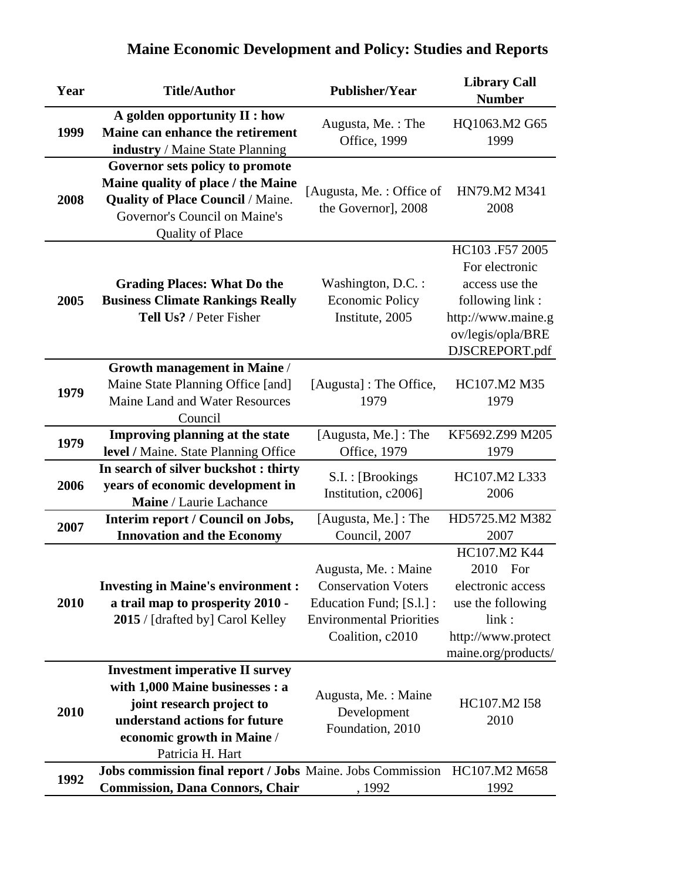# Maine Economic Development and Policy: Studies and Reports

| Year | Title/Author | Publisher/Year | Library Call Number |
|---|---|---|---|
| 1999 | **A golden opportunity II : how Maine can enhance the retirement industry** / Maine State Planning | Augusta, Me. : The Office, 1999 | HQ1063.M2 G65 1999 |
| 2008 | **Governor sets policy to promote Maine quality of place / the Maine Quality of Place Council** / Maine. Governor's Council on Maine's Quality of Place | [Augusta, Me. : Office of the Governor], 2008 | HN79.M2 M341 2008 |
| 2005 | **Grading Places: What Do the Business Climate Rankings Really Tell Us?** / Peter Fisher | Washington, D.C. : Economic Policy Institute, 2005 | HC103 .F57 2005 For electronic access use the following link : http://www.maine.gov/legis/opla/BREDJSCREPORT.pdf |
| 1979 | **Growth management in Maine** / Maine State Planning Office [and] Maine Land and Water Resources Council | [Augusta] : The Office, 1979 | HC107.M2 M35 1979 |
| 1979 | **Improving planning at the state level** / Maine. State Planning Office | [Augusta, Me.] : The Office, 1979 | KF5692.Z99 M205 1979 |
| 2006 | **In search of silver buckshot : thirty years of economic development in Maine** / Laurie Lachance | S.l. : [Brookings Institution, c2006] | HC107.M2 L333 2006 |
| 2007 | **Interim report / Council on Jobs, Innovation and the Economy** | [Augusta, Me.] : The Council, 2007 | HD5725.M2 M382 2007 |
| 2010 | **Investing in Maine's environment : a trail map to prosperity 2010 - 2015** / [drafted by] Carol Kelley | Augusta, Me. : Maine Conservation Voters Education Fund; [S.l.] : Environmental Priorities Coalition, c2010 | HC107.M2 K44 2010 For electronic access use the following link : http://www.protectmaine.org/products/ |
| 2010 | **Investment imperative II survey with 1,000 Maine businesses : a joint research project to understand actions for future economic growth in Maine** / Patricia H. Hart | Augusta, Me. : Maine Development Foundation, 2010 | HC107.M2 I58 2010 |
| 1992 | **Jobs commission final report / Jobs Commission, Dana Connors, Chair** | Maine. Jobs Commission , 1992 | HC107.M2 M658 1992 |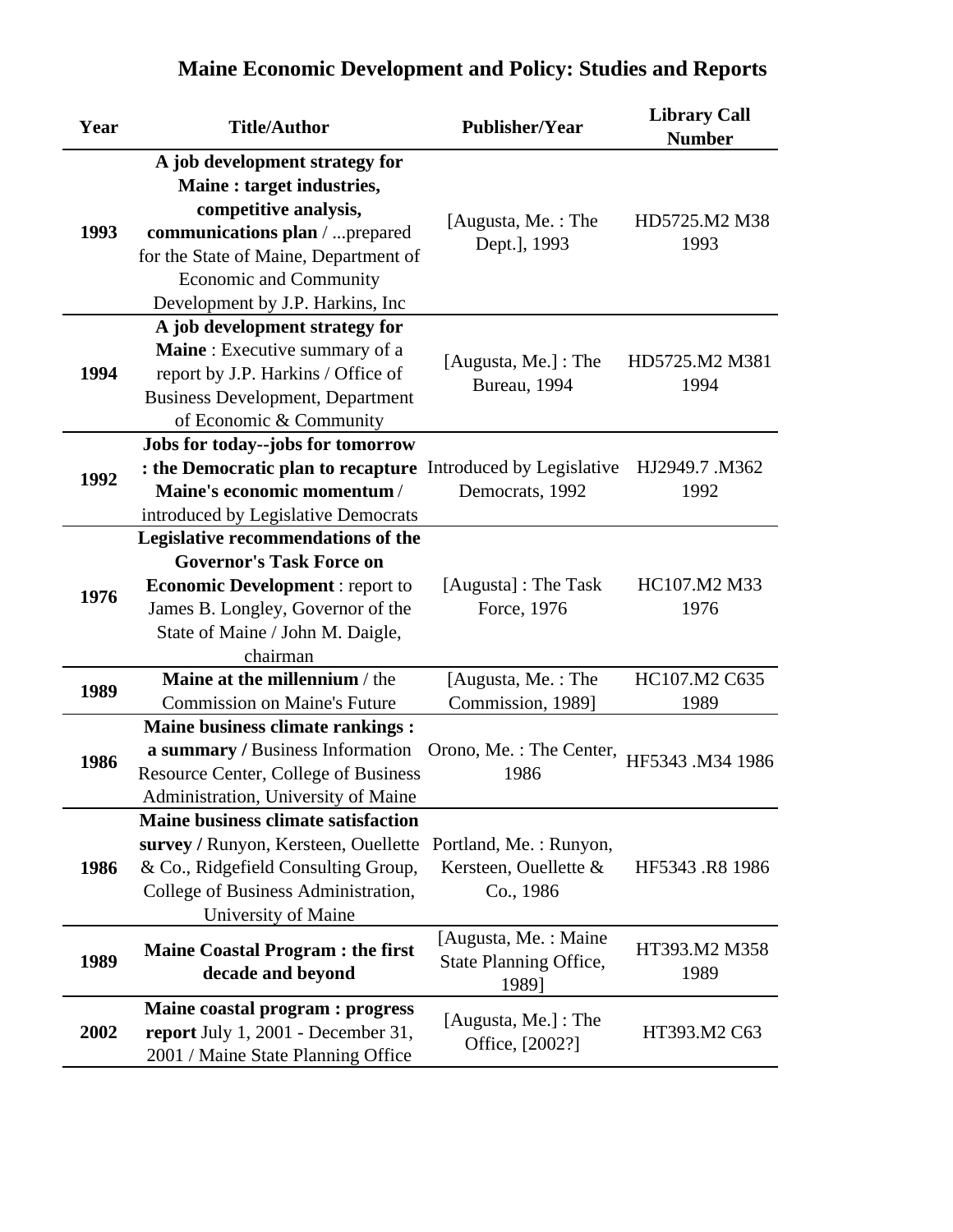# Maine Economic Development and Policy: Studies and Reports

| Year | Title/Author | Publisher/Year | Library Call Number |
|---|---|---|---|
| **1993** | **A job development strategy for Maine : target industries, competitive analysis, communications plan** / ...prepared for the State of Maine, Department of Economic and Community Development by J.P. Harkins, Inc | [Augusta, Me. : The Dept.], 1993 | HD5725.M2 M38 1993 |
| **1994** | **A job development strategy for Maine** : Executive summary of a report by J.P. Harkins / Office of Business Development, Department of Economic & Community | [Augusta, Me.] : The Bureau, 1994 | HD5725.M2 M381 1994 |
| **1992** | **Jobs for today--jobs for tomorrow : the Democratic plan to recapture Maine's economic momentum** / introduced by Legislative Democrats | Introduced by Legislative Democrats, 1992 | HJ2949.7 .M362 1992 |
| **1976** | **Legislative recommendations of the Governor's Task Force on Economic Development** : report to James B. Longley, Governor of the State of Maine / John M. Daigle, chairman | [Augusta] : The Task Force, 1976 | HC107.M2 M33 1976 |
| **1989** | **Maine at the millennium** / the Commission on Maine's Future | [Augusta, Me. : The Commission, 1989] | HC107.M2 C635 1989 |
| **1986** | **Maine business climate rankings : a summary /** Business Information Resource Center, College of Business Administration, University of Maine | Orono, Me. : The Center, 1986 | HF5343 .M34 1986 |
| **1986** | **Maine business climate satisfaction survey /** Runyon, Kersteen, Ouellette & Co., Ridgefield Consulting Group, College of Business Administration, University of Maine | Portland, Me. : Runyon, Kersteen, Ouellette & Co., 1986 | HF5343 .R8 1986 |
| **1989** | **Maine Coastal Program : the first decade and beyond** | [Augusta, Me. : Maine State Planning Office, 1989] | HT393.M2 M358 1989 |
| **2002** | **Maine coastal program : progress report** July 1, 2001 - December 31, 2001 / Maine State Planning Office | [Augusta, Me.] : The Office, [2002?] | HT393.M2 C63 |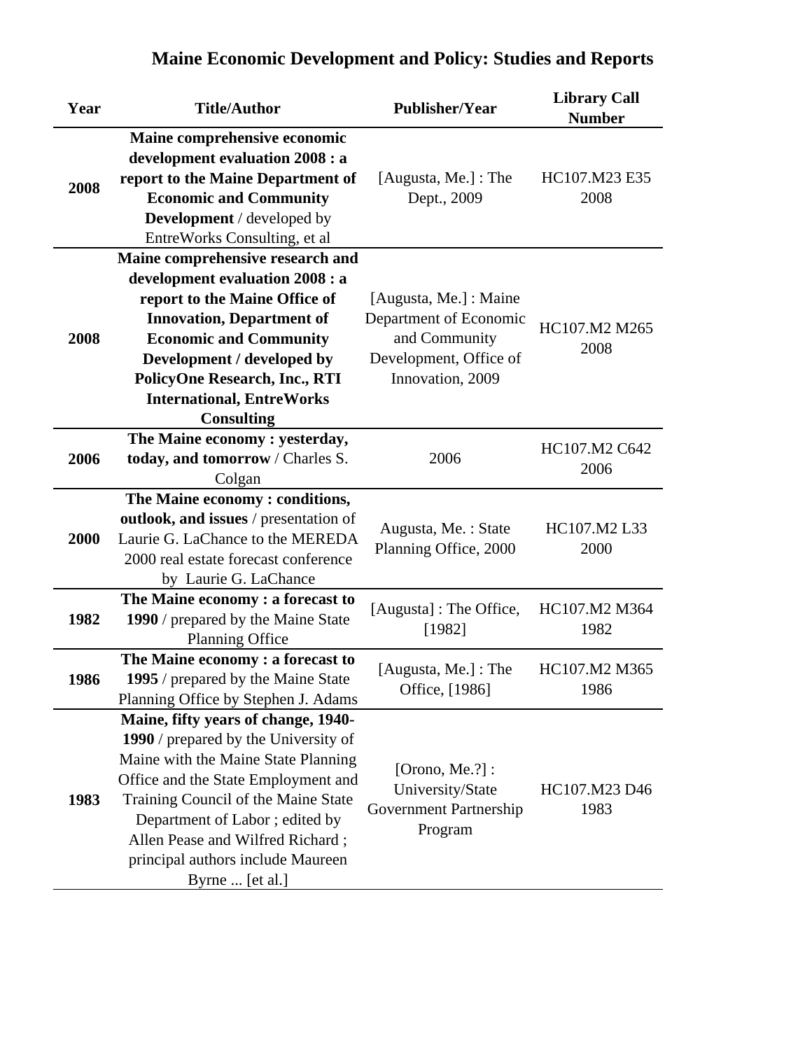# Maine Economic Development and Policy: Studies and Reports

| Year | Title/Author | Publisher/Year | Library Call Number |
|---|---|---|---|
| 2008 | **Maine comprehensive economic development evaluation 2008 : a report to the Maine Department of Economic and Community Development** / developed by EntreWorks Consulting, et al | [Augusta, Me.] : The Dept., 2009 | HC107.M23 E35 2008 |
| 2008 | **Maine comprehensive research and development evaluation 2008 : a report to the Maine Office of Innovation, Department of Economic and Community Development / developed by PolicyOne Research, Inc., RTI International, EntreWorks Consulting** | [Augusta, Me.] : Maine Department of Economic and Community Development, Office of Innovation, 2009 | HC107.M2 M265 2008 |
| 2006 | **The Maine economy : yesterday, today, and tomorrow** / Charles S. Colgan | 2006 | HC107.M2 C642 2006 |
| 2000 | **The Maine economy : conditions, outlook, and issues** / presentation of Laurie G. LaChance to the MEREDA 2000 real estate forecast conference by Laurie G. LaChance | Augusta, Me. : State Planning Office, 2000 | HC107.M2 L33 2000 |
| 1982 | **The Maine economy : a forecast to 1990** / prepared by the Maine State Planning Office | [Augusta] : The Office, [1982] | HC107.M2 M364 1982 |
| 1986 | **The Maine economy : a forecast to 1995** / prepared by the Maine State Planning Office by Stephen J. Adams | [Augusta, Me.] : The Office, [1986] | HC107.M2 M365 1986 |
| 1983 | **Maine, fifty years of change, 1940-1990** / prepared by the University of Maine with the Maine State Planning Office and the State Employment and Training Council of the Maine State Department of Labor ; edited by Allen Pease and Wilfred Richard ; principal authors include Maureen Byrne ... [et al.] | [Orono, Me.?] : University/State Government Partnership Program | HC107.M23 D46 1983 |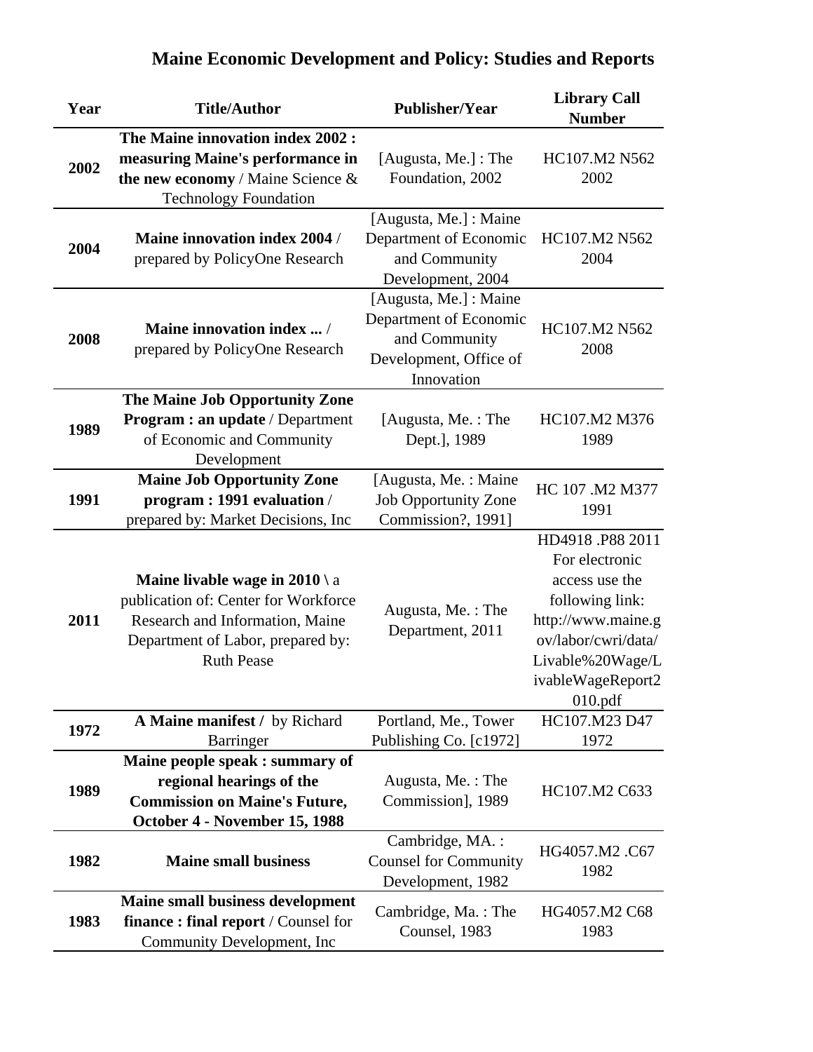# Maine Economic Development and Policy: Studies and Reports

| Year | Title/Author | Publisher/Year | Library Call Number |
|---|---|---|---|
| 2002 | **The Maine innovation index 2002 : measuring Maine's performance in the new economy** / Maine Science & Technology Foundation | [Augusta, Me.] : The Foundation, 2002 | HC107.M2 N562 2002 |
| 2004 | **Maine innovation index 2004** / prepared by PolicyOne Research | [Augusta, Me.] : Maine Department of Economic and Community Development, 2004 | HC107.M2 N562 2004 |
| 2008 | **Maine innovation index ...** / prepared by PolicyOne Research | [Augusta, Me.] : Maine Department of Economic and Community Development, Office of Innovation | HC107.M2 N562 2008 |
| 1989 | **The Maine Job Opportunity Zone Program : an update** / Department of Economic and Community Development | [Augusta, Me. : The Dept.], 1989 | HC107.M2 M376 1989 |
| 1991 | **Maine Job Opportunity Zone program : 1991 evaluation** / prepared by: Market Decisions, Inc | [Augusta, Me. : Maine Job Opportunity Zone Commission?, 1991] | HC 107 .M2 M377 1991 |
| 2011 | **Maine livable wage in 2010** \ a publication of: Center for Workforce Research and Information, Maine Department of Labor, prepared by: Ruth Pease | Augusta, Me. : The Department, 2011 | HD4918 .P88 2011 For electronic access use the following link: http://www.maine.gov/labor/cwri/data/Livable%20Wage/LivableWageReport2010.pdf |
| 1972 | **A Maine manifest /** by Richard Barringer | Portland, Me., Tower Publishing Co. [c1972] | HC107.M23 D47 1972 |
| 1989 | **Maine people speak : summary of regional hearings of the Commission on Maine's Future, October 4 - November 15, 1988** | Augusta, Me. : The Commission], 1989 | HC107.M2 C633 |
| 1982 | **Maine small business** | Cambridge, MA. : Counsel for Community Development, 1982 | HG4057.M2 .C67 1982 |
| 1983 | **Maine small business development finance : final report** / Counsel for Community Development, Inc | Cambridge, Ma. : The Counsel, 1983 | HG4057.M2 C68 1983 |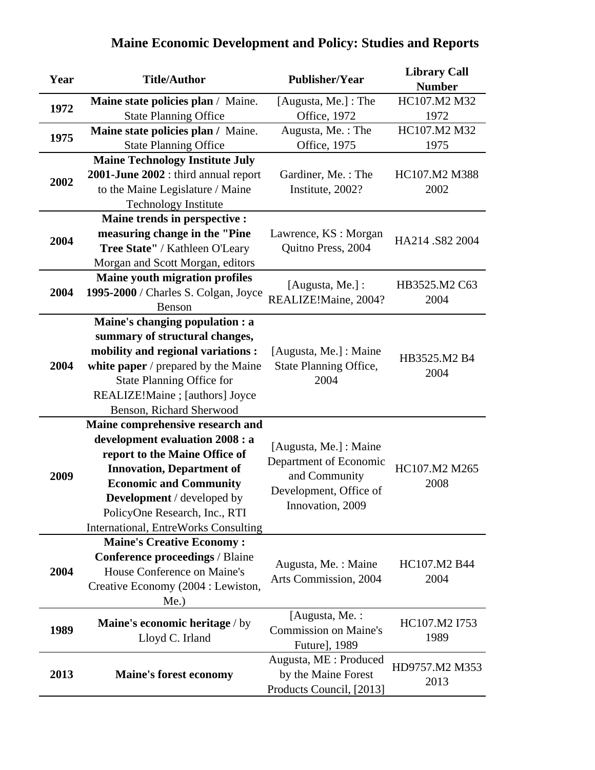# Maine Economic Development and Policy: Studies and Reports

| Year | Title/Author | Publisher/Year | Library Call Number |
|---|---|---|---|
| **1972** | **Maine state policies plan** / Maine. State Planning Office | [Augusta, Me.] : The Office, 1972 | HC107.M2 M32 1972 |
| **1975** | **Maine state policies plan /** Maine. State Planning Office | Augusta, Me. : The Office, 1975 | HC107.M2 M32 1975 |
| **2002** | **Maine Technology Institute July 2001-June 2002** : third annual report to the Maine Legislature / Maine Technology Institute | Gardiner, Me. : The Institute, 2002? | HC107.M2 M388 2002 |
| **2004** | **Maine trends in perspective : measuring change in the "Pine Tree State"** / Kathleen O'Leary Morgan and Scott Morgan, editors | Lawrence, KS : Morgan Quitno Press, 2004 | HA214 .S82 2004 |
| **2004** | **Maine youth migration profiles 1995-2000** / Charles S. Colgan, Joyce Benson | [Augusta, Me.] : REALIZE!Maine, 2004? | HB3525.M2 C63 2004 |
| **2004** | **Maine's changing population : a summary of structural changes, mobility and regional variations : white paper** / prepared by the Maine State Planning Office for REALIZE!Maine ; [authors] Joyce Benson, Richard Sherwood | [Augusta, Me.] : Maine State Planning Office, 2004 | HB3525.M2 B4 2004 |
| **2009** | **Maine comprehensive research and development evaluation 2008 : a report to the Maine Office of Innovation, Department of Economic and Community Development** / developed by PolicyOne Research, Inc., RTI International, EntreWorks Consulting | [Augusta, Me.] : Maine Department of Economic and Community Development, Office of Innovation, 2009 | HC107.M2 M265 2008 |
| **2004** | **Maine's Creative Economy : Conference proceedings** / Blaine House Conference on Maine's Creative Economy (2004 : Lewiston, Me.) | Augusta, Me. : Maine Arts Commission, 2004 | HC107.M2 B44 2004 |
| **1989** | **Maine's economic heritage** / by Lloyd C. Irland | [Augusta, Me. : Commission on Maine's Future], 1989 | HC107.M2 I753 1989 |
| **2013** | **Maine's forest economy** | Augusta, ME : Produced by the Maine Forest Products Council, [2013] | HD9757.M2 M353 2013 |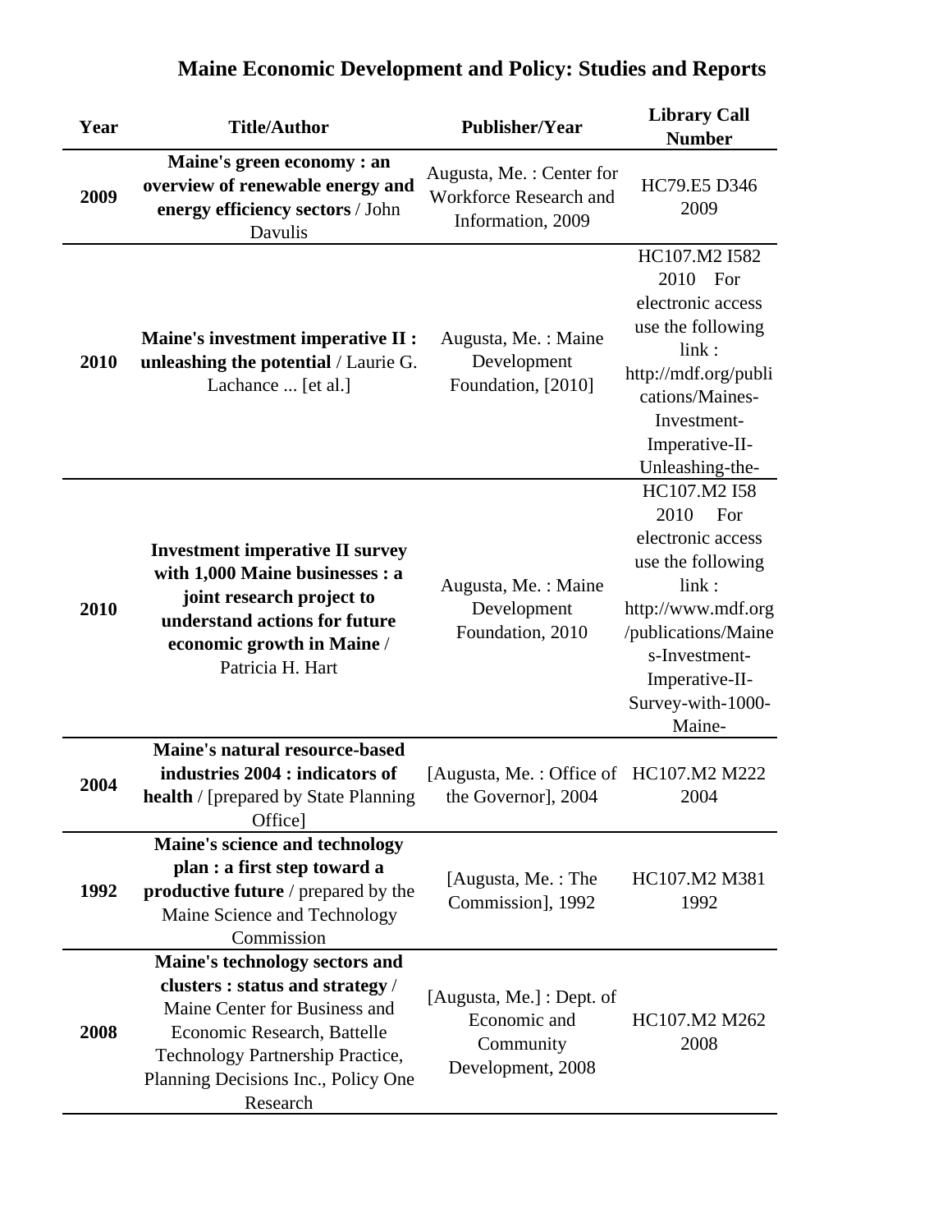# Maine Economic Development and Policy: Studies and Reports

| Year | Title/Author | Publisher/Year | Library Call Number |
|---|---|---|---|
| 2009 | **Maine's green economy : an overview of renewable energy and energy efficiency sectors** / John Davulis | Augusta, Me. : Center for Workforce Research and Information, 2009 | HC79.E5 D346 2009 |
| 2010 | **Maine's investment imperative II : unleashing the potential** / Laurie G. Lachance ... [et al.] | Augusta, Me. : Maine Development Foundation, [2010] | HC107.M2 I582 2010 For electronic access use the following link : http://mdf.org/publications/Maines-Investment-Imperative-II-Unleashing-the- |
| 2010 | **Investment imperative II survey with 1,000 Maine businesses : a joint research project to understand actions for future economic growth in Maine** / Patricia H. Hart | Augusta, Me. : Maine Development Foundation, 2010 | HC107.M2 I58 2010 For electronic access use the following link : http://www.mdf.org/publications/Maines-Investment-Imperative-II-Survey-with-1000-Maine- |
| 2004 | **Maine's natural resource-based industries 2004 : indicators of health** / [prepared by State Planning Office] | [Augusta, Me. : Office of the Governor], 2004 | HC107.M2 M222 2004 |
| 1992 | **Maine's science and technology plan : a first step toward a productive future** / prepared by the Maine Science and Technology Commission | [Augusta, Me. : The Commission], 1992 | HC107.M2 M381 1992 |
| 2008 | **Maine's technology sectors and clusters : status and strategy** / Maine Center for Business and Economic Research, Battelle Technology Partnership Practice, Planning Decisions Inc., Policy One Research | [Augusta, Me.] : Dept. of Economic and Community Development, 2008 | HC107.M2 M262 2008 |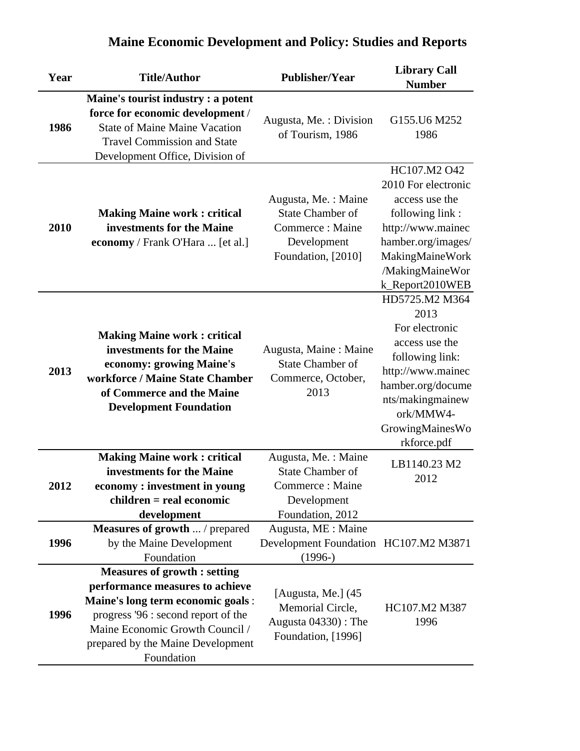# Maine Economic Development and Policy: Studies and Reports

| Year | Title/Author | Publisher/Year | Library Call Number |
|---|---|---|---|
| 1986 | **Maine's tourist industry : a potent force for economic development** / State of Maine Maine Vacation Travel Commission and State Development Office, Division of | Augusta, Me. : Division of Tourism, 1986 | G155.U6 M252 1986 |
| 2010 | **Making Maine work : critical investments for the Maine economy** / Frank O'Hara ... [et al.] | Augusta, Me. : Maine State Chamber of Commerce : Maine Development Foundation, [2010] | HC107.M2 O42 2010 For electronic access use the following link : http://www.mainechamber.org/images/MakingMaineWork/MakingMaineWork_Report2010WEB |
| 2013 | **Making Maine work : critical investments for the Maine economy: growing Maine's workforce / Maine State Chamber of Commerce and the Maine Development Foundation** | Augusta, Maine : Maine State Chamber of Commerce, October, 2013 | HD5725.M2 M364 2013 For electronic access use the following link: http://www.mainechamber.org/documents/makingmainework/MMW4-GrowingMainesWorkforce.pdf |
| 2012 | **Making Maine work : critical investments for the Maine economy : investment in young children = real economic development** | Augusta, Me. : Maine State Chamber of Commerce : Maine Development Foundation, 2012 | LB1140.23 M2 2012 |
| 1996 | **Measures of growth** ... / prepared by the Maine Development Foundation | Augusta, ME : Maine Development Foundation (1996-) | HC107.M2 M3871 |
| 1996 | **Measures of growth : setting performance measures to achieve Maine's long term economic goals** : progress '96 : second report of the Maine Economic Growth Council / prepared by the Maine Development Foundation | [Augusta, Me.] (45 Memorial Circle, Augusta 04330) : The Foundation, [1996] | HC107.M2 M387 1996 |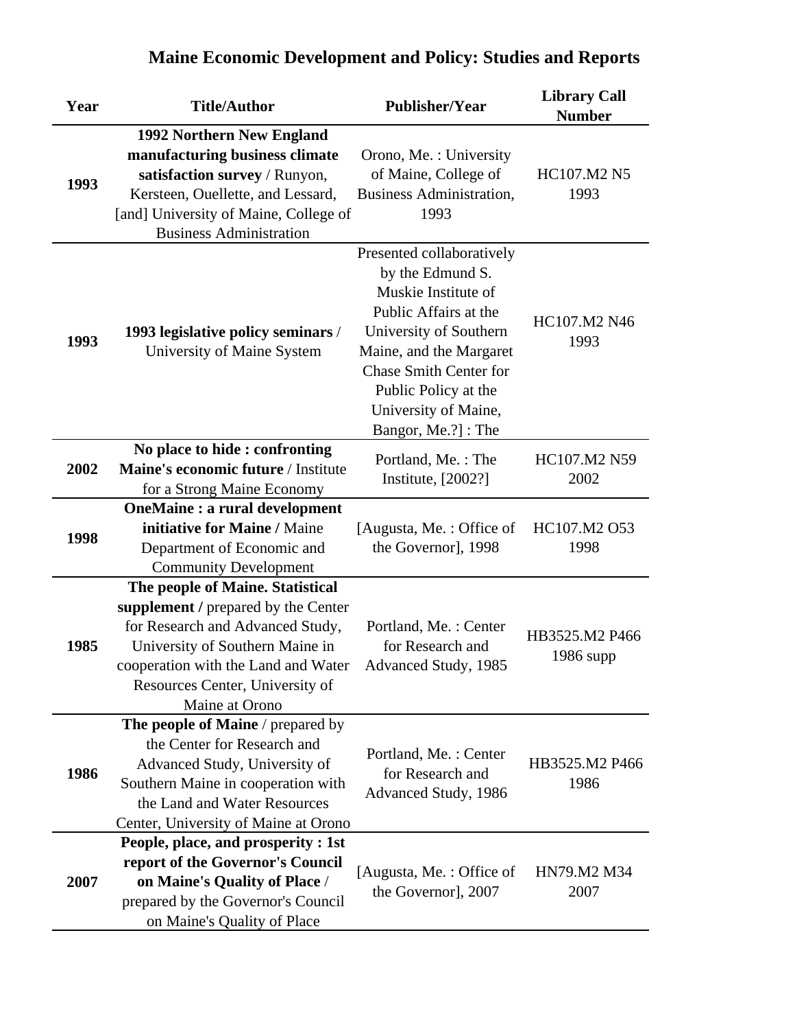# Maine Economic Development and Policy: Studies and Reports

| Year | Title/Author | Publisher/Year | Library Call Number |
|---|---|---|---|
| 1993 | **1992 Northern New England manufacturing business climate satisfaction survey** / Runyon, Kersteen, Ouellette, and Lessard, [and] University of Maine, College of Business Administration | Orono, Me. : University of Maine, College of Business Administration, 1993 | HC107.M2 N5 1993 |
| 1993 | **1993 legislative policy seminars** / University of Maine System | Presented collaboratively by the Edmund S. Muskie Institute of Public Affairs at the University of Southern Maine, and the Margaret Chase Smith Center for Public Policy at the University of Maine, Bangor, Me.?] : The | HC107.M2 N46 1993 |
| 2002 | **No place to hide : confronting Maine's economic future** / Institute for a Strong Maine Economy | Portland, Me. : The Institute, [2002?] | HC107.M2 N59 2002 |
| 1998 | **OneMaine : a rural development initiative for Maine /** Maine Department of Economic and Community Development | [Augusta, Me. : Office of the Governor], 1998 | HC107.M2 O53 1998 |
| 1985 | **The people of Maine. Statistical supplement /** prepared by the Center for Research and Advanced Study, University of Southern Maine in cooperation with the Land and Water Resources Center, University of Maine at Orono | Portland, Me. : Center for Research and Advanced Study, 1985 | HB3525.M2 P466 1986 supp |
| 1986 | **The people of Maine** / prepared by the Center for Research and Advanced Study, University of Southern Maine in cooperation with the Land and Water Resources Center, University of Maine at Orono | Portland, Me. : Center for Research and Advanced Study, 1986 | HB3525.M2 P466 1986 |
| 2007 | **People, place, and prosperity : 1st report of the Governor's Council on Maine's Quality of Place** / prepared by the Governor's Council on Maine's Quality of Place | [Augusta, Me. : Office of the Governor], 2007 | HN79.M2 M34 2007 |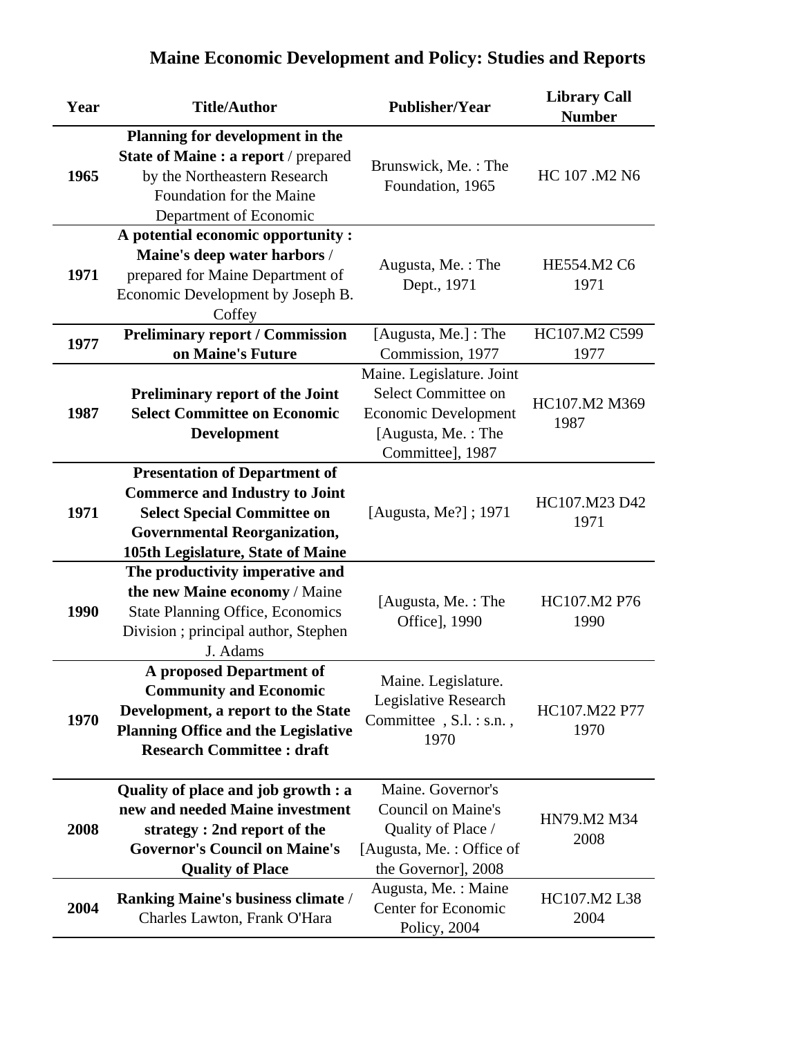# Maine Economic Development and Policy: Studies and Reports

| Year | Title/Author | Publisher/Year | Library Call Number |
|---|---|---|---|
| 1965 | **Planning for development in the State of Maine : a report** / prepared by the Northeastern Research Foundation for the Maine Department of Economic | Brunswick, Me. : The Foundation, 1965 | HC 107 .M2 N6 |
| 1971 | **A potential economic opportunity : Maine's deep water harbors** / prepared for Maine Department of Economic Development by Joseph B. Coffey | Augusta, Me. : The Dept., 1971 | HE554.M2 C6 1971 |
| 1977 | **Preliminary report / Commission on Maine's Future** | [Augusta, Me.] : The Commission, 1977 | HC107.M2 C599 1977 |
| 1987 | **Preliminary report of the Joint Select Committee on Economic Development** | Maine. Legislature. Joint Select Committee on Economic Development [Augusta, Me. : The Committee], 1987 | HC107.M2 M369 1987 |
| 1971 | **Presentation of Department of Commerce and Industry to Joint Select Special Committee on Governmental Reorganization, 105th Legislature, State of Maine** | [Augusta, Me?] ; 1971 | HC107.M23 D42 1971 |
| 1990 | **The productivity imperative and the new Maine economy** / Maine State Planning Office, Economics Division ; principal author, Stephen J. Adams | [Augusta, Me. : The Office], 1990 | HC107.M2 P76 1990 |
| 1970 | **A proposed Department of Community and Economic Development, a report to the State Planning Office and the Legislative Research Committee : draft** | Maine. Legislature. Legislative Research Committee , S.l. : s.n. , 1970 | HC107.M22 P77 1970 |
| 2008 | **Quality of place and job growth : a new and needed Maine investment strategy : 2nd report of the Governor's Council on Maine's Quality of Place** | Maine. Governor's Council on Maine's Quality of Place / [Augusta, Me. : Office of the Governor], 2008 | HN79.M2 M34 2008 |
| 2004 | **Ranking Maine's business climate** / Charles Lawton, Frank O'Hara | Augusta, Me. : Maine Center for Economic Policy, 2004 | HC107.M2 L38 2004 |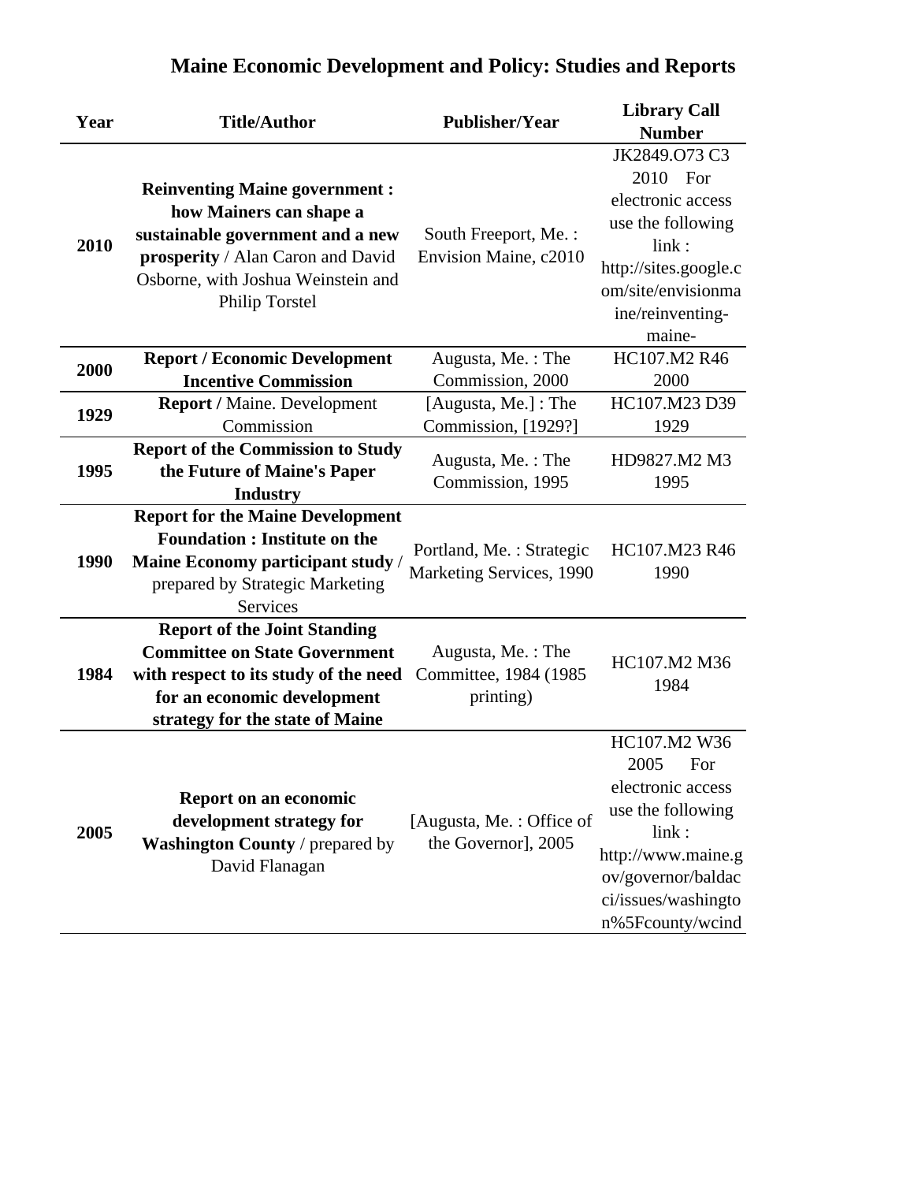# Maine Economic Development and Policy: Studies and Reports

| Year | Title/Author | Publisher/Year | Library Call Number |
|---|---|---|---|
| 2010 | **Reinventing Maine government : how Mainers can shape a sustainable government and a new prosperity** / Alan Caron and David Osborne, with Joshua Weinstein and Philip Torstel | South Freeport, Me. : Envision Maine, c2010 | JK2849.O73 C3 2010 For electronic access use the following link : http://sites.google.com/site/envisionmaine/reinventing-maine- |
| 2000 | **Report / Economic Development Incentive Commission** | Augusta, Me. : The Commission, 2000 | HC107.M2 R46 2000 |
| 1929 | **Report /** Maine. Development Commission | [Augusta, Me.] : The Commission, [1929?] | HC107.M23 D39 1929 |
| 1995 | **Report of the Commission to Study the Future of Maine's Paper Industry** | Augusta, Me. : The Commission, 1995 | HD9827.M2 M3 1995 |
| 1990 | **Report for the Maine Development Foundation : Institute on the Maine Economy participant study** / prepared by Strategic Marketing Services | Portland, Me. : Strategic Marketing Services, 1990 | HC107.M23 R46 1990 |
| 1984 | **Report of the Joint Standing Committee on State Government with respect to its study of the need for an economic development strategy for the state of Maine** | Augusta, Me. : The Committee, 1984 (1985 printing) | HC107.M2 M36 1984 |
| 2005 | **Report on an economic development strategy for Washington County** / prepared by David Flanagan | [Augusta, Me. : Office of the Governor], 2005 | HC107.M2 W36 2005 For electronic access use the following link : http://www.maine.gov/governor/baldacci/issues/washington%5Fcounty/wcind |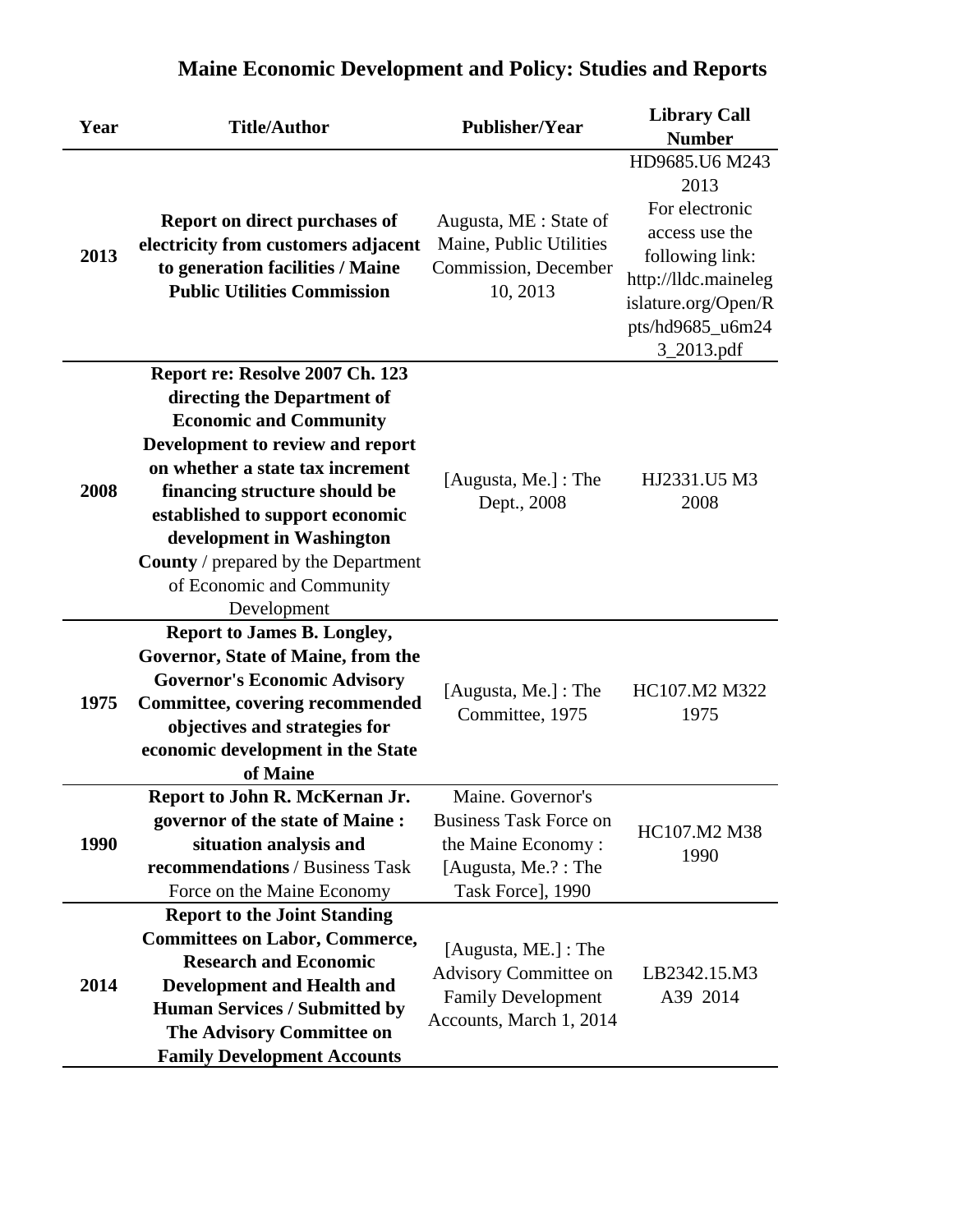# Maine Economic Development and Policy: Studies and Reports

| Year | Title/Author | Publisher/Year | Library Call Number |
|---|---|---|---|
| 2013 | **Report on direct purchases of electricity from customers adjacent to generation facilities / Maine Public Utilities Commission** | Augusta, ME : State of Maine, Public Utilities Commission, December 10, 2013 | HD9685.U6 M243 2013 For electronic access use the following link: http://lldc.mainelegislature.org/Open/Rpts/hd9685_u6m243_2013.pdf |
| 2008 | **Report re: Resolve 2007 Ch. 123 directing the Department of Economic and Community Development to review and report on whether a state tax increment financing structure should be established to support economic development in Washington County** / prepared by the Department of Economic and Community Development | [Augusta, Me.] : The Dept., 2008 | HJ2331.U5 M3 2008 |
| 1975 | **Report to James B. Longley, Governor, State of Maine, from the Governor's Economic Advisory Committee, covering recommended objectives and strategies for economic development in the State of Maine** | [Augusta, Me.] : The Committee, 1975 | HC107.M2 M322 1975 |
| 1990 | **Report to John R. McKernan Jr. governor of the state of Maine : situation analysis and recommendations** / Business Task Force on the Maine Economy | Maine. Governor's Business Task Force on the Maine Economy : [Augusta, Me.? : The Task Force], 1990 | HC107.M2 M38 1990 |
| 2014 | **Report to the Joint Standing Committees on Labor, Commerce, Research and Economic Development and Health and Human Services / Submitted by The Advisory Committee on Family Development Accounts** | [Augusta, ME.] : The Advisory Committee on Family Development Accounts, March 1, 2014 | LB2342.15.M3 A39 2014 |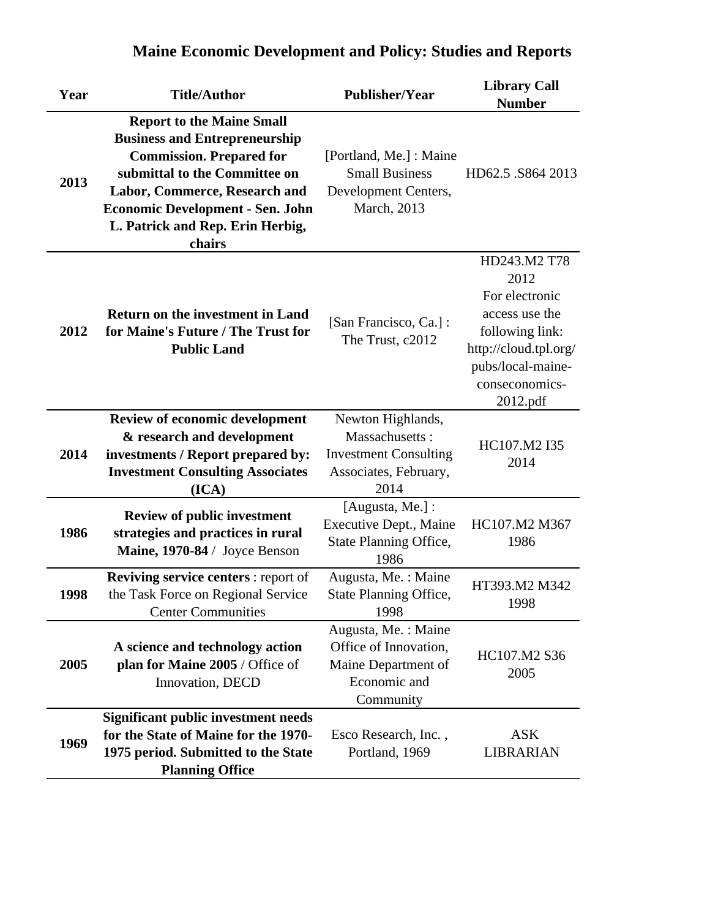# Maine Economic Development and Policy: Studies and Reports

| Year | Title/Author | Publisher/Year | Library Call Number |
|---|---|---|---|
| 2013 | **Report to the Maine Small Business and Entrepreneurship Commission. Prepared for submittal to the Committee on Labor, Commerce, Research and Economic Development - Sen. John L. Patrick and Rep. Erin Herbig, chairs** | [Portland, Me.] : Maine Small Business Development Centers, March, 2013 | HD62.5 .S864 2013 |
| 2012 | **Return on the investment in Land for Maine's Future / The Trust for Public Land** | [San Francisco, Ca.] : The Trust, c2012 | HD243.M2 T78 2012 For electronic access use the following link: http://cloud.tpl.org/pubs/local-maine-conseconomics-2012.pdf |
| 2014 | **Review of economic development & research and development investments / Report prepared by: Investment Consulting Associates (ICA)** | Newton Highlands, Massachusetts : Investment Consulting Associates, February, 2014 | HC107.M2 I35 2014 |
| 1986 | **Review of public investment strategies and practices in rural Maine, 1970-84** / Joyce Benson | [Augusta, Me.] : Executive Dept., Maine State Planning Office, 1986 | HC107.M2 M367 1986 |
| 1998 | **Reviving service centers** : report of the Task Force on Regional Service Center Communities | Augusta, Me. : Maine State Planning Office, 1998 | HT393.M2 M342 1998 |
| 2005 | **A science and technology action plan for Maine 2005** / Office of Innovation, DECD | Augusta, Me. : Maine Office of Innovation, Maine Department of Economic and Community | HC107.M2 S36 2005 |
| 1969 | **Significant public investment needs for the State of Maine for the 1970-1975 period. Submitted to the State Planning Office** | Esco Research, Inc. , Portland, 1969 | ASK LIBRARIAN |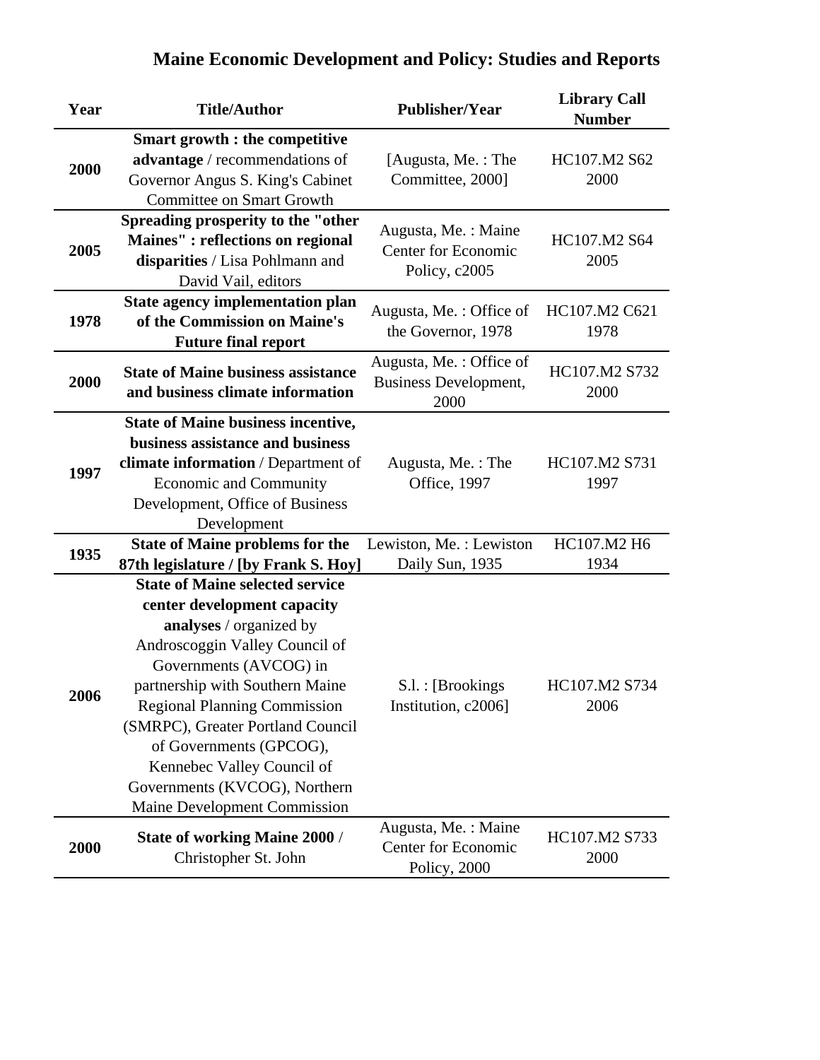# Maine Economic Development and Policy: Studies and Reports

| Year | Title/Author | Publisher/Year | Library Call Number |
|---|---|---|---|
| 2000 | **Smart growth : the competitive advantage** / recommendations of Governor Angus S. King's Cabinet Committee on Smart Growth | [Augusta, Me. : The Committee, 2000] | HC107.M2 S62 2000 |
| 2005 | **Spreading prosperity to the "other Maines" : reflections on regional disparities** / Lisa Pohlmann and David Vail, editors | Augusta, Me. : Maine Center for Economic Policy, c2005 | HC107.M2 S64 2005 |
| 1978 | **State agency implementation plan of the Commission on Maine's Future final report** | Augusta, Me. : Office of the Governor, 1978 | HC107.M2 C621 1978 |
| 2000 | **State of Maine business assistance and business climate information** | Augusta, Me. : Office of Business Development, 2000 | HC107.M2 S732 2000 |
| 1997 | **State of Maine business incentive, business assistance and business climate information** / Department of Economic and Community Development, Office of Business Development | Augusta, Me. : The Office, 1997 | HC107.M2 S731 1997 |
| 1935 | **State of Maine problems for the 87th legislature / [by Frank S. Hoy]** | Lewiston, Me. : Lewiston Daily Sun, 1935 | HC107.M2 H6 1934 |
| 2006 | **State of Maine selected service center development capacity analyses** / organized by Androscoggin Valley Council of Governments (AVCOG) in partnership with Southern Maine Regional Planning Commission (SMRPC), Greater Portland Council of Governments (GPCOG), Kennebec Valley Council of Governments (KVCOG), Northern Maine Development Commission | S.l. : [Brookings Institution, c2006] | HC107.M2 S734 2006 |
| 2000 | **State of working Maine 2000** / Christopher St. John | Augusta, Me. : Maine Center for Economic Policy, 2000 | HC107.M2 S733 2000 |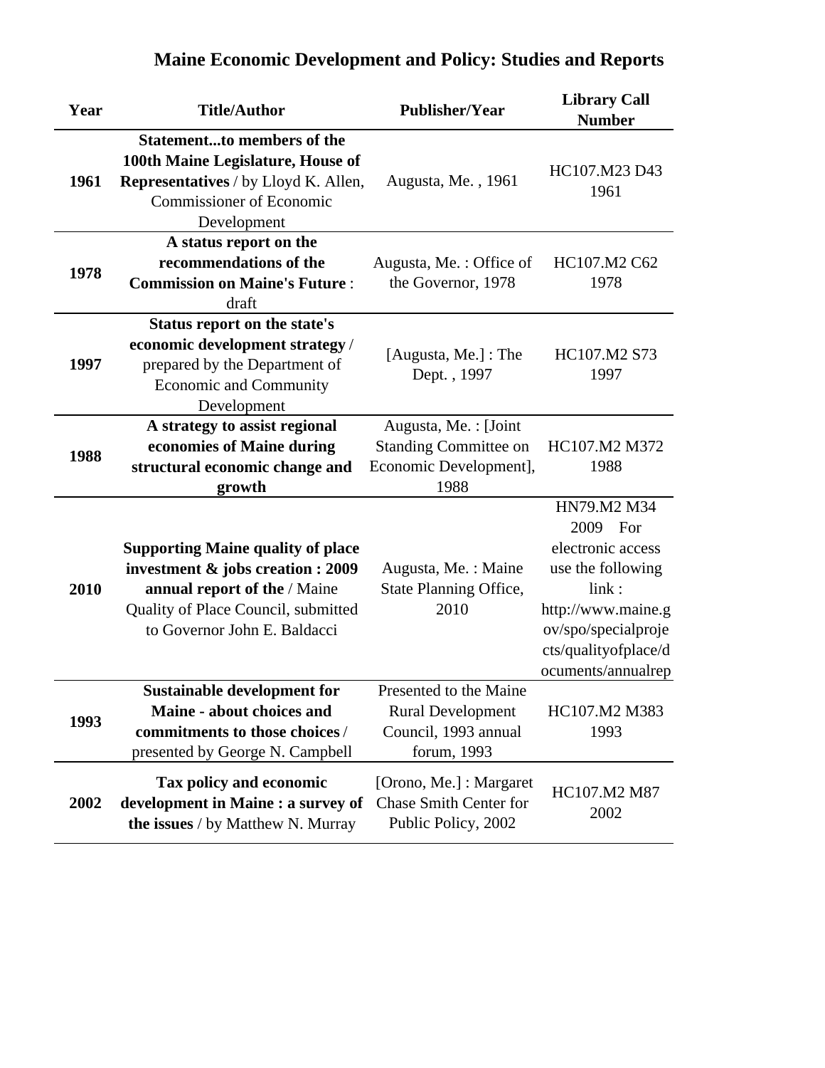# Maine Economic Development and Policy: Studies and Reports

| Year | Title/Author | Publisher/Year | Library Call Number |
|---|---|---|---|
| 1961 | **Statement...to members of the 100th Maine Legislature, House of Representatives** / by Lloyd K. Allen, Commissioner of Economic Development | Augusta, Me. , 1961 | HC107.M23 D43 1961 |
| 1978 | **A status report on the recommendations of the Commission on Maine's Future** : draft | Augusta, Me. : Office of the Governor, 1978 | HC107.M2 C62 1978 |
| 1997 | **Status report on the state's economic development strategy** / prepared by the Department of Economic and Community Development | [Augusta, Me.] : The Dept. , 1997 | HC107.M2 S73 1997 |
| 1988 | **A strategy to assist regional economies of Maine during structural economic change and growth** | Augusta, Me. : [Joint Standing Committee on Economic Development], 1988 | HC107.M2 M372 1988 |
| 2010 | **Supporting Maine quality of place investment & jobs creation : 2009 annual report of the** / Maine Quality of Place Council, submitted to Governor John E. Baldacci | Augusta, Me. : Maine State Planning Office, 2010 | HN79.M2 M34 2009 For electronic access use the following link : http://www.maine.gov/spo/specialprojects/qualityofplace/documents/annualrep |
| 1993 | **Sustainable development for Maine - about choices and commitments to those choices** / presented by George N. Campbell | Presented to the Maine Rural Development Council, 1993 annual forum, 1993 | HC107.M2 M383 1993 |
| 2002 | **Tax policy and economic development in Maine : a survey of the issues** / by Matthew N. Murray | [Orono, Me.] : Margaret Chase Smith Center for Public Policy, 2002 | HC107.M2 M87 2002 |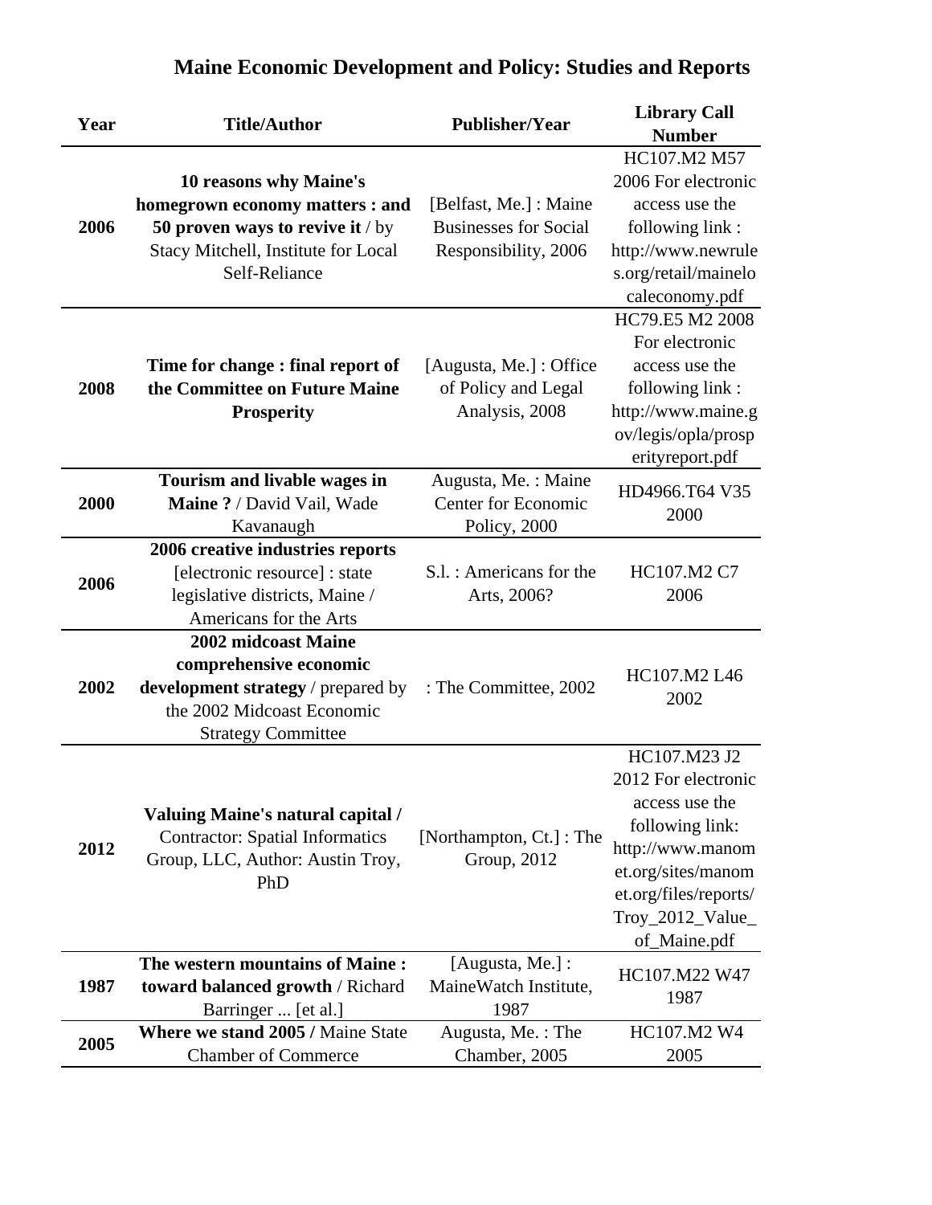# Maine Economic Development and Policy: Studies and Reports

| Year | Title/Author | Publisher/Year | Library Call Number |
|---|---|---|---|
| 2006 | **10 reasons why Maine's homegrown economy matters : and 50 proven ways to revive it** / by Stacy Mitchell, Institute for Local Self-Reliance | [Belfast, Me.] : Maine Businesses for Social Responsibility, 2006 | HC107.M2 M57 2006 For electronic access use the following link : http://www.newrules.org/retail/mainelocaleconomy.pdf |
| 2008 | **Time for change : final report of the Committee on Future Maine Prosperity** | [Augusta, Me.] : Office of Policy and Legal Analysis, 2008 | HC79.E5 M2 2008 For electronic access use the following link : http://www.maine.gov/legis/opla/prosperityreport.pdf |
| 2000 | **Tourism and livable wages in Maine ?** / David Vail, Wade Kavanaugh | Augusta, Me. : Maine Center for Economic Policy, 2000 | HD4966.T64 V35 2000 |
| 2006 | **2006 creative industries reports** [electronic resource] : state legislative districts, Maine / Americans for the Arts | S.l. : Americans for the Arts, 2006? | HC107.M2 C7 2006 |
| 2002 | **2002 midcoast Maine comprehensive economic development strategy** / prepared by the 2002 Midcoast Economic Strategy Committee | : The Committee, 2002 | HC107.M2 L46 2002 |
| 2012 | **Valuing Maine's natural capital /** Contractor: Spatial Informatics Group, LLC, Author: Austin Troy, PhD | [Northampton, Ct.] : The Group, 2012 | HC107.M23 J2 2012 For electronic access use the following link: http://www.manomet.org/sites/manomet.org/files/reports/Troy_2012_Value_of_Maine.pdf |
| 1987 | **The western mountains of Maine : toward balanced growth** / Richard Barringer ... [et al.] | [Augusta, Me.] : MaineWatch Institute, 1987 | HC107.M22 W47 1987 |
| 2005 | **Where we stand 2005 /** Maine State Chamber of Commerce | Augusta, Me. : The Chamber, 2005 | HC107.M2 W4 2005 |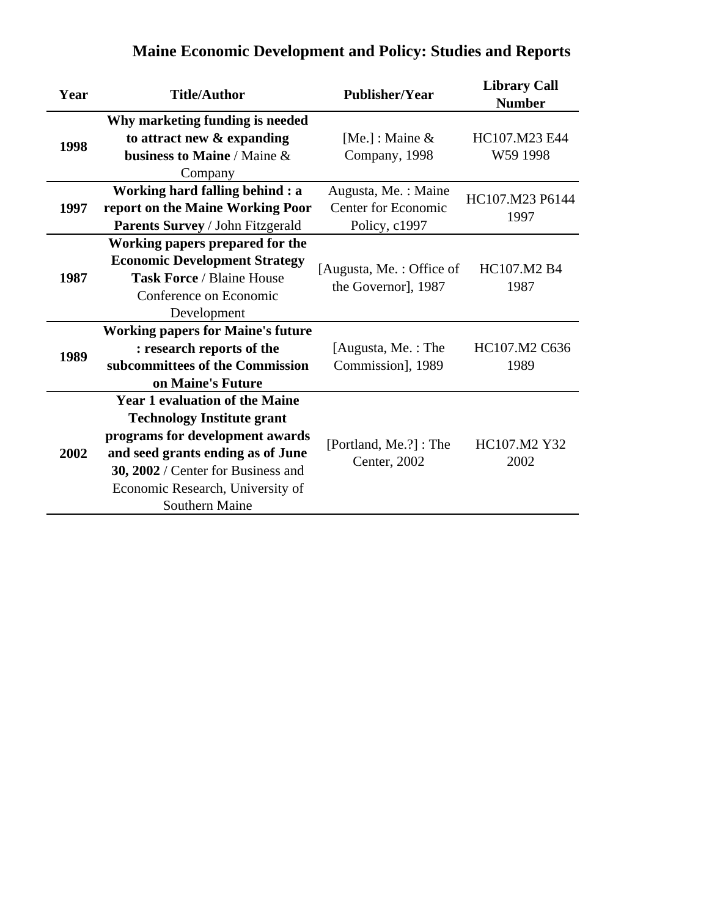# Maine Economic Development and Policy: Studies and Reports

| Year | Title/Author | Publisher/Year | Library Call Number |
|---|---|---|---|
| **1998** | **Why marketing funding is needed to attract new & expanding business to Maine** / Maine & Company | [Me.] : Maine & Company, 1998 | HC107.M23 E44 W59 1998 |
| **1997** | **Working hard falling behind : a report on the Maine Working Poor Parents Survey** / John Fitzgerald | Augusta, Me. : Maine Center for Economic Policy, c1997 | HC107.M23 P6144 1997 |
| **1987** | **Working papers prepared for the Economic Development Strategy Task Force** / Blaine House Conference on Economic Development | [Augusta, Me. : Office of the Governor], 1987 | HC107.M2 B4 1987 |
| **1989** | **Working papers for Maine's future : research reports of the subcommittees of the Commission on Maine's Future** | [Augusta, Me. : The Commission], 1989 | HC107.M2 C636 1989 |
| **2002** | **Year 1 evaluation of the Maine Technology Institute grant programs for development awards and seed grants ending as of June 30, 2002** / Center for Business and Economic Research, University of Southern Maine | [Portland, Me.?] : The Center, 2002 | HC107.M2 Y32 2002 |